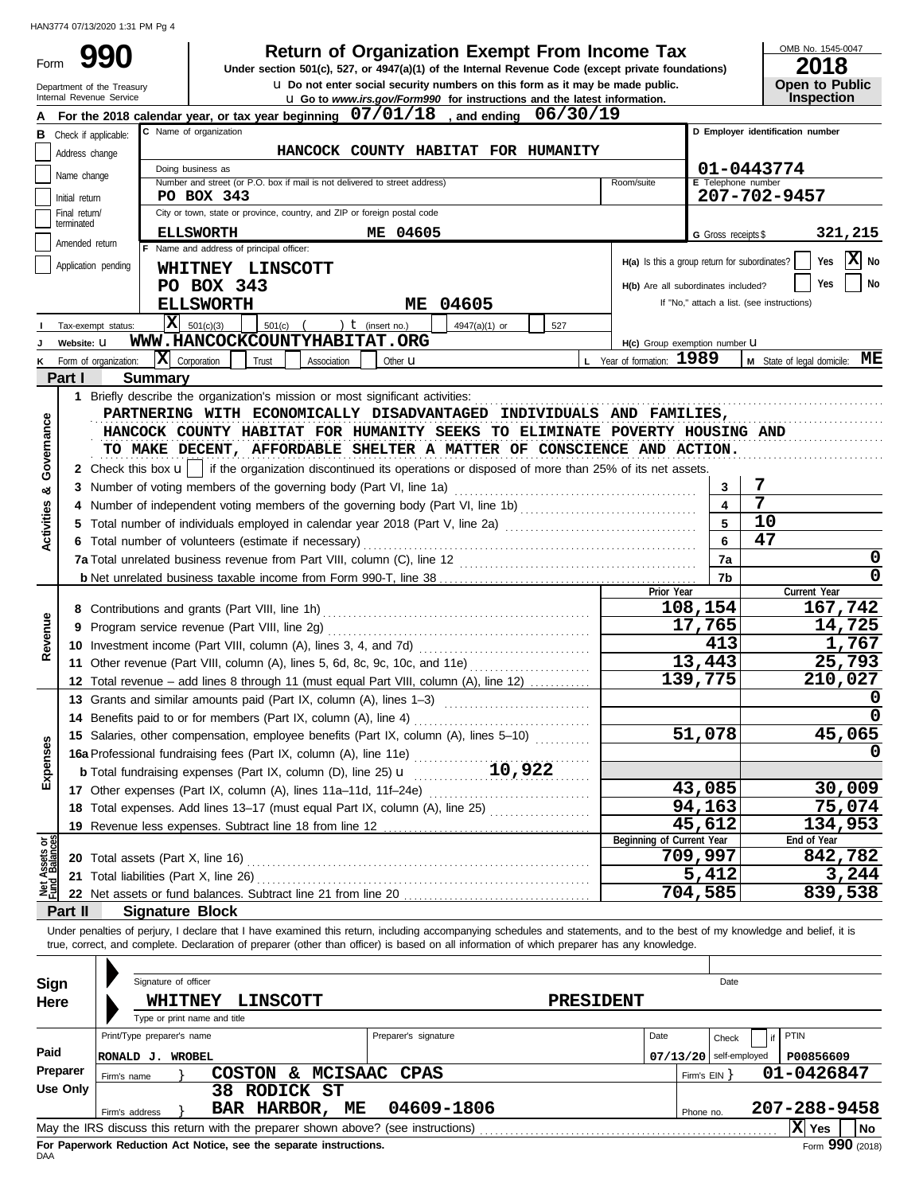HAN3774 07/13/2020 1:31 PM Pg 4

# Form 990 — Return of Organization Exempt From Income Tax

**Under section 501(c), 527, or 4947(a)(1) of the Internal Revenue Code (except private foundations)**

Do not enter social security numbers on this form as it may be made public.

Go to *www.irs.gov/Form990* for instructions and the latest information.

Department of the Treasury
Internal Revenue Service

OMB No. 1545-0047

**2018**

**Open to Public Inspection**

**A** For the 2018 calendar year, or tax year beginning 07/01/18, and ending 06/30/19

**B** Check if applicable:
- [ ] Address change
- [ ] Name change
- [ ] Initial return
- [ ] Final return/terminated
- [ ] Amended return
- [ ] Application pending

**C** Name of organization: HANCOCK COUNTY HABITAT FOR HUMANITY

Doing business as:

Number and street (or P.O. box if mail is not delivered to street address): PO BOX 343 — Room/suite:

City or town, state or province, country, and ZIP or foreign postal code: ELLSWORTH ME 04605

**D** Employer identification number: 01-0443774

**E** Telephone number: 207-702-9457

**G** Gross receipts $ 321,215

**F** Name and address of principal officer:
WHITNEY LINSCOTT
PO BOX 343
ELLSWORTH ME 04605

**H(a)** Is this a group return for subordinates? [ ] Yes [X] No

**H(b)** Are all subordinates included? [ ] Yes [ ] No
If "No," attach a list. (see instructions)

**I** Tax-exempt status: [X] 501(c)(3) [ ] 501(c) ( ) (insert no.) [ ] 4947(a)(1) or [ ] 527

**J** Website: WWW.HANCOCKCOUNTYHABITAT.ORG

**H(c)** Group exemption number

**K** Form of organization: [X] Corporation [ ] Trust [ ] Association [ ] Other

**L** Year of formation: 1989

**M** State of legal domicile: ME

## Part I Summary

**Activities & Governance**

1 Briefly describe the organization's mission or most significant activities:
PARTNERING WITH ECONOMICALLY DISADVANTAGED INDIVIDUALS AND FAMILIES, HANCOCK COUNTY HABITAT FOR HUMANITY SEEKS TO ELIMINATE POVERTY HOUSING AND TO MAKE DECENT, AFFORDABLE SHELTER A MATTER OF CONSCIENCE AND ACTION.

2 Check this box [ ] if the organization discontinued its operations or disposed of more than 25% of its net assets.

| Line | Description | No. | Value |
|---|---|---|---|
| 3 | Number of voting members of the governing body (Part VI, line 1a) | 3 | 7 |
| 4 | Number of independent voting members of the governing body (Part VI, line 1b) | 4 | 7 |
| 5 | Total number of individuals employed in calendar year 2018 (Part V, line 2a) | 5 | 10 |
| 6 | Total number of volunteers (estimate if necessary) | 6 | 47 |
| 7a | Total unrelated business revenue from Part VIII, column (C), line 12 | 7a | 0 |
| 7b | Net unrelated business taxable income from Form 990-T, line 38 | 7b | 0 |

**Revenue / Expenses**

| Line | Description | Prior Year | Current Year |
|---|---|---|---|
| 8 | Contributions and grants (Part VIII, line 1h) | 108,154 | 167,742 |
| 9 | Program service revenue (Part VIII, line 2g) | 17,765 | 14,725 |
| 10 | Investment income (Part VIII, column (A), lines 3, 4, and 7d) | 413 | 1,767 |
| 11 | Other revenue (Part VIII, column (A), lines 5, 6d, 8c, 9c, 10c, and 11e) | 13,443 | 25,793 |
| 12 | Total revenue – add lines 8 through 11 (must equal Part VIII, column (A), line 12) | 139,775 | 210,027 |
| 13 | Grants and similar amounts paid (Part IX, column (A), lines 1–3) | | 0 |
| 14 | Benefits paid to or for members (Part IX, column (A), line 4) | | 0 |
| 15 | Salaries, other compensation, employee benefits (Part IX, column (A), lines 5–10) | 51,078 | 45,065 |
| 16a | Professional fundraising fees (Part IX, column (A), line 11e) | | 0 |
| b | Total fundraising expenses (Part IX, column (D), line 25) 10,922 | | |
| 17 | Other expenses (Part IX, column (A), lines 11a–11d, 11f–24e) | 43,085 | 30,009 |
| 18 | Total expenses. Add lines 13–17 (must equal Part IX, column (A), line 25) | 94,163 | 75,074 |
| 19 | Revenue less expenses. Subtract line 18 from line 12 | 45,612 | 134,953 |

**Net Assets or Fund Balances**

| Line | Description | Beginning of Current Year | End of Year |
|---|---|---|---|
| 20 | Total assets (Part X, line 16) | 709,997 | 842,782 |
| 21 | Total liabilities (Part X, line 26) | 5,412 | 3,244 |
| 22 | Net assets or fund balances. Subtract line 21 from line 20 | 704,585 | 839,538 |

## Part II Signature Block

Under penalties of perjury, I declare that I have examined this return, including accompanying schedules and statements, and to the best of my knowledge and belief, it is true, correct, and complete. Declaration of preparer (other than officer) is based on all information of which preparer has any knowledge.

**Sign Here**

Signature of officer — Date

WHITNEY LINSCOTT — PRESIDENT

Type or print name and title

**Paid Preparer Use Only**

| Print/Type preparer's name | Preparer's signature | Date | Check if self-employed | PTIN |
|---|---|---|---|---|
| RONALD J. WROBEL | | 07/13/20 | | P00856609 |

Firm's name: COSTON & MCISAAC CPAS — Firm's EIN: 01-0426847

Firm's address: 38 RODICK ST, BAR HARBOR, ME 04609-1806 — Phone no. 207-288-9458

May the IRS discuss this return with the preparer shown above? (see instructions) [X] Yes [ ] No

**For Paperwork Reduction Act Notice, see the separate instructions.**

DAA

Form **990** (2018)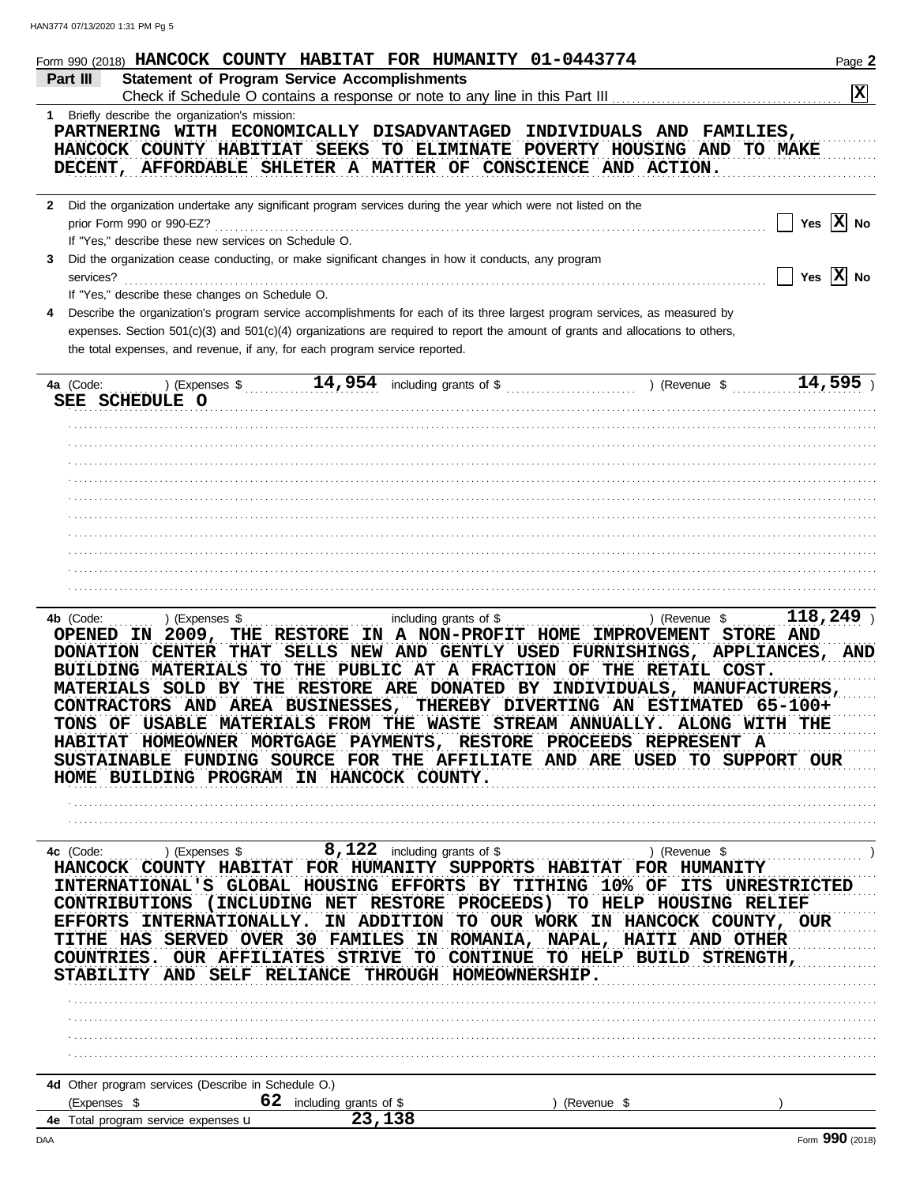Form 990 (2018) **HANCOCK COUNTY HABITAT FOR HUMANITY 01-0443774** Page **2**

## Part III Statement of Program Service Accomplishments

Check if Schedule O contains a response or note to any line in this Part III ..... [X]

**1** Briefly describe the organization's mission:

PARTNERING WITH ECONOMICALLY DISADVANTAGED INDIVIDUALS AND FAMILIES, HANCOCK COUNTY HABITIAT SEEKS TO ELIMINATE POVERTY HOUSING AND TO MAKE DECENT, AFFORDABLE SHLETER A MATTER OF CONSCIENCE AND ACTION.

**2** Did the organization undertake any significant program services during the year which were not listed on the prior Form 990 or 990-EZ? ..... [ ] Yes [X] No

If "Yes," describe these new services on Schedule O.

**3** Did the organization cease conducting, or make significant changes in how it conducts, any program services? ..... [ ] Yes [X] No

If "Yes," describe these changes on Schedule O.

**4** Describe the organization's program service accomplishments for each of its three largest program services, as measured by expenses. Section 501(c)(3) and 501(c)(4) organizations are required to report the amount of grants and allocations to others, the total expenses, and revenue, if any, for each program service reported.

**4a** (Code: ) (Expenses $ 14,954 including grants of $ ) (Revenue $ 14,595 )

SEE SCHEDULE O

**4b** (Code: ) (Expenses $ including grants of $ ) (Revenue $ 118,249 )

OPENED IN 2009, THE RESTORE IN A NON-PROFIT HOME IMPROVEMENT STORE AND DONATION CENTER THAT SELLS NEW AND GENTLY USED FURNISHINGS, APPLIANCES, AND BUILDING MATERIALS TO THE PUBLIC AT A FRACTION OF THE RETAIL COST. MATERIALS SOLD BY THE RESTORE ARE DONATED BY INDIVIDUALS, MANUFACTURERS, CONTRACTORS AND AREA BUSINESSES, THEREBY DIVERTING AN ESTIMATED 65-100+ TONS OF USABLE MATERIALS FROM THE WASTE STREAM ANNUALLY. ALONG WITH THE HABITAT HOMEOWNER MORTGAGE PAYMENTS, RESTORE PROCEEDS REPRESENT A SUSTAINABLE FUNDING SOURCE FOR THE AFFILIATE AND ARE USED TO SUPPORT OUR HOME BUILDING PROGRAM IN HANCOCK COUNTY.

**4c** (Code: ) (Expenses $ 8,122 including grants of $ ) (Revenue $ )

HANCOCK COUNTY HABITAT FOR HUMANITY SUPPORTS HABITAT FOR HUMANITY INTERNATIONAL'S GLOBAL HOUSING EFFORTS BY TITHING 10% OF ITS UNRESTRICTED CONTRIBUTIONS (INCLUDING NET RESTORE PROCEEDS) TO HELP HOUSING RELIEF EFFORTS INTERNATIONALLY. IN ADDITION TO OUR WORK IN HANCOCK COUNTY, OUR TITHE HAS SERVED OVER 30 FAMILES IN ROMANIA, NAPAL, HAITI AND OTHER COUNTRIES. OUR AFFILIATES STRIVE TO CONTINUE TO HELP BUILD STRENGTH, STABILITY AND SELF RELIANCE THROUGH HOMEOWNERSHIP.

**4d** Other program services (Describe in Schedule O.)

(Expenses $ 62 including grants of $ ) (Revenue $ )

**4e** Total program service expenses 23,138

Form **990** (2018)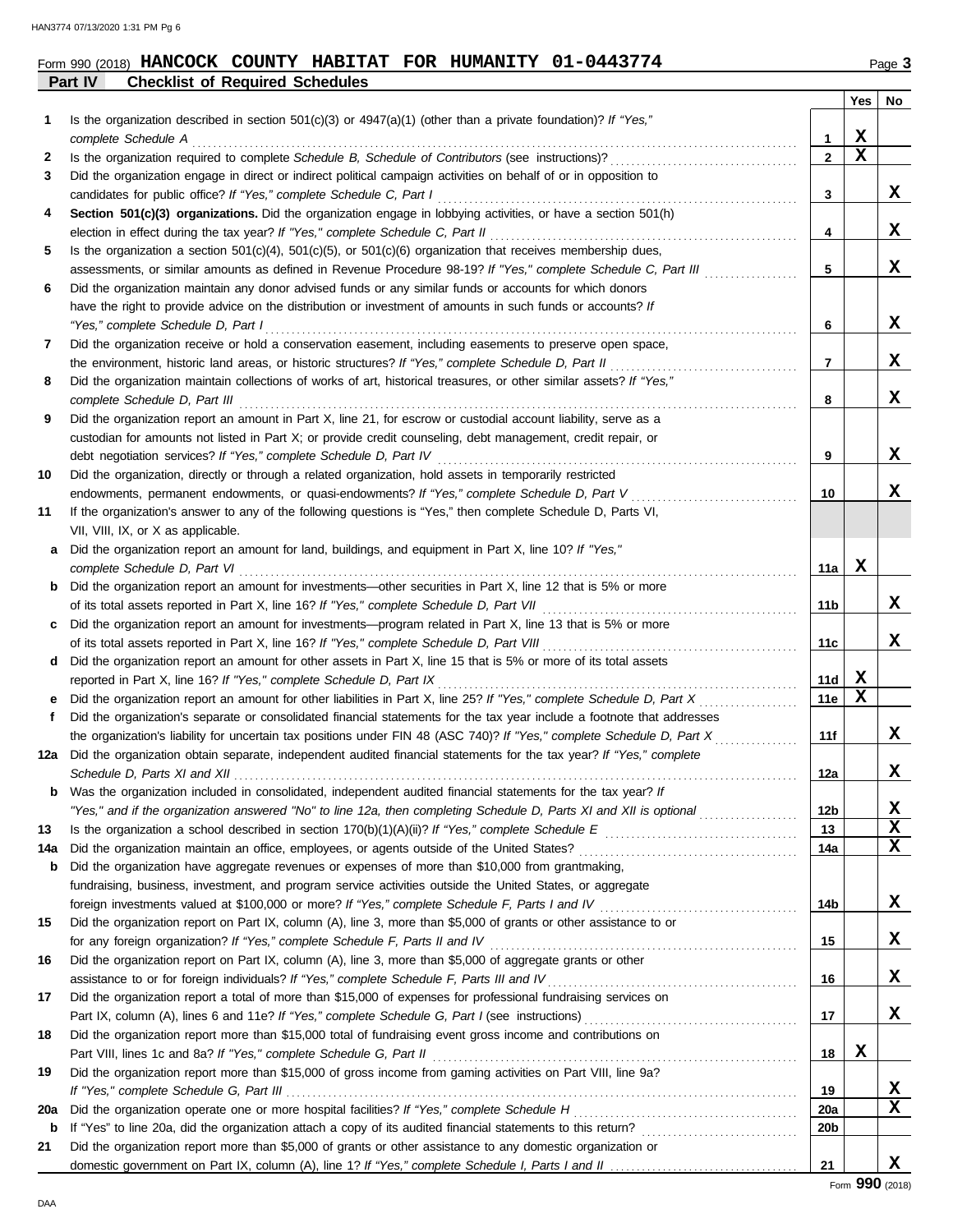Form 990 (2018) **HANCOCK COUNTY HABITAT FOR HUMANITY 01-0443774** Page **3**

## Part IV Checklist of Required Schedules

| | | | Yes | No |
|---|---|---|---|---|
| **1** | Is the organization described in section 501(c)(3) or 4947(a)(1) (other than a private foundation)? *If "Yes," complete Schedule A* | **1** | X | |
| **2** | Is the organization required to complete *Schedule B, Schedule of Contributors* (see instructions)? | **2** | X | |
| **3** | Did the organization engage in direct or indirect political campaign activities on behalf of or in opposition to candidates for public office? *If "Yes," complete Schedule C, Part I* | **3** | | X |
| **4** | **Section 501(c)(3) organizations.** Did the organization engage in lobbying activities, or have a section 501(h) election in effect during the tax year? *If "Yes," complete Schedule C, Part II* | **4** | | X |
| **5** | Is the organization a section 501(c)(4), 501(c)(5), or 501(c)(6) organization that receives membership dues, assessments, or similar amounts as defined in Revenue Procedure 98-19? *If "Yes," complete Schedule C, Part III* | **5** | | X |
| **6** | Did the organization maintain any donor advised funds or any similar funds or accounts for which donors have the right to provide advice on the distribution or investment of amounts in such funds or accounts? *If "Yes," complete Schedule D, Part I* | **6** | | X |
| **7** | Did the organization receive or hold a conservation easement, including easements to preserve open space, the environment, historic land areas, or historic structures? *If "Yes," complete Schedule D, Part II* | **7** | | X |
| **8** | Did the organization maintain collections of works of art, historical treasures, or other similar assets? *If "Yes," complete Schedule D, Part III* | **8** | | X |
| **9** | Did the organization report an amount in Part X, line 21, for escrow or custodial account liability, serve as a custodian for amounts not listed in Part X; or provide credit counseling, debt management, credit repair, or debt negotiation services? *If "Yes," complete Schedule D, Part IV* | **9** | | X |
| **10** | Did the organization, directly or through a related organization, hold assets in temporarily restricted endowments, permanent endowments, or quasi-endowments? *If "Yes," complete Schedule D, Part V* | **10** | | X |
| **11** | If the organization's answer to any of the following questions is "Yes," then complete Schedule D, Parts VI, VII, VIII, IX, or X as applicable. | | | |
| **a** | Did the organization report an amount for land, buildings, and equipment in Part X, line 10? *If "Yes," complete Schedule D, Part VI* | **11a** | X | |
| **b** | Did the organization report an amount for investments—other securities in Part X, line 12 that is 5% or more of its total assets reported in Part X, line 16? *If "Yes," complete Schedule D, Part VII* | **11b** | | X |
| **c** | Did the organization report an amount for investments—program related in Part X, line 13 that is 5% or more of its total assets reported in Part X, line 16? *If "Yes," complete Schedule D, Part VIII* | **11c** | | X |
| **d** | Did the organization report an amount for other assets in Part X, line 15 that is 5% or more of its total assets reported in Part X, line 16? *If "Yes," complete Schedule D, Part IX* | **11d** | X | |
| **e** | Did the organization report an amount for other liabilities in Part X, line 25? *If "Yes," complete Schedule D, Part X* | **11e** | X | |
| **f** | Did the organization's separate or consolidated financial statements for the tax year include a footnote that addresses the organization's liability for uncertain tax positions under FIN 48 (ASC 740)? *If "Yes," complete Schedule D, Part X* | **11f** | | X |
| **12a** | Did the organization obtain separate, independent audited financial statements for the tax year? *If "Yes," complete Schedule D, Parts XI and XII* | **12a** | | X |
| **b** | Was the organization included in consolidated, independent audited financial statements for the tax year? *If "Yes," and if the organization answered "No" to line 12a, then completing Schedule D, Parts XI and XII is optional* | **12b** | | X |
| **13** | Is the organization a school described in section 170(b)(1)(A)(ii)? *If "Yes," complete Schedule E* | **13** | | X |
| **14a** | Did the organization maintain an office, employees, or agents outside of the United States? | **14a** | | X |
| **b** | Did the organization have aggregate revenues or expenses of more than $10,000 from grantmaking, fundraising, business, investment, and program service activities outside the United States, or aggregate foreign investments valued at $100,000 or more? *If "Yes," complete Schedule F, Parts I and IV* | **14b** | | X |
| **15** | Did the organization report on Part IX, column (A), line 3, more than $5,000 of grants or other assistance to or for any foreign organization? *If "Yes," complete Schedule F, Parts II and IV* | **15** | | X |
| **16** | Did the organization report on Part IX, column (A), line 3, more than $5,000 of aggregate grants or other assistance to or for foreign individuals? *If "Yes," complete Schedule F, Parts III and IV* | **16** | | X |
| **17** | Did the organization report a total of more than $15,000 of expenses for professional fundraising services on Part IX, column (A), lines 6 and 11e? *If "Yes," complete Schedule G, Part I* (see instructions) | **17** | | X |
| **18** | Did the organization report more than $15,000 total of fundraising event gross income and contributions on Part VIII, lines 1c and 8a? *If "Yes," complete Schedule G, Part II* | **18** | X | |
| **19** | Did the organization report more than $15,000 of gross income from gaming activities on Part VIII, line 9a? *If "Yes," complete Schedule G, Part III* | **19** | | X |
| **20a** | Did the organization operate one or more hospital facilities? *If "Yes," complete Schedule H* | **20a** | | X |
| **b** | If "Yes" to line 20a, did the organization attach a copy of its audited financial statements to this return? | **20b** | | |
| **21** | Did the organization report more than $5,000 of grants or other assistance to any domestic organization or domestic government on Part IX, column (A), line 1? *If "Yes," complete Schedule I, Parts I and II* | **21** | | X |

Form **990** (2018)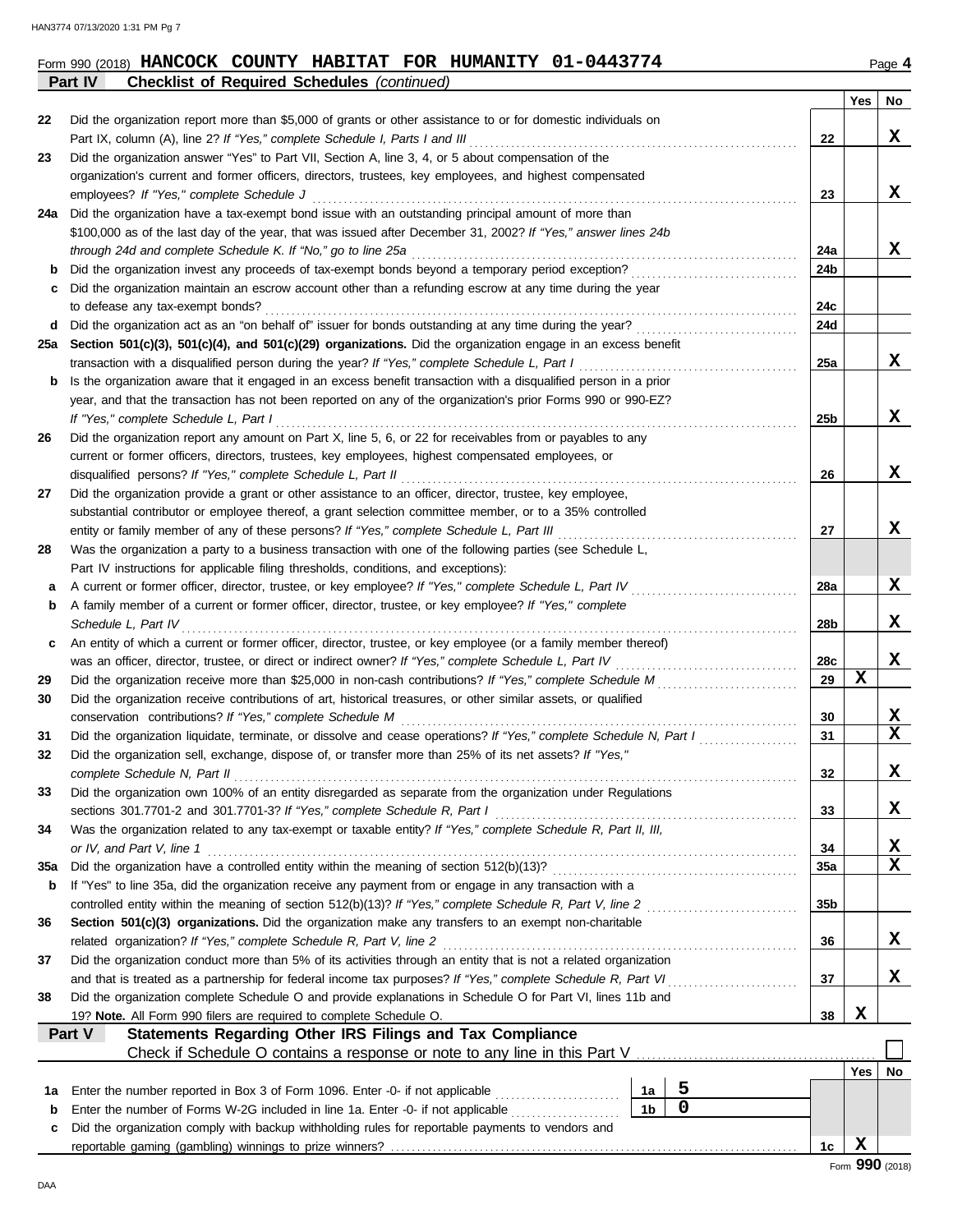Form 990 (2018) **HANCOCK COUNTY HABITAT FOR HUMANITY 01-0443774** Page **4**

**Part IV Checklist of Required Schedules** *(continued)*

| | | | Yes | No |
|---|---|---|---|---|
| 22 | Did the organization report more than $5,000 of grants or other assistance to or for domestic individuals on Part IX, column (A), line 2? *If "Yes," complete Schedule I, Parts I and III* | 22 | | X |
| 23 | Did the organization answer "Yes" to Part VII, Section A, line 3, 4, or 5 about compensation of the organization's current and former officers, directors, trustees, key employees, and highest compensated employees? *If "Yes," complete Schedule J* | 23 | | X |
| 24a | Did the organization have a tax-exempt bond issue with an outstanding principal amount of more than $100,000 as of the last day of the year, that was issued after December 31, 2002? *If "Yes," answer lines 24b through 24d and complete Schedule K. If "No," go to line 25a* | 24a | | X |
| b | Did the organization invest any proceeds of tax-exempt bonds beyond a temporary period exception? | 24b | | |
| c | Did the organization maintain an escrow account other than a refunding escrow at any time during the year to defease any tax-exempt bonds? | 24c | | |
| d | Did the organization act as an "on behalf of" issuer for bonds outstanding at any time during the year? | 24d | | |
| 25a | **Section 501(c)(3), 501(c)(4), and 501(c)(29) organizations.** Did the organization engage in an excess benefit transaction with a disqualified person during the year? *If "Yes," complete Schedule L, Part I* | 25a | | X |
| b | Is the organization aware that it engaged in an excess benefit transaction with a disqualified person in a prior year, and that the transaction has not been reported on any of the organization's prior Forms 990 or 990-EZ? *If "Yes," complete Schedule L, Part I* | 25b | | X |
| 26 | Did the organization report any amount on Part X, line 5, 6, or 22 for receivables from or payables to any current or former officers, directors, trustees, key employees, highest compensated employees, or disqualified persons? *If "Yes," complete Schedule L, Part II* | 26 | | X |
| 27 | Did the organization provide a grant or other assistance to an officer, director, trustee, key employee, substantial contributor or employee thereof, a grant selection committee member, or to a 35% controlled entity or family member of any of these persons? *If "Yes," complete Schedule L, Part III* | 27 | | X |
| 28 | Was the organization a party to a business transaction with one of the following parties (see Schedule L, Part IV instructions for applicable filing thresholds, conditions, and exceptions): | | | |
| a | A current or former officer, director, trustee, or key employee? *If "Yes," complete Schedule L, Part IV* | 28a | | X |
| b | A family member of a current or former officer, director, trustee, or key employee? *If "Yes," complete Schedule L, Part IV* | 28b | | X |
| c | An entity of which a current or former officer, director, trustee, or key employee (or a family member thereof) was an officer, director, trustee, or direct or indirect owner? *If "Yes," complete Schedule L, Part IV* | 28c | | X |
| 29 | Did the organization receive more than $25,000 in non-cash contributions? *If "Yes," complete Schedule M* | 29 | X | |
| 30 | Did the organization receive contributions of art, historical treasures, or other similar assets, or qualified conservation contributions? *If "Yes," complete Schedule M* | 30 | | X |
| 31 | Did the organization liquidate, terminate, or dissolve and cease operations? *If "Yes," complete Schedule N, Part I* | 31 | | X |
| 32 | Did the organization sell, exchange, dispose of, or transfer more than 25% of its net assets? *If "Yes," complete Schedule N, Part II* | 32 | | X |
| 33 | Did the organization own 100% of an entity disregarded as separate from the organization under Regulations sections 301.7701-2 and 301.7701-3? *If "Yes," complete Schedule R, Part I* | 33 | | X |
| 34 | Was the organization related to any tax-exempt or taxable entity? *If "Yes," complete Schedule R, Part II, III, or IV, and Part V, line 1* | 34 | | X |
| 35a | Did the organization have a controlled entity within the meaning of section 512(b)(13)? | 35a | | X |
| b | If "Yes" to line 35a, did the organization receive any payment from or engage in any transaction with a controlled entity within the meaning of section 512(b)(13)? *If "Yes," complete Schedule R, Part V, line 2* | 35b | | |
| 36 | **Section 501(c)(3) organizations.** Did the organization make any transfers to an exempt non-charitable related organization? *If "Yes," complete Schedule R, Part V, line 2* | 36 | | X |
| 37 | Did the organization conduct more than 5% of its activities through an entity that is not a related organization and that is treated as a partnership for federal income tax purposes? *If "Yes," complete Schedule R, Part VI* | 37 | | X |
| 38 | Did the organization complete Schedule O and provide explanations in Schedule O for Part VI, lines 11b and 19? **Note.** All Form 990 filers are required to complete Schedule O. | 38 | X | |

**Part V Statements Regarding Other IRS Filings and Tax Compliance**

Check if Schedule O contains a response or note to any line in this Part V ☐

| | | | | | Yes | No |
|---|---|---|---|---|---|---|
| 1a | Enter the number reported in Box 3 of Form 1096. Enter -0- if not applicable | 1a | 5 | | | |
| b | Enter the number of Forms W-2G included in line 1a. Enter -0- if not applicable | 1b | 0 | | | |
| c | Did the organization comply with backup withholding rules for reportable payments to vendors and reportable gaming (gambling) winnings to prize winners? | | | 1c | X | |

Form **990** (2018)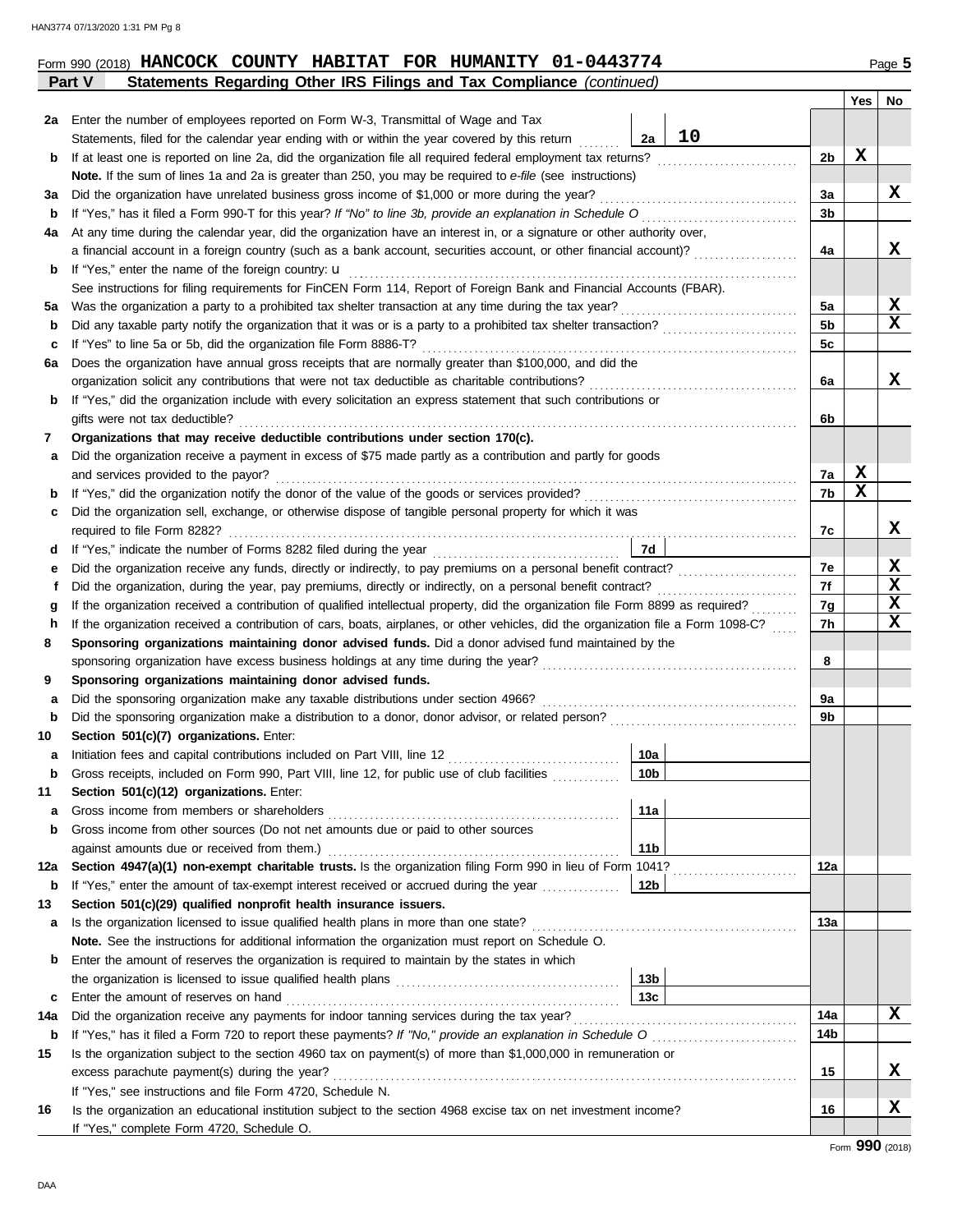Form 990 (2018) **HANCOCK COUNTY HABITAT FOR HUMANITY 01-0443774**

## Part V Statements Regarding Other IRS Filings and Tax Compliance *(continued)*

| | | | | Line | Yes | No |
|---|---|---|---|---|---|---|
| **2a** | Enter the number of employees reported on Form W-3, Transmittal of Wage and Tax Statements, filed for the calendar year ending with or within the year covered by this return | 2a | 10 | | | |
| **b** | If at least one is reported on line 2a, did the organization file all required federal employment tax returns? | | | 2b | X | |
| | **Note.** If the sum of lines 1a and 2a is greater than 250, you may be required to *e-file* (see instructions) | | | | | |
| **3a** | Did the organization have unrelated business gross income of $1,000 or more during the year? | | | 3a | | X |
| **b** | If "Yes," has it filed a Form 990-T for this year? *If "No" to line 3b, provide an explanation in Schedule O* | | | 3b | | |
| **4a** | At any time during the calendar year, did the organization have an interest in, or a signature or other authority over, a financial account in a foreign country (such as a bank account, securities account, or other financial account)? | | | 4a | | X |
| **b** | If "Yes," enter the name of the foreign country: u | | | | | |
| | See instructions for filing requirements for FinCEN Form 114, Report of Foreign Bank and Financial Accounts (FBAR). | | | | | |
| **5a** | Was the organization a party to a prohibited tax shelter transaction at any time during the tax year? | | | 5a | | X |
| **b** | Did any taxable party notify the organization that it was or is a party to a prohibited tax shelter transaction? | | | 5b | | X |
| **c** | If "Yes" to line 5a or 5b, did the organization file Form 8886-T? | | | 5c | | |
| **6a** | Does the organization have annual gross receipts that are normally greater than $100,000, and did the organization solicit any contributions that were not tax deductible as charitable contributions? | | | 6a | | X |
| **b** | If "Yes," did the organization include with every solicitation an express statement that such contributions or gifts were not tax deductible? | | | 6b | | |
| **7** | **Organizations that may receive deductible contributions under section 170(c).** | | | | | |
| **a** | Did the organization receive a payment in excess of $75 made partly as a contribution and partly for goods and services provided to the payor? | | | 7a | X | |
| **b** | If "Yes," did the organization notify the donor of the value of the goods or services provided? | | | 7b | X | |
| **c** | Did the organization sell, exchange, or otherwise dispose of tangible personal property for which it was required to file Form 8282? | | | 7c | | X |
| **d** | If "Yes," indicate the number of Forms 8282 filed during the year | 7d | | | | |
| **e** | Did the organization receive any funds, directly or indirectly, to pay premiums on a personal benefit contract? | | | 7e | | X |
| **f** | Did the organization, during the year, pay premiums, directly or indirectly, on a personal benefit contract? | | | 7f | | X |
| **g** | If the organization received a contribution of qualified intellectual property, did the organization file Form 8899 as required? | | | 7g | | X |
| **h** | If the organization received a contribution of cars, boats, airplanes, or other vehicles, did the organization file a Form 1098-C? | | | 7h | | X |
| **8** | **Sponsoring organizations maintaining donor advised funds.** Did a donor advised fund maintained by the sponsoring organization have excess business holdings at any time during the year? | | | 8 | | |
| **9** | **Sponsoring organizations maintaining donor advised funds.** | | | | | |
| **a** | Did the sponsoring organization make any taxable distributions under section 4966? | | | 9a | | |
| **b** | Did the sponsoring organization make a distribution to a donor, donor advisor, or related person? | | | 9b | | |
| **10** | **Section 501(c)(7) organizations.** Enter: | | | | | |
| **a** | Initiation fees and capital contributions included on Part VIII, line 12 | 10a | | | | |
| **b** | Gross receipts, included on Form 990, Part VIII, line 12, for public use of club facilities | 10b | | | | |
| **11** | **Section 501(c)(12) organizations.** Enter: | | | | | |
| **a** | Gross income from members or shareholders | 11a | | | | |
| **b** | Gross income from other sources (Do not net amounts due or paid to other sources against amounts due or received from them.) | 11b | | | | |
| **12a** | **Section 4947(a)(1) non-exempt charitable trusts.** Is the organization filing Form 990 in lieu of Form 1041? | | | 12a | | |
| **b** | If "Yes," enter the amount of tax-exempt interest received or accrued during the year | 12b | | | | |
| **13** | **Section 501(c)(29) qualified nonprofit health insurance issuers.** | | | | | |
| **a** | Is the organization licensed to issue qualified health plans in more than one state? | | | 13a | | |
| | **Note.** See the instructions for additional information the organization must report on Schedule O. | | | | | |
| **b** | Enter the amount of reserves the organization is required to maintain by the states in which the organization is licensed to issue qualified health plans | 13b | | | | |
| **c** | Enter the amount of reserves on hand | 13c | | | | |
| **14a** | Did the organization receive any payments for indoor tanning services during the tax year? | | | 14a | | X |
| **b** | If "Yes," has it filed a Form 720 to report these payments? *If "No," provide an explanation in Schedule O* | | | 14b | | |
| **15** | Is the organization subject to the section 4960 tax on payment(s) of more than $1,000,000 in remuneration or excess parachute payment(s) during the year? | | | 15 | | X |
| | If "Yes," see instructions and file Form 4720, Schedule N. | | | | | |
| **16** | Is the organization an educational institution subject to the section 4968 excise tax on net investment income? | | | 16 | | X |
| | If "Yes," complete Form 4720, Schedule O. | | | | | |

Form **990** (2018)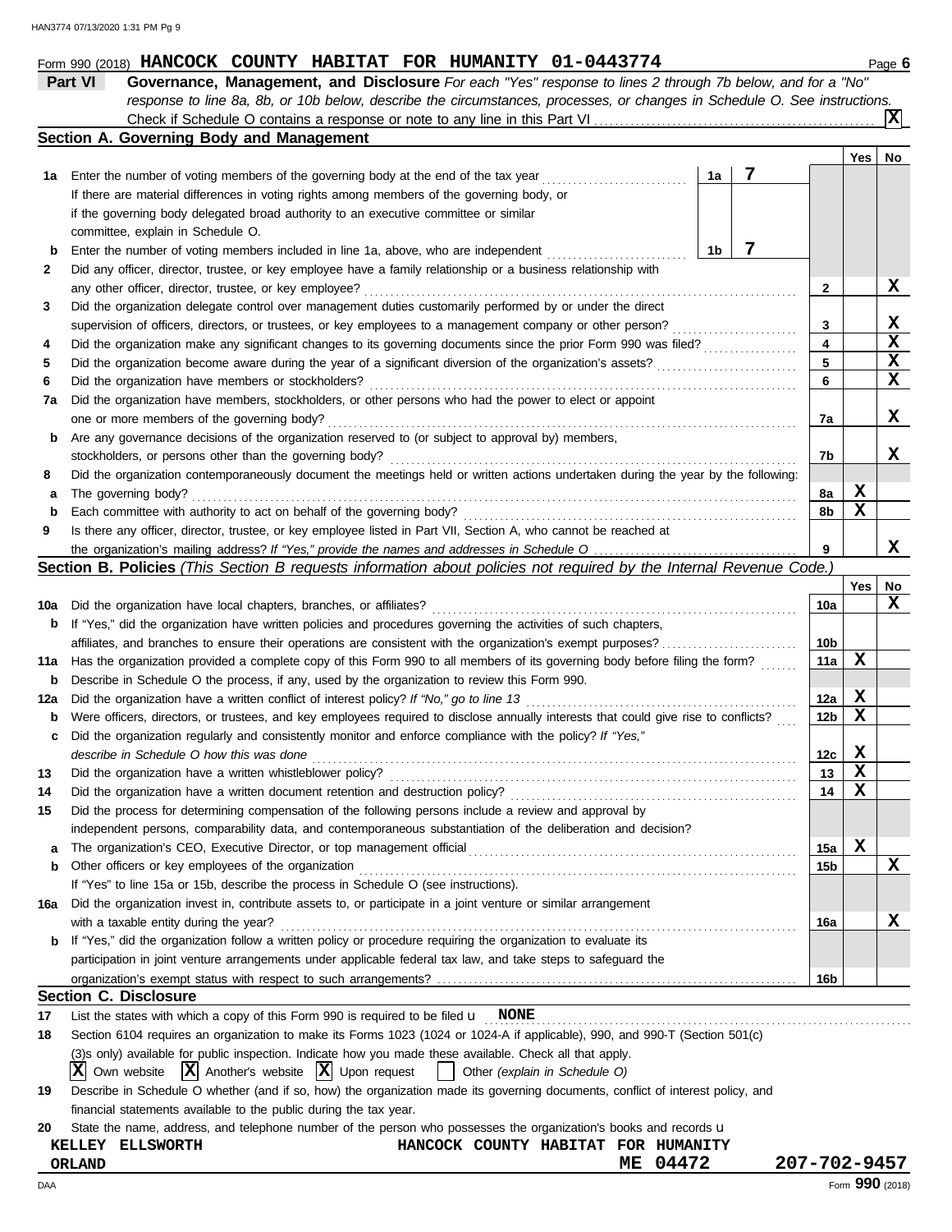Form 990 (2018) **HANCOCK COUNTY HABITAT FOR HUMANITY 01-0443774** Page **6**

## Part VI Governance, Management, and Disclosure

*For each "Yes" response to lines 2 through 7b below, and for a "No" response to line 8a, 8b, or 10b below, describe the circumstances, processes, or changes in Schedule O. See instructions.*

Check if Schedule O contains a response or note to any line in this Part VI .......... [X]

### Section A. Governing Body and Management

| | | | | Yes | No |
|---|---|---|---|---|---|
| **1a** | Enter the number of voting members of the governing body at the end of the tax year. If there are material differences in voting rights among members of the governing body, or if the governing body delegated broad authority to an executive committee or similar committee, explain in Schedule O. | 1a | 7 | | |
| **b** | Enter the number of voting members included in line 1a, above, who are independent | 1b | 7 | | |
| **2** | Did any officer, director, trustee, or key employee have a family relationship or a business relationship with any other officer, director, trustee, or key employee? | | 2 | | X |
| **3** | Did the organization delegate control over management duties customarily performed by or under the direct supervision of officers, directors, or trustees, or key employees to a management company or other person? | | 3 | | X |
| **4** | Did the organization make any significant changes to its governing documents since the prior Form 990 was filed? | | 4 | | X |
| **5** | Did the organization become aware during the year of a significant diversion of the organization's assets? | | 5 | | X |
| **6** | Did the organization have members or stockholders? | | 6 | | X |
| **7a** | Did the organization have members, stockholders, or other persons who had the power to elect or appoint one or more members of the governing body? | | 7a | | X |
| **b** | Are any governance decisions of the organization reserved to (or subject to approval by) members, stockholders, or persons other than the governing body? | | 7b | | X |
| **8** | Did the organization contemporaneously document the meetings held or written actions undertaken during the year by the following: | | | | |
| **a** | The governing body? | | 8a | X | |
| **b** | Each committee with authority to act on behalf of the governing body? | | 8b | X | |
| **9** | Is there any officer, director, trustee, or key employee listed in Part VII, Section A, who cannot be reached at the organization's mailing address? *If "Yes," provide the names and addresses in Schedule O* | | 9 | | X |

### Section B. Policies *(This Section B requests information about policies not required by the Internal Revenue Code.)*

| | | | Yes | No |
|---|---|---|---|---|
| **10a** | Did the organization have local chapters, branches, or affiliates? | 10a | | X |
| **b** | If "Yes," did the organization have written policies and procedures governing the activities of such chapters, affiliates, and branches to ensure their operations are consistent with the organization's exempt purposes? | 10b | | |
| **11a** | Has the organization provided a complete copy of this Form 990 to all members of its governing body before filing the form? | 11a | X | |
| **b** | Describe in Schedule O the process, if any, used by the organization to review this Form 990. | | | |
| **12a** | Did the organization have a written conflict of interest policy? *If "No," go to line 13* | 12a | X | |
| **b** | Were officers, directors, or trustees, and key employees required to disclose annually interests that could give rise to conflicts? | 12b | X | |
| **c** | Did the organization regularly and consistently monitor and enforce compliance with the policy? *If "Yes," describe in Schedule O how this was done* | 12c | X | |
| **13** | Did the organization have a written whistleblower policy? | 13 | X | |
| **14** | Did the organization have a written document retention and destruction policy? | 14 | X | |
| **15** | Did the process for determining compensation of the following persons include a review and approval by independent persons, comparability data, and contemporaneous substantiation of the deliberation and decision? | | | |
| **a** | The organization's CEO, Executive Director, or top management official | 15a | X | |
| **b** | Other officers or key employees of the organization | 15b | | X |
| | If "Yes" to line 15a or 15b, describe the process in Schedule O (see instructions). | | | |
| **16a** | Did the organization invest in, contribute assets to, or participate in a joint venture or similar arrangement with a taxable entity during the year? | 16a | | X |
| **b** | If "Yes," did the organization follow a written policy or procedure requiring the organization to evaluate its participation in joint venture arrangements under applicable federal tax law, and take steps to safeguard the organization's exempt status with respect to such arrangements? | 16b | | |

### Section C. Disclosure

**17** List the states with which a copy of this Form 990 is required to be filed u **NONE**

**18** Section 6104 requires an organization to make its Forms 1023 (1024 or 1024-A if applicable), 990, and 990-T (Section 501(c)(3)s only) available for public inspection. Indicate how you made these available. Check all that apply.

[X] Own website [X] Another's website [X] Upon request [ ] Other *(explain in Schedule O)*

**19** Describe in Schedule O whether (and if so, how) the organization made its governing documents, conflict of interest policy, and financial statements available to the public during the tax year.

**20** State the name, address, and telephone number of the person who possesses the organization's books and records u

**KELLEY ELLSWORTH** **HANCOCK COUNTY HABITAT FOR HUMANITY**
**ORLAND ME 04472 207-702-9457**

DAA Form **990** (2018)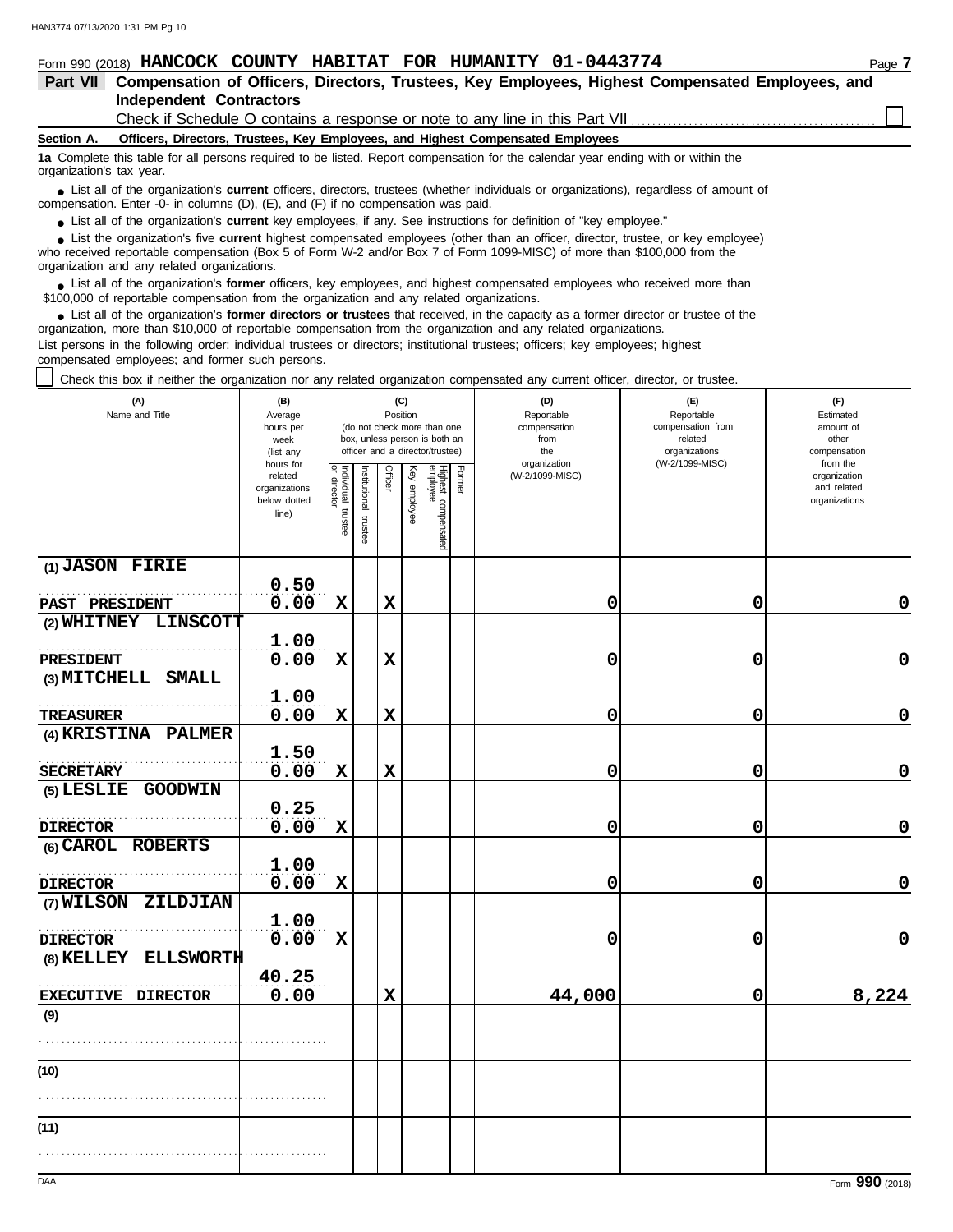Form 990 (2018) **HANCOCK COUNTY HABITAT FOR HUMANITY 01-0443774**

## Part VII Compensation of Officers, Directors, Trustees, Key Employees, Highest Compensated Employees, and Independent Contractors

Check if Schedule O contains a response or note to any line in this Part VII ☐

**Section A. Officers, Directors, Trustees, Key Employees, and Highest Compensated Employees**

**1a** Complete this table for all persons required to be listed. Report compensation for the calendar year ending with or within the organization's tax year.

- List all of the organization's **current** officers, directors, trustees (whether individuals or organizations), regardless of amount of compensation. Enter -0- in columns (D), (E), and (F) if no compensation was paid.
- List all of the organization's **current** key employees, if any. See instructions for definition of "key employee."
- List the organization's five **current** highest compensated employees (other than an officer, director, trustee, or key employee) who received reportable compensation (Box 5 of Form W-2 and/or Box 7 of Form 1099-MISC) of more than $100,000 from the organization and any related organizations.
- List all of the organization's **former** officers, key employees, and highest compensated employees who received more than $100,000 of reportable compensation from the organization and any related organizations.
- List all of the organization's **former directors or trustees** that received, in the capacity as a former director or trustee of the organization, more than $10,000 of reportable compensation from the organization and any related organizations.

List persons in the following order: individual trustees or directors; institutional trustees; officers; key employees; highest compensated employees; and former such persons.

☐ Check this box if neither the organization nor any related organization compensated any current officer, director, or trustee.

| (A) Name and Title | (B) Average hours per week (list any hours for related organizations below dotted line) | (C) Position (do not check more than one box, unless person is both an officer and a director/trustee) | | | | | | (D) Reportable compensation from the organization (W-2/1099-MISC) | (E) Reportable compensation from related organizations (W-2/1099-MISC) | (F) Estimated amount of other compensation from the organization and related organizations |
|---|---|---|---|---|---|---|---|---|---|---|
| | | Individual trustee or director | Institutional trustee | Officer | Key employee | Highest compensated employee | Former | | | |
| (1) JASON FIRIE<br>PAST PRESIDENT | 0.50<br>0.00 | X | | X | | | | 0 | 0 | 0 |
| (2) WHITNEY LINSCOTT<br>PRESIDENT | 1.00<br>0.00 | X | | X | | | | 0 | 0 | 0 |
| (3) MITCHELL SMALL<br>TREASURER | 1.00<br>0.00 | X | | X | | | | 0 | 0 | 0 |
| (4) KRISTINA PALMER<br>SECRETARY | 1.50<br>0.00 | X | | X | | | | 0 | 0 | 0 |
| (5) LESLIE GOODWIN<br>DIRECTOR | 0.25<br>0.00 | X | | | | | | 0 | 0 | 0 |
| (6) CAROL ROBERTS<br>DIRECTOR | 1.00<br>0.00 | X | | | | | | 0 | 0 | 0 |
| (7) WILSON ZILDJIAN<br>DIRECTOR | 1.00<br>0.00 | X | | | | | | 0 | 0 | 0 |
| (8) KELLEY ELLSWORTH<br>EXECUTIVE DIRECTOR | 40.25<br>0.00 | | | X | | | | 44,000 | 0 | 8,224 |
| (9) | | | | | | | | | | |
| (10) | | | | | | | | | | |
| (11) | | | | | | | | | | |

Form **990** (2018)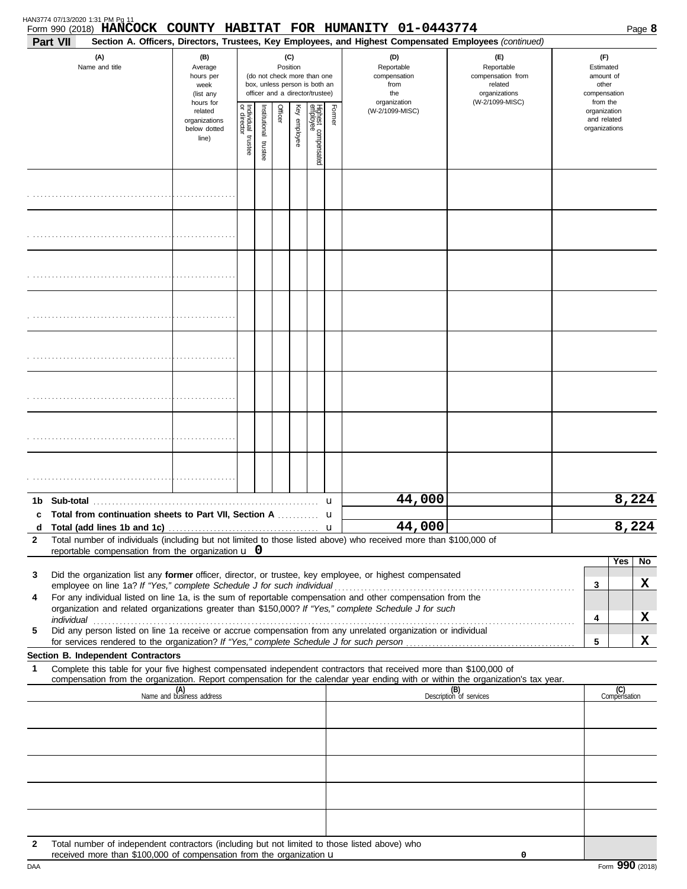Form 990 (2018) **HANCOCK COUNTY HABITAT FOR HUMANITY 01-0443774**

**Part VII Section A. Officers, Directors, Trustees, Key Employees, and Highest Compensated Employees** *(continued)*

| (A) Name and title | (B) Average hours per week (list any hours for related organizations below dotted line) | (C) Position (do not check more than one box, unless person is both an officer and a director/trustee) | | | | | | (D) Reportable compensation from the organization (W-2/1099-MISC) | (E) Reportable compensation from related organizations (W-2/1099-MISC) | (F) Estimated amount of other compensation from the organization and related organizations |
|---|---|---|---|---|---|---|---|---|---|---|
| | | Individual trustee or director | Institutional trustee | Officer | Key employee | Highest compensated employee | Former | | | |
| | | | | | | | | | | |
| | | | | | | | | | | |
| | | | | | | | | | | |
| | | | | | | | | | | |
| | | | | | | | | | | |
| | | | | | | | | | | |
| | | | | | | | | | | |
| | | | | | | | | | | |
| **1b Sub-total** | | | | | | | | 44,000 | | 8,224 |
| **c Total from continuation sheets to Part VII, Section A** | | | | | | | | | | |
| **d Total (add lines 1b and 1c)** | | | | | | | | 44,000 | | 8,224 |

**2** Total number of individuals (including but not limited to those listed above) who received more than $100,000 of reportable compensation from the organization u **0**

| | | | Yes | No |
|---|---|---|---|---|
| **3** | Did the organization list any **former** officer, director, or trustee, key employee, or highest compensated employee on line 1a? *If "Yes," complete Schedule J for such individual* | 3 | | X |
| **4** | For any individual listed on line 1a, is the sum of reportable compensation and other compensation from the organization and related organizations greater than $150,000? *If "Yes," complete Schedule J for such individual* | 4 | | X |
| **5** | Did any person listed on line 1a receive or accrue compensation from any unrelated organization or individual for services rendered to the organization? *If "Yes," complete Schedule J for such person* | 5 | | X |

**Section B. Independent Contractors**

**1** Complete this table for your five highest compensated independent contractors that received more than $100,000 of compensation from the organization. Report compensation for the calendar year ending with or within the organization's tax year.

| (A) Name and business address | (B) Description of services | (C) Compensation |
|---|---|---|
| | | |
| | | |
| | | |
| | | |
| | | |

**2** Total number of independent contractors (including but not limited to those listed above) who received more than $100,000 of compensation from the organization u **0**

Form **990** (2018)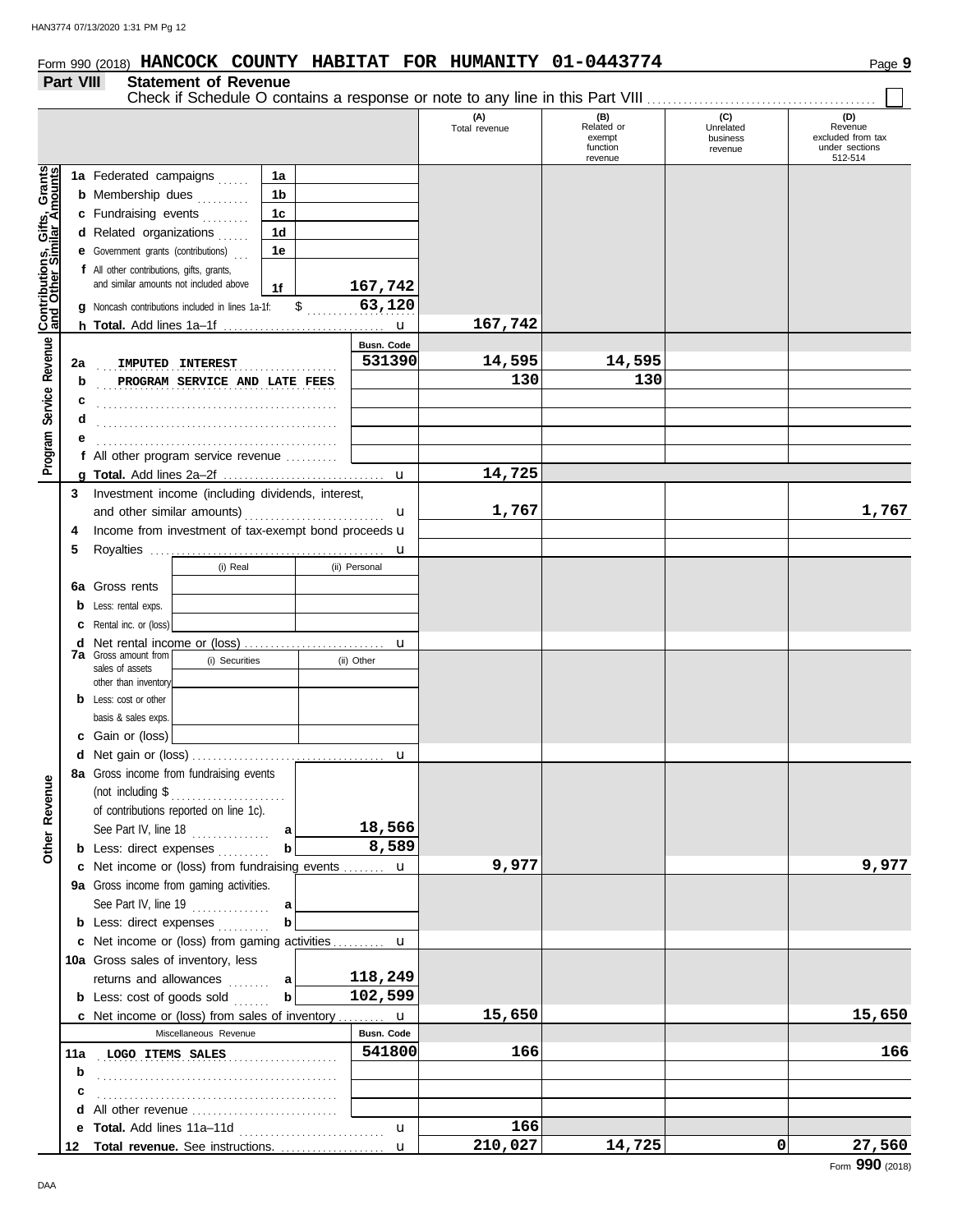Form 990 (2018) **HANCOCK COUNTY HABITAT FOR HUMANITY 01-0443774** Page **9**

**Part VIII Statement of Revenue**

Check if Schedule O contains a response or note to any line in this Part VIII ☐

| | | | (A) Total revenue | (B) Related or exempt function revenue | (C) Unrelated business revenue | (D) Revenue excluded from tax under sections 512-514 |
|---|---|---|---|---|---|---|
| **Contributions, Gifts, Grants and Other Similar Amounts** | 1a Federated campaigns | 1a | | | | |
| | b Membership dues | 1b | | | | |
| | c Fundraising events | 1c | | | | |
| | d Related organizations | 1d | | | | |
| | e Government grants (contributions) | 1e | | | | |
| | f All other contributions, gifts, grants, and similar amounts not included above | 1f 167,742 | | | | |
| | g Noncash contributions included in lines 1a-1f: $ 63,120 | | | | | |
| | h **Total.** Add lines 1a–1f | | 167,742 | | | |
| **Program Service Revenue** | | Busn. Code | | | | |
| | 2a IMPUTED INTEREST | 531390 | 14,595 | 14,595 | | |
| | b PROGRAM SERVICE AND LATE FEES | | 130 | 130 | | |
| | c | | | | | |
| | d | | | | | |
| | e | | | | | |
| | f All other program service revenue | | | | | |
| | g **Total.** Add lines 2a–2f | | 14,725 | | | |
| | 3 Investment income (including dividends, interest, and other similar amounts) | | 1,767 | | | 1,767 |
| | 4 Income from investment of tax-exempt bond proceeds | | | | | |
| | 5 Royalties | | | | | |
| | | (i) Real / (ii) Personal | | | | |
| | 6a Gross rents | | | | | |
| | b Less: rental exps. | | | | | |
| | c Rental inc. or (loss) | | | | | |
| | d Net rental income or (loss) | | | | | |
| | 7a Gross amount from sales of assets other than inventory | (i) Securities / (ii) Other | | | | |
| | b Less: cost or other basis & sales exps. | | | | | |
| | c Gain or (loss) | | | | | |
| | d Net gain or (loss) | | | | | |
| **Other Revenue** | 8a Gross income from fundraising events (not including $ of contributions reported on line 1c). See Part IV, line 18 | a 18,566 | | | | |
| | b Less: direct expenses | b 8,589 | | | | |
| | c Net income or (loss) from fundraising events | | 9,977 | | | 9,977 |
| | 9a Gross income from gaming activities. See Part IV, line 19 | a | | | | |
| | b Less: direct expenses | b | | | | |
| | c Net income or (loss) from gaming activities | | | | | |
| | 10a Gross sales of inventory, less returns and allowances | a 118,249 | | | | |
| | b Less: cost of goods sold | b 102,599 | | | | |
| | c Net income or (loss) from sales of inventory | | 15,650 | | | 15,650 |
| | Miscellaneous Revenue | Busn. Code | | | | |
| | 11a LOGO ITEMS SALES | 541800 | 166 | | | 166 |
| | b | | | | | |
| | c | | | | | |
| | d All other revenue | | | | | |
| | e **Total.** Add lines 11a–11d | | 166 | | | |
| | 12 **Total revenue.** See instructions. | | 210,027 | 14,725 | 0 | 27,560 |

Form **990** (2018)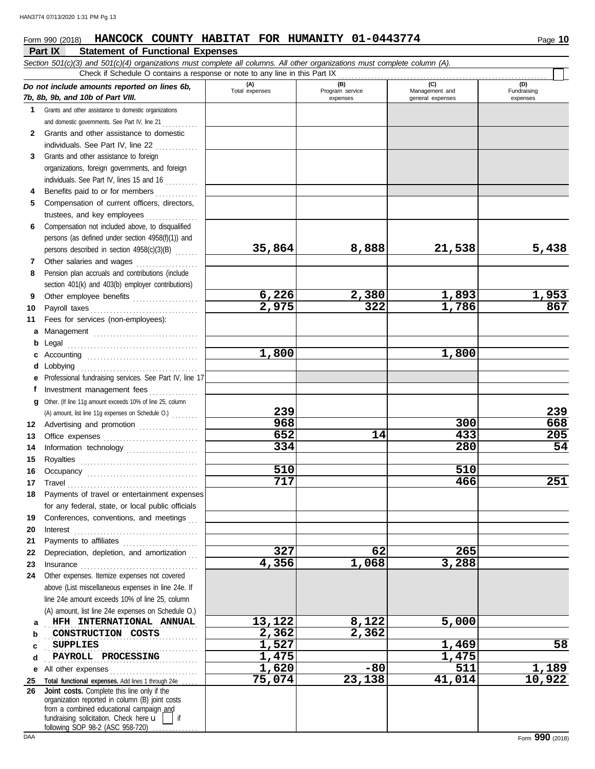Form 990 (2018) **HANCOCK COUNTY HABITAT FOR HUMANITY 01-0443774** Page **10**

## Part IX Statement of Functional Expenses

*Section 501(c)(3) and 501(c)(4) organizations must complete all columns. All other organizations must complete column (A).*

Check if Schedule O contains a response or note to any line in this Part IX ☐

| | *Do not include amounts reported on lines 6b, 7b, 8b, 9b, and 10b of Part VIII.* | (A) Total expenses | (B) Program service expenses | (C) Management and general expenses | (D) Fundraising expenses |
|---|---|---|---|---|---|
| 1 | Grants and other assistance to domestic organizations and domestic governments. See Part IV, line 21 | | | | |
| 2 | Grants and other assistance to domestic individuals. See Part IV, line 22 | | | | |
| 3 | Grants and other assistance to foreign organizations, foreign governments, and foreign individuals. See Part IV, lines 15 and 16 | | | | |
| 4 | Benefits paid to or for members | | | | |
| 5 | Compensation of current officers, directors, trustees, and key employees | | | | |
| 6 | Compensation not included above, to disqualified persons (as defined under section 4958(f)(1)) and persons described in section 4958(c)(3)(B) | 35,864 | 8,888 | 21,538 | 5,438 |
| 7 | Other salaries and wages | | | | |
| 8 | Pension plan accruals and contributions (include section 401(k) and 403(b) employer contributions) | | | | |
| 9 | Other employee benefits | 6,226 | 2,380 | 1,893 | 1,953 |
| 10 | Payroll taxes | 2,975 | 322 | 1,786 | 867 |
| 11 | Fees for services (non-employees): | | | | |
| a | Management | | | | |
| b | Legal | | | | |
| c | Accounting | 1,800 | | 1,800 | |
| d | Lobbying | | | | |
| e | Professional fundraising services. See Part IV, line 17 | | | | |
| f | Investment management fees | | | | |
| g | Other. (If line 11g amount exceeds 10% of line 25, column (A) amount, list line 11g expenses on Schedule O.) | 239 | | | 239 |
| 12 | Advertising and promotion | 968 | | 300 | 668 |
| 13 | Office expenses | 652 | 14 | 433 | 205 |
| 14 | Information technology | 334 | | 280 | 54 |
| 15 | Royalties | | | | |
| 16 | Occupancy | 510 | | 510 | |
| 17 | Travel | 717 | | 466 | 251 |
| 18 | Payments of travel or entertainment expenses for any federal, state, or local public officials | | | | |
| 19 | Conferences, conventions, and meetings | | | | |
| 20 | Interest | | | | |
| 21 | Payments to affiliates | | | | |
| 22 | Depreciation, depletion, and amortization | 327 | 62 | 265 | |
| 23 | Insurance | 4,356 | 1,068 | 3,288 | |
| 24 | Other expenses. Itemize expenses not covered above (List miscellaneous expenses in line 24e. If line 24e amount exceeds 10% of line 25, column (A) amount, list line 24e expenses on Schedule O.) | | | | |
| a | HFH INTERNATIONAL ANNUAL | 13,122 | 8,122 | 5,000 | |
| b | CONSTRUCTION COSTS | 2,362 | 2,362 | | |
| c | SUPPLIES | 1,527 | | 1,469 | 58 |
| d | PAYROLL PROCESSING | 1,475 | | 1,475 | |
| e | All other expenses | 1,620 | -80 | 511 | 1,189 |
| 25 | **Total functional expenses.** Add lines 1 through 24e | 75,074 | 23,138 | 41,014 | 10,922 |
| 26 | **Joint costs.** Complete this line only if the organization reported in column (B) joint costs from a combined educational campaign and fundraising solicitation. Check here ☐ if following SOP 98-2 (ASC 958-720) | | | | |

Form **990** (2018)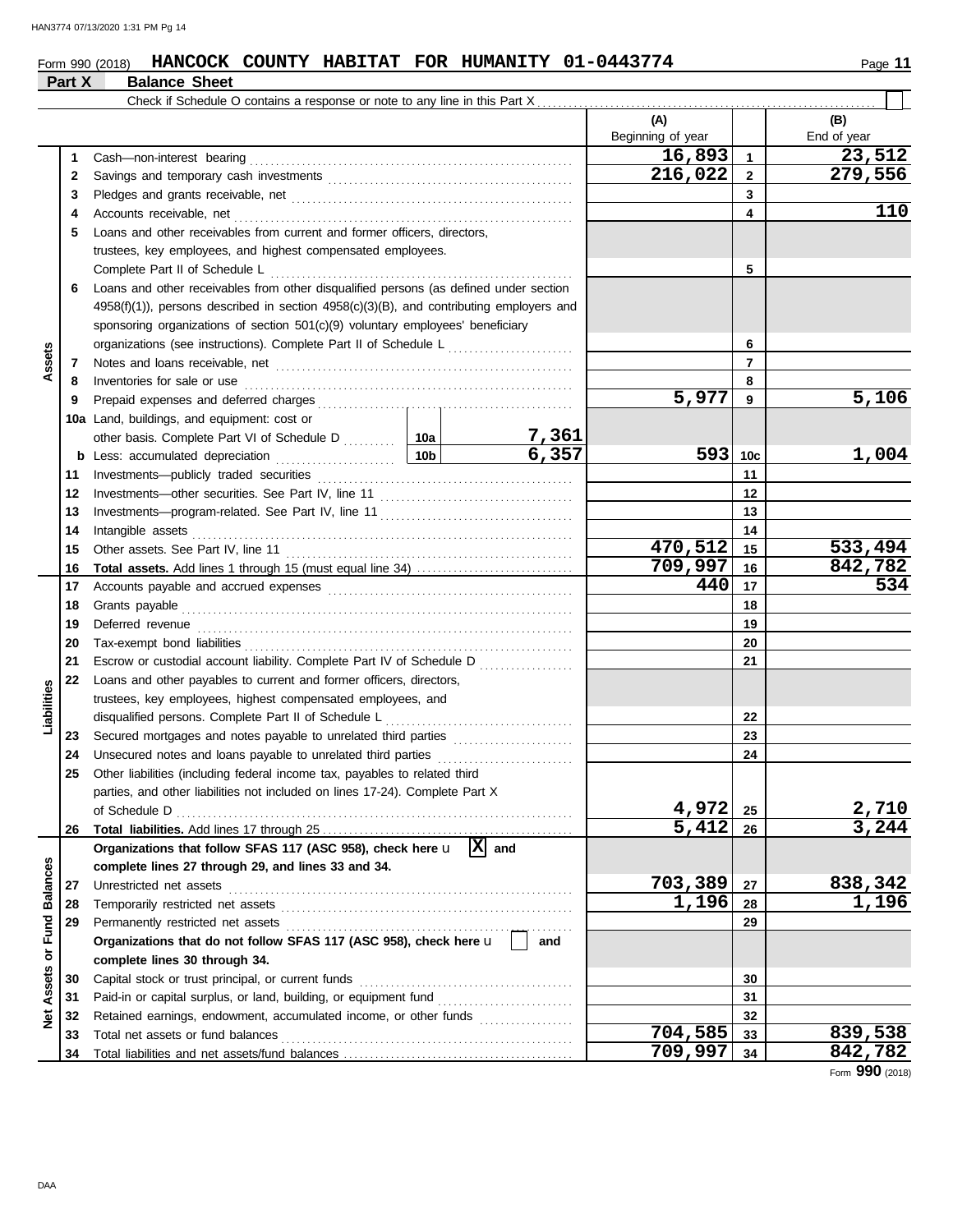Form 990 (2018) **HANCOCK COUNTY HABITAT FOR HUMANITY 01-0443774** Page **11**

## Part X Balance Sheet

Check if Schedule O contains a response or note to any line in this Part X . . . . . . . . . . . . . . . . . . . . . . . . . . . . . . . . . . . . . . . . . . . . . . . . . . . . . . ☐

| Section | Line | Description | | (A) Beginning of year | | (B) End of year |
|---|---|---|---|---|---|---|
| Assets | 1 | Cash—non-interest bearing | | 16,893 | 1 | 23,512 |
| | 2 | Savings and temporary cash investments | | 216,022 | 2 | 279,556 |
| | 3 | Pledges and grants receivable, net | | | 3 | |
| | 4 | Accounts receivable, net | | | 4 | 110 |
| | 5 | Loans and other receivables from current and former officers, directors, trustees, key employees, and highest compensated employees. Complete Part II of Schedule L | | | 5 | |
| | 6 | Loans and other receivables from other disqualified persons (as defined under section 4958(f)(1)), persons described in section 4958(c)(3)(B), and contributing employers and sponsoring organizations of section 501(c)(9) voluntary employees' beneficiary organizations (see instructions). Complete Part II of Schedule L | | | 6 | |
| | 7 | Notes and loans receivable, net | | | 7 | |
| | 8 | Inventories for sale or use | | | 8 | |
| | 9 | Prepaid expenses and deferred charges | | 5,977 | 9 | 5,106 |
| | 10a | Land, buildings, and equipment: cost or other basis. Complete Part VI of Schedule D | 10a 7,361 | | | |
| | b | Less: accumulated depreciation | 10b 6,357 | 593 | 10c | 1,004 |
| | 11 | Investments—publicly traded securities | | | 11 | |
| | 12 | Investments—other securities. See Part IV, line 11 | | | 12 | |
| | 13 | Investments—program-related. See Part IV, line 11 | | | 13 | |
| | 14 | Intangible assets | | | 14 | |
| | 15 | Other assets. See Part IV, line 11 | | 470,512 | 15 | 533,494 |
| | 16 | **Total assets.** Add lines 1 through 15 (must equal line 34) | | 709,997 | 16 | 842,782 |
| Liabilities | 17 | Accounts payable and accrued expenses | | 440 | 17 | 534 |
| | 18 | Grants payable | | | 18 | |
| | 19 | Deferred revenue | | | 19 | |
| | 20 | Tax-exempt bond liabilities | | | 20 | |
| | 21 | Escrow or custodial account liability. Complete Part IV of Schedule D | | | 21 | |
| | 22 | Loans and other payables to current and former officers, directors, trustees, key employees, highest compensated employees, and disqualified persons. Complete Part II of Schedule L | | | 22 | |
| | 23 | Secured mortgages and notes payable to unrelated third parties | | | 23 | |
| | 24 | Unsecured notes and loans payable to unrelated third parties | | | 24 | |
| | 25 | Other liabilities (including federal income tax, payables to related third parties, and other liabilities not included on lines 17-24). Complete Part X of Schedule D | | 4,972 | 25 | 2,710 |
| | 26 | **Total liabilities.** Add lines 17 through 25 | | 5,412 | 26 | 3,244 |
| Net Assets or Fund Balances | | **Organizations that follow SFAS 117 (ASC 958), check here** ☒ **and complete lines 27 through 29, and lines 33 and 34.** | | | | |
| | 27 | Unrestricted net assets | | 703,389 | 27 | 838,342 |
| | 28 | Temporarily restricted net assets | | 1,196 | 28 | 1,196 |
| | 29 | Permanently restricted net assets | | | 29 | |
| | | **Organizations that do not follow SFAS 117 (ASC 958), check here** ☐ **and complete lines 30 through 34.** | | | | |
| | 30 | Capital stock or trust principal, or current funds | | | 30 | |
| | 31 | Paid-in or capital surplus, or land, building, or equipment fund | | | 31 | |
| | 32 | Retained earnings, endowment, accumulated income, or other funds | | | 32 | |
| | 33 | Total net assets or fund balances | | 704,585 | 33 | 839,538 |
| | 34 | Total liabilities and net assets/fund balances | | 709,997 | 34 | 842,782 |

Form **990** (2018)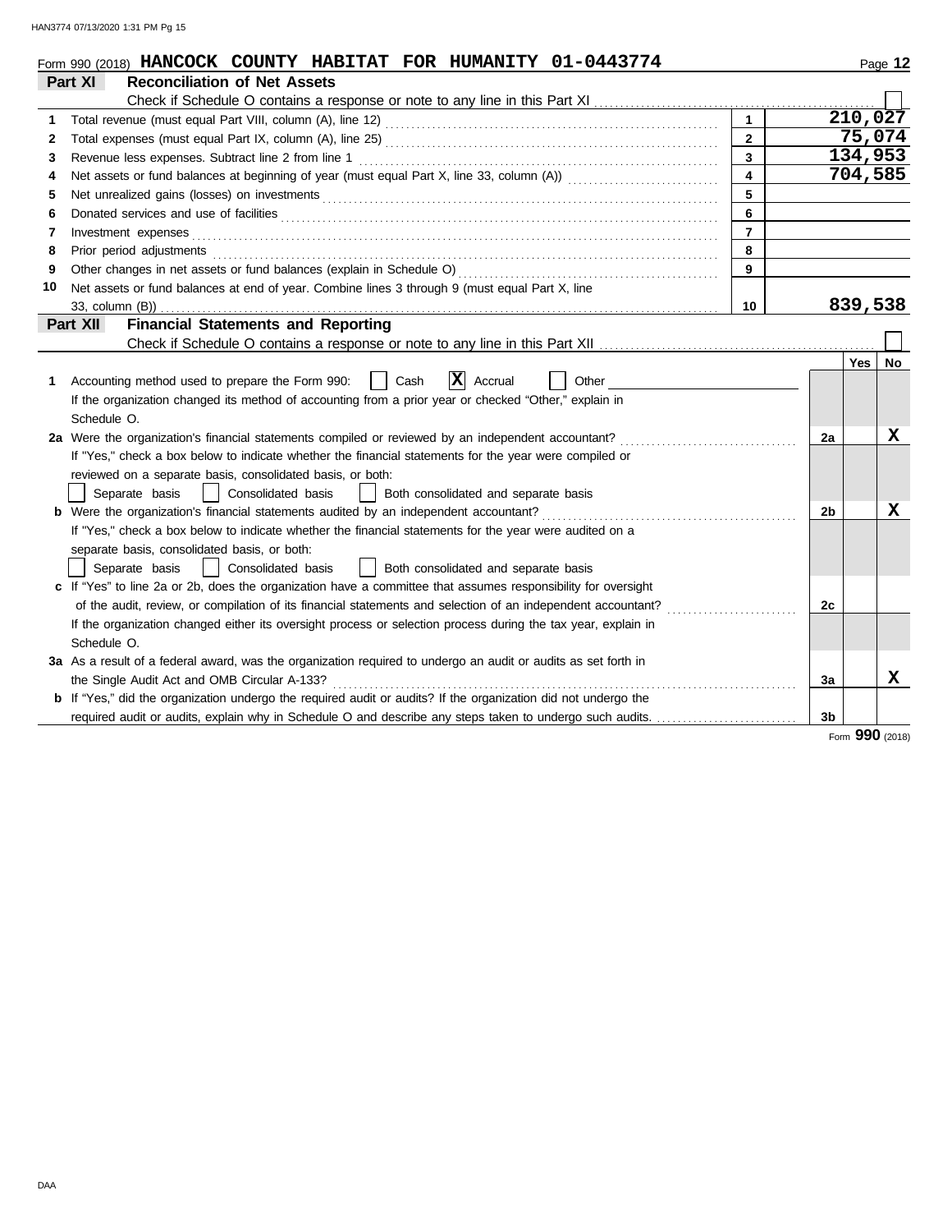Form 990 (2018) **HANCOCK COUNTY HABITAT FOR HUMANITY 01-0443774** Page **12**

## Part XI Reconciliation of Net Assets

Check if Schedule O contains a response or note to any line in this Part XI ☐

| | | | |
|---|---|---|---|
| 1 | Total revenue (must equal Part VIII, column (A), line 12) | 1 | 210,027 |
| 2 | Total expenses (must equal Part IX, column (A), line 25) | 2 | 75,074 |
| 3 | Revenue less expenses. Subtract line 2 from line 1 | 3 | 134,953 |
| 4 | Net assets or fund balances at beginning of year (must equal Part X, line 33, column (A)) | 4 | 704,585 |
| 5 | Net unrealized gains (losses) on investments | 5 | |
| 6 | Donated services and use of facilities | 6 | |
| 7 | Investment expenses | 7 | |
| 8 | Prior period adjustments | 8 | |
| 9 | Other changes in net assets or fund balances (explain in Schedule O) | 9 | |
| 10 | Net assets or fund balances at end of year. Combine lines 3 through 9 (must equal Part X, line 33, column (B)) | 10 | 839,538 |

## Part XII Financial Statements and Reporting

Check if Schedule O contains a response or note to any line in this Part XII ☐

| | | | Yes | No |
|---|---|---|---|---|
| 1 | Accounting method used to prepare the Form 990: ☐ Cash ☒ Accrual ☐ Other<br>If the organization changed its method of accounting from a prior year or checked "Other," explain in Schedule O. | | | |
| 2a | Were the organization's financial statements compiled or reviewed by an independent accountant?<br>If "Yes," check a box below to indicate whether the financial statements for the year were compiled or reviewed on a separate basis, consolidated basis, or both:<br>☐ Separate basis ☐ Consolidated basis ☐ Both consolidated and separate basis | 2a | | X |
| b | Were the organization's financial statements audited by an independent accountant?<br>If "Yes," check a box below to indicate whether the financial statements for the year were audited on a separate basis, consolidated basis, or both:<br>☐ Separate basis ☐ Consolidated basis ☐ Both consolidated and separate basis | 2b | | X |
| c | If "Yes" to line 2a or 2b, does the organization have a committee that assumes responsibility for oversight of the audit, review, or compilation of its financial statements and selection of an independent accountant?<br>If the organization changed either its oversight process or selection process during the tax year, explain in Schedule O. | 2c | | |
| 3a | As a result of a federal award, was the organization required to undergo an audit or audits as set forth in the Single Audit Act and OMB Circular A-133? | 3a | | X |
| b | If "Yes," did the organization undergo the required audit or audits? If the organization did not undergo the required audit or audits, explain why in Schedule O and describe any steps taken to undergo such audits. | 3b | | |

Form **990** (2018)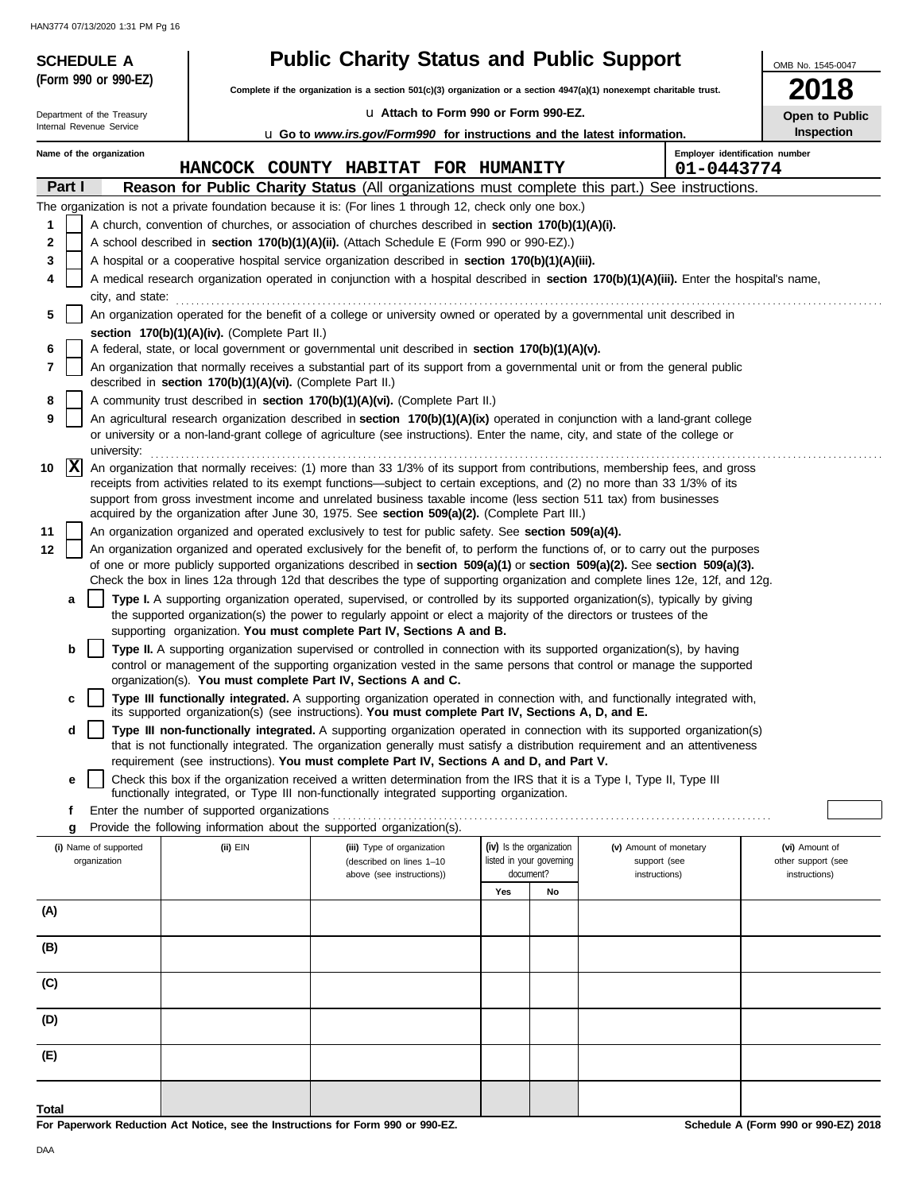**SCHEDULE A**
**(Form 990 or 990-EZ)**

Department of the Treasury
Internal Revenue Service

# Public Charity Status and Public Support

**Complete if the organization is a section 501(c)(3) organization or a section 4947(a)(1) nonexempt charitable trust.**

u **Attach to Form 990 or Form 990-EZ.**

u **Go to *www.irs.gov/Form990* for instructions and the latest information.**

OMB No. 1545-0047

**2018**

**Open to Public Inspection**

Name of the organization: **HANCOCK COUNTY HABITAT FOR HUMANITY**

Employer identification number: **01-0443774**

## Part I — Reason for Public Charity Status (All organizations must complete this part.) See instructions.

The organization is not a private foundation because it is: (For lines 1 through 12, check only one box.)

1. [ ] A church, convention of churches, or association of churches described in **section 170(b)(1)(A)(i).**
2. [ ] A school described in **section 170(b)(1)(A)(ii).** (Attach Schedule E (Form 990 or 990-EZ).)
3. [ ] A hospital or a cooperative hospital service organization described in **section 170(b)(1)(A)(iii).**
4. [ ] A medical research organization operated in conjunction with a hospital described in **section 170(b)(1)(A)(iii).** Enter the hospital's name, city, and state:
5. [ ] An organization operated for the benefit of a college or university owned or operated by a governmental unit described in **section 170(b)(1)(A)(iv).** (Complete Part II.)
6. [ ] A federal, state, or local government or governmental unit described in **section 170(b)(1)(A)(v).**
7. [ ] An organization that normally receives a substantial part of its support from a governmental unit or from the general public described in **section 170(b)(1)(A)(vi).** (Complete Part II.)
8. [ ] A community trust described in **section 170(b)(1)(A)(vi).** (Complete Part II.)
9. [ ] An agricultural research organization described in **section 170(b)(1)(A)(ix)** operated in conjunction with a land-grant college or university or a non-land-grant college of agriculture (see instructions). Enter the name, city, and state of the college or university:
10. [X] An organization that normally receives: (1) more than 33 1/3% of its support from contributions, membership fees, and gross receipts from activities related to its exempt functions—subject to certain exceptions, and (2) no more than 33 1/3% of its support from gross investment income and unrelated business taxable income (less section 511 tax) from businesses acquired by the organization after June 30, 1975. See **section 509(a)(2).** (Complete Part III.)
11. [ ] An organization organized and operated exclusively to test for public safety. See **section 509(a)(4).**
12. [ ] An organization organized and operated exclusively for the benefit of, to perform the functions of, or to carry out the purposes of one or more publicly supported organizations described in **section 509(a)(1)** or **section 509(a)(2).** See **section 509(a)(3).** Check the box in lines 12a through 12d that describes the type of supporting organization and complete lines 12e, 12f, and 12g.
   - **a** [ ] **Type I.** A supporting organization operated, supervised, or controlled by its supported organization(s), typically by giving the supported organization(s) the power to regularly appoint or elect a majority of the directors or trustees of the supporting organization. **You must complete Part IV, Sections A and B.**
   - **b** [ ] **Type II.** A supporting organization supervised or controlled in connection with its supported organization(s), by having control or management of the supporting organization vested in the same persons that control or manage the supported organization(s). **You must complete Part IV, Sections A and C.**
   - **c** [ ] **Type III functionally integrated.** A supporting organization operated in connection with, and functionally integrated with, its supported organization(s) (see instructions). **You must complete Part IV, Sections A, D, and E.**
   - **d** [ ] **Type III non-functionally integrated.** A supporting organization operated in connection with its supported organization(s) that is not functionally integrated. The organization generally must satisfy a distribution requirement and an attentiveness requirement (see instructions). **You must complete Part IV, Sections A and D, and Part V.**
   - **e** [ ] Check this box if the organization received a written determination from the IRS that it is a Type I, Type II, Type III functionally integrated, or Type III non-functionally integrated supporting organization.
   - **f** Enter the number of supported organizations
   - **g** Provide the following information about the supported organization(s).

| (i) Name of supported organization | (ii) EIN | (iii) Type of organization (described on lines 1–10 above (see instructions)) | (iv) Is the organization listed in your governing document? Yes | No | (v) Amount of monetary support (see instructions) | (vi) Amount of other support (see instructions) |
|---|---|---|---|---|---|---|
| (A) | | | | | | |
| (B) | | | | | | |
| (C) | | | | | | |
| (D) | | | | | | |
| (E) | | | | | | |
| **Total** | | | | | | |

**For Paperwork Reduction Act Notice, see the Instructions for Form 990 or 990-EZ.**

**Schedule A (Form 990 or 990-EZ) 2018**

DAA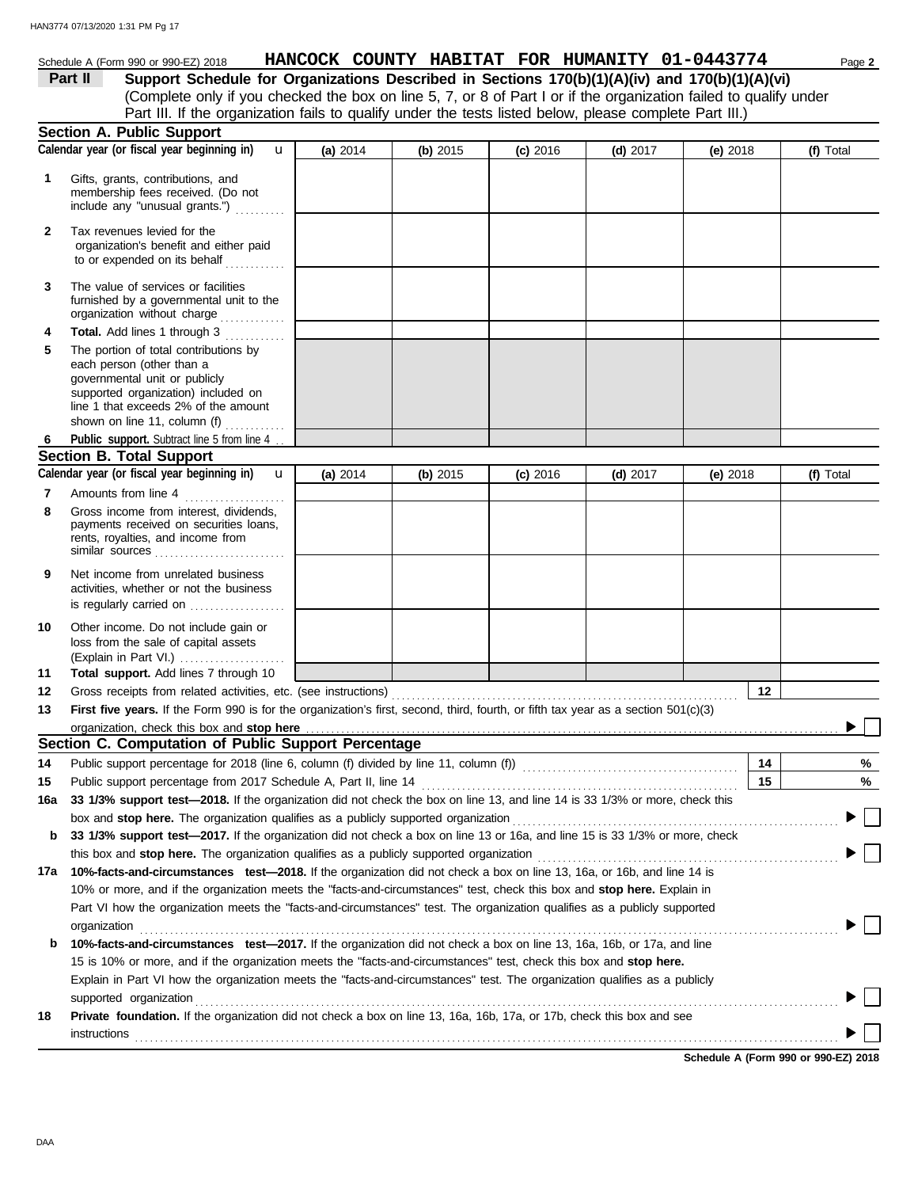Schedule A (Form 990 or 990-EZ) 2018 **HANCOCK COUNTY HABITAT FOR HUMANITY 01-0443774** Page **2**

**Part II** **Support Schedule for Organizations Described in Sections 170(b)(1)(A)(iv) and 170(b)(1)(A)(vi)**
(Complete only if you checked the box on line 5, 7, or 8 of Part I or if the organization failed to qualify under Part III. If the organization fails to qualify under the tests listed below, please complete Part III.)

## Section A. Public Support

| Calendar year (or fiscal year beginning in) | (a) 2014 | (b) 2015 | (c) 2016 | (d) 2017 | (e) 2018 | (f) Total |
|---|---|---|---|---|---|---|
| **1** Gifts, grants, contributions, and membership fees received. (Do not include any "unusual grants.") | | | | | | |
| **2** Tax revenues levied for the organization's benefit and either paid to or expended on its behalf | | | | | | |
| **3** The value of services or facilities furnished by a governmental unit to the organization without charge | | | | | | |
| **4** **Total.** Add lines 1 through 3 | | | | | | |
| **5** The portion of total contributions by each person (other than a governmental unit or publicly supported organization) included on line 1 that exceeds 2% of the amount shown on line 11, column (f) | | | | | | |
| **6** **Public support.** Subtract line 5 from line 4 | | | | | | |

## Section B. Total Support

| Calendar year (or fiscal year beginning in) | (a) 2014 | (b) 2015 | (c) 2016 | (d) 2017 | (e) 2018 | (f) Total |
|---|---|---|---|---|---|---|
| **7** Amounts from line 4 | | | | | | |
| **8** Gross income from interest, dividends, payments received on securities loans, rents, royalties, and income from similar sources | | | | | | |
| **9** Net income from unrelated business activities, whether or not the business is regularly carried on | | | | | | |
| **10** Other income. Do not include gain or loss from the sale of capital assets (Explain in Part VI.) | | | | | | |
| **11** **Total support.** Add lines 7 through 10 | | | | | | |

**12** Gross receipts from related activities, etc. (see instructions) **12**

**13** **First five years.** If the Form 990 is for the organization's first, second, third, fourth, or fifth tax year as a section 501(c)(3) organization, check this box and **stop here** ▶ ☐

## Section C. Computation of Public Support Percentage

**14** Public support percentage for 2018 (line 6, column (f) divided by line 11, column (f)) **14** %

**15** Public support percentage from 2017 Schedule A, Part II, line 14 **15** %

**16a** **33 1/3% support test—2018.** If the organization did not check the box on line 13, and line 14 is 33 1/3% or more, check this box and **stop here.** The organization qualifies as a publicly supported organization ▶ ☐

**b** **33 1/3% support test—2017.** If the organization did not check a box on line 13 or 16a, and line 15 is 33 1/3% or more, check this box and **stop here.** The organization qualifies as a publicly supported organization ▶ ☐

**17a** **10%-facts-and-circumstances test—2018.** If the organization did not check a box on line 13, 16a, or 16b, and line 14 is 10% or more, and if the organization meets the "facts-and-circumstances" test, check this box and **stop here.** Explain in Part VI how the organization meets the "facts-and-circumstances" test. The organization qualifies as a publicly supported organization ▶ ☐

**b** **10%-facts-and-circumstances test—2017.** If the organization did not check a box on line 13, 16a, 16b, or 17a, and line 15 is 10% or more, and if the organization meets the "facts-and-circumstances" test, check this box and **stop here.** Explain in Part VI how the organization meets the "facts-and-circumstances" test. The organization qualifies as a publicly supported organization ▶ ☐

**18** **Private foundation.** If the organization did not check a box on line 13, 16a, 16b, 17a, or 17b, check this box and see instructions ▶ ☐

**Schedule A (Form 990 or 990-EZ) 2018**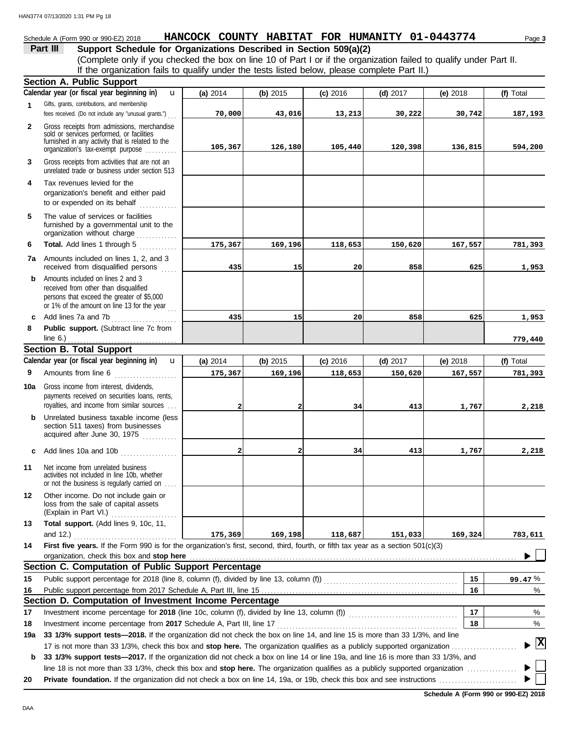Schedule A (Form 990 or 990-EZ) 2018 **HANCOCK COUNTY HABITAT FOR HUMANITY 01-0443774** Page **3**

## Part III Support Schedule for Organizations Described in Section 509(a)(2)

(Complete only if you checked the box on line 10 of Part I or if the organization failed to qualify under Part II. If the organization fails to qualify under the tests listed below, please complete Part II.)

### Section A. Public Support

| | Calendar year (or fiscal year beginning in) | (a) 2014 | (b) 2015 | (c) 2016 | (d) 2017 | (e) 2018 | (f) Total |
|---|---|---|---|---|---|---|---|
| 1 | Gifts, grants, contributions, and membership fees received. (Do not include any "unusual grants.") | 70,000 | 43,016 | 13,213 | 30,222 | 30,742 | 187,193 |
| 2 | Gross receipts from admissions, merchandise sold or services performed, or facilities furnished in any activity that is related to the organization's tax-exempt purpose | 105,367 | 126,180 | 105,440 | 120,398 | 136,815 | 594,200 |
| 3 | Gross receipts from activities that are not an unrelated trade or business under section 513 | | | | | | |
| 4 | Tax revenues levied for the organization's benefit and either paid to or expended on its behalf | | | | | | |
| 5 | The value of services or facilities furnished by a governmental unit to the organization without charge | | | | | | |
| 6 | **Total.** Add lines 1 through 5 | 175,367 | 169,196 | 118,653 | 150,620 | 167,557 | 781,393 |
| 7a | Amounts included on lines 1, 2, and 3 received from disqualified persons | 435 | 15 | 20 | 858 | 625 | 1,953 |
| b | Amounts included on lines 2 and 3 received from other than disqualified persons that exceed the greater of $5,000 or 1% of the amount on line 13 for the year | | | | | | |
| c | Add lines 7a and 7b | 435 | 15 | 20 | 858 | 625 | 1,953 |
| 8 | **Public support.** (Subtract line 7c from line 6.) | | | | | | 779,440 |

### Section B. Total Support

| | Calendar year (or fiscal year beginning in) | (a) 2014 | (b) 2015 | (c) 2016 | (d) 2017 | (e) 2018 | (f) Total |
|---|---|---|---|---|---|---|---|
| 9 | Amounts from line 6 | 175,367 | 169,196 | 118,653 | 150,620 | 167,557 | 781,393 |
| 10a | Gross income from interest, dividends, payments received on securities loans, rents, royalties, and income from similar sources | 2 | 2 | 34 | 413 | 1,767 | 2,218 |
| b | Unrelated business taxable income (less section 511 taxes) from businesses acquired after June 30, 1975 | | | | | | |
| c | Add lines 10a and 10b | 2 | 2 | 34 | 413 | 1,767 | 2,218 |
| 11 | Net income from unrelated business activities not included in line 10b, whether or not the business is regularly carried on | | | | | | |
| 12 | Other income. Do not include gain or loss from the sale of capital assets (Explain in Part VI.) | | | | | | |
| 13 | **Total support.** (Add lines 9, 10c, 11, and 12.) | 175,369 | 169,198 | 118,687 | 151,033 | 169,324 | 783,611 |

**14** **First five years.** If the Form 990 is for the organization's first, second, third, fourth, or fifth tax year as a section 501(c)(3) organization, check this box and **stop here** ☐

### Section C. Computation of Public Support Percentage

| | | | |
|---|---|---|---|
| 15 | Public support percentage for 2018 (line 8, column (f), divided by line 13, column (f)) | 15 | 99.47 % |
| 16 | Public support percentage from 2017 Schedule A, Part III, line 15 | 16 | % |

### Section D. Computation of Investment Income Percentage

| | | | |
|---|---|---|---|
| 17 | Investment income percentage for **2018** (line 10c, column (f), divided by line 13, column (f)) | 17 | % |
| 18 | Investment income percentage from **2017** Schedule A, Part III, line 17 | 18 | % |

**19a** **33 1/3% support tests—2018.** If the organization did not check the box on line 14, and line 15 is more than 33 1/3%, and line 17 is not more than 33 1/3%, check this box and **stop here.** The organization qualifies as a publicly supported organization ☒

**b** **33 1/3% support tests—2017.** If the organization did not check a box on line 14 or line 19a, and line 16 is more than 33 1/3%, and line 18 is not more than 33 1/3%, check this box and **stop here.** The organization qualifies as a publicly supported organization ☐

**20** **Private foundation.** If the organization did not check a box on line 14, 19a, or 19b, check this box and see instructions ☐

**Schedule A (Form 990 or 990-EZ) 2018**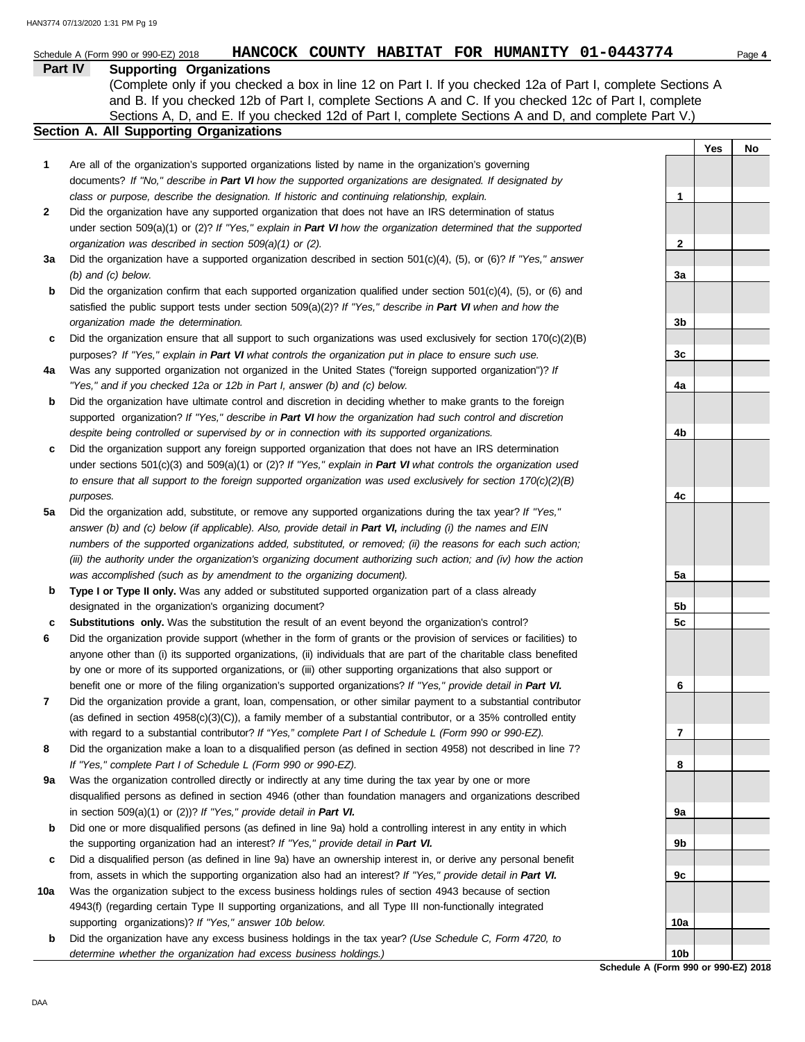Schedule A (Form 990 or 990-EZ) 2018 **HANCOCK COUNTY HABITAT FOR HUMANITY 01-0443774**

## Part IV Supporting Organizations

(Complete only if you checked a box in line 12 on Part I. If you checked 12a of Part I, complete Sections A and B. If you checked 12b of Part I, complete Sections A and C. If you checked 12c of Part I, complete Sections A, D, and E. If you checked 12d of Part I, complete Sections A and D, and complete Part V.)

### Section A. All Supporting Organizations

| | | | Yes | No |
|---|---|---|---|---|
| **1** | Are all of the organization's supported organizations listed by name in the organization's governing documents? *If "No," describe in **Part VI** how the supported organizations are designated. If designated by class or purpose, describe the designation. If historic and continuing relationship, explain.* | 1 | | |
| **2** | Did the organization have any supported organization that does not have an IRS determination of status under section 509(a)(1) or (2)? *If "Yes," explain in **Part VI** how the organization determined that the supported organization was described in section 509(a)(1) or (2).* | 2 | | |
| **3a** | Did the organization have a supported organization described in section 501(c)(4), (5), or (6)? *If "Yes," answer (b) and (c) below.* | 3a | | |
| **b** | Did the organization confirm that each supported organization qualified under section 501(c)(4), (5), or (6) and satisfied the public support tests under section 509(a)(2)? *If "Yes," describe in **Part VI** when and how the organization made the determination.* | 3b | | |
| **c** | Did the organization ensure that all support to such organizations was used exclusively for section 170(c)(2)(B) purposes? *If "Yes," explain in **Part VI** what controls the organization put in place to ensure such use.* | 3c | | |
| **4a** | Was any supported organization not organized in the United States ("foreign supported organization")? *If "Yes," and if you checked 12a or 12b in Part I, answer (b) and (c) below.* | 4a | | |
| **b** | Did the organization have ultimate control and discretion in deciding whether to make grants to the foreign supported organization? *If "Yes," describe in **Part VI** how the organization had such control and discretion despite being controlled or supervised by or in connection with its supported organizations.* | 4b | | |
| **c** | Did the organization support any foreign supported organization that does not have an IRS determination under sections 501(c)(3) and 509(a)(1) or (2)? *If "Yes," explain in **Part VI** what controls the organization used to ensure that all support to the foreign supported organization was used exclusively for section 170(c)(2)(B) purposes.* | 4c | | |
| **5a** | Did the organization add, substitute, or remove any supported organizations during the tax year? *If "Yes," answer (b) and (c) below (if applicable). Also, provide detail in **Part VI,** including (i) the names and EIN numbers of the supported organizations added, substituted, or removed; (ii) the reasons for each such action; (iii) the authority under the organization's organizing document authorizing such action; and (iv) how the action was accomplished (such as by amendment to the organizing document).* | 5a | | |
| **b** | **Type I or Type II only.** Was any added or substituted supported organization part of a class already designated in the organization's organizing document? | 5b | | |
| **c** | **Substitutions only.** Was the substitution the result of an event beyond the organization's control? | 5c | | |
| **6** | Did the organization provide support (whether in the form of grants or the provision of services or facilities) to anyone other than (i) its supported organizations, (ii) individuals that are part of the charitable class benefited by one or more of its supported organizations, or (iii) other supporting organizations that also support or benefit one or more of the filing organization's supported organizations? *If "Yes," provide detail in **Part VI.*** | 6 | | |
| **7** | Did the organization provide a grant, loan, compensation, or other similar payment to a substantial contributor (as defined in section 4958(c)(3)(C)), a family member of a substantial contributor, or a 35% controlled entity with regard to a substantial contributor? *If "Yes," complete Part I of Schedule L (Form 990 or 990-EZ).* | 7 | | |
| **8** | Did the organization make a loan to a disqualified person (as defined in section 4958) not described in line 7? *If "Yes," complete Part I of Schedule L (Form 990 or 990-EZ).* | 8 | | |
| **9a** | Was the organization controlled directly or indirectly at any time during the tax year by one or more disqualified persons as defined in section 4946 (other than foundation managers and organizations described in section 509(a)(1) or (2))? *If "Yes," provide detail in **Part VI.*** | 9a | | |
| **b** | Did one or more disqualified persons (as defined in line 9a) hold a controlling interest in any entity in which the supporting organization had an interest? *If "Yes," provide detail in **Part VI.*** | 9b | | |
| **c** | Did a disqualified person (as defined in line 9a) have an ownership interest in, or derive any personal benefit from, assets in which the supporting organization also had an interest? *If "Yes," provide detail in **Part VI.*** | 9c | | |
| **10a** | Was the organization subject to the excess business holdings rules of section 4943 because of section 4943(f) (regarding certain Type II supporting organizations, and all Type III non-functionally integrated supporting organizations)? *If "Yes," answer 10b below.* | 10a | | |
| **b** | Did the organization have any excess business holdings in the tax year? *(Use Schedule C, Form 4720, to determine whether the organization had excess business holdings.)* | 10b | | |

**Schedule A (Form 990 or 990-EZ) 2018**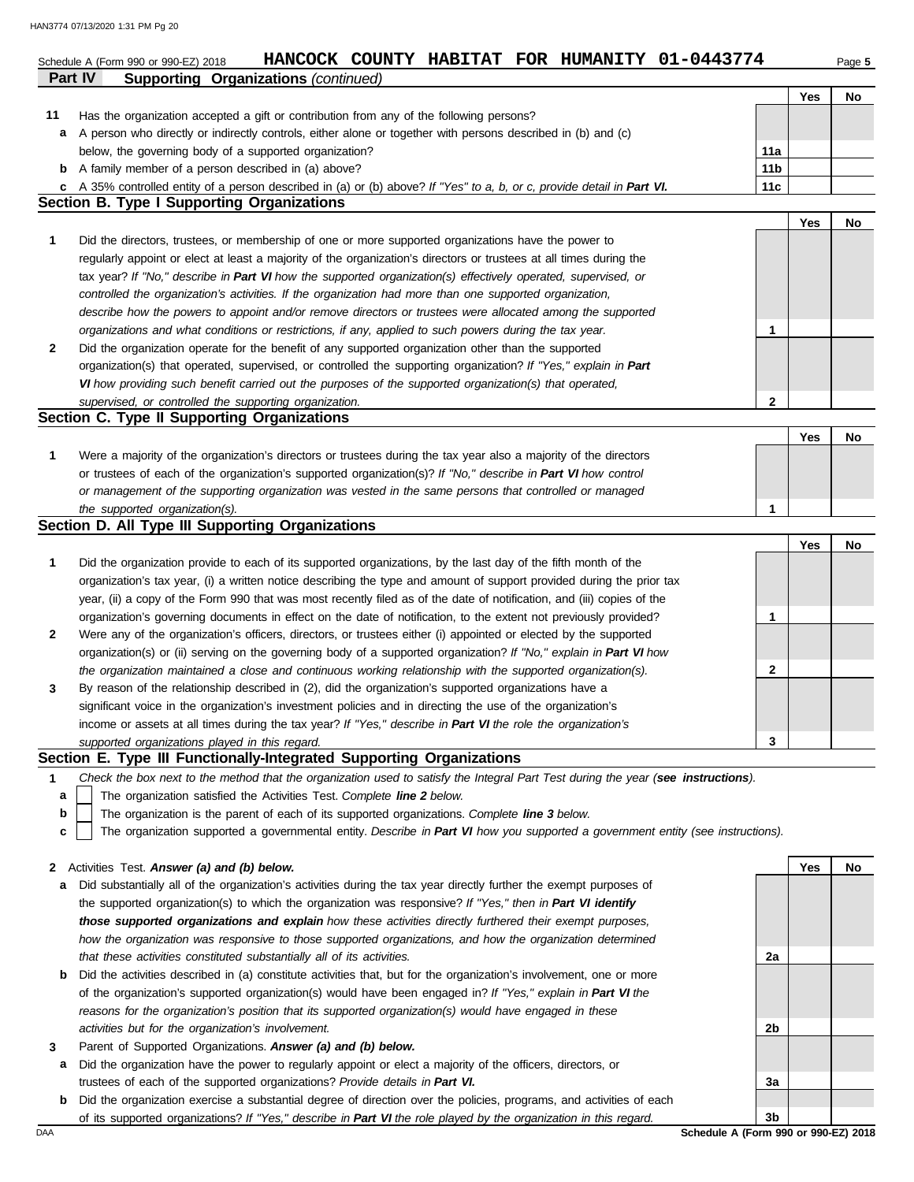Schedule A (Form 990 or 990-EZ) 2018 **HANCOCK COUNTY HABITAT FOR HUMANITY 01-0443774**

## Part IV Supporting Organizations *(continued)*

| | | | Yes | No |
|---|---|---|---|---|
| **11** | Has the organization accepted a gift or contribution from any of the following persons? | | | |
| **a** | A person who directly or indirectly controls, either alone or together with persons described in (b) and (c) below, the governing body of a supported organization? | **11a** | | |
| **b** | A family member of a person described in (a) above? | **11b** | | |
| **c** | A 35% controlled entity of a person described in (a) or (b) above? *If "Yes" to a, b, or c, provide detail in **Part VI.*** | **11c** | | |

### Section B. Type I Supporting Organizations

| | | | Yes | No |
|---|---|---|---|---|
| **1** | Did the directors, trustees, or membership of one or more supported organizations have the power to regularly appoint or elect at least a majority of the organization's directors or trustees at all times during the tax year? *If "No," describe in **Part VI** how the supported organization(s) effectively operated, supervised, or controlled the organization's activities. If the organization had more than one supported organization, describe how the powers to appoint and/or remove directors or trustees were allocated among the supported organizations and what conditions or restrictions, if any, applied to such powers during the tax year.* | **1** | | |
| **2** | Did the organization operate for the benefit of any supported organization other than the supported organization(s) that operated, supervised, or controlled the supporting organization? *If "Yes," explain in **Part VI** how providing such benefit carried out the purposes of the supported organization(s) that operated, supervised, or controlled the supporting organization.* | **2** | | |

### Section C. Type II Supporting Organizations

| | | | Yes | No |
|---|---|---|---|---|
| **1** | Were a majority of the organization's directors or trustees during the tax year also a majority of the directors or trustees of each of the organization's supported organization(s)? *If "No," describe in **Part VI** how control or management of the supporting organization was vested in the same persons that controlled or managed the supported organization(s).* | **1** | | |

### Section D. All Type III Supporting Organizations

| | | | Yes | No |
|---|---|---|---|---|
| **1** | Did the organization provide to each of its supported organizations, by the last day of the fifth month of the organization's tax year, (i) a written notice describing the type and amount of support provided during the prior tax year, (ii) a copy of the Form 990 that was most recently filed as of the date of notification, and (iii) copies of the organization's governing documents in effect on the date of notification, to the extent not previously provided? | **1** | | |
| **2** | Were any of the organization's officers, directors, or trustees either (i) appointed or elected by the supported organization(s) or (ii) serving on the governing body of a supported organization? *If "No," explain in **Part VI** how the organization maintained a close and continuous working relationship with the supported organization(s).* | **2** | | |
| **3** | By reason of the relationship described in (2), did the organization's supported organizations have a significant voice in the organization's investment policies and in directing the use of the organization's income or assets at all times during the tax year? *If "Yes," describe in **Part VI** the role the organization's supported organizations played in this regard.* | **3** | | |

### Section E. Type III Functionally-Integrated Supporting Organizations

**1** *Check the box next to the method that the organization used to satisfy the Integral Part Test during the year (**see instructions**).*

- **a** ☐ The organization satisfied the Activities Test. *Complete **line 2** below.*
- **b** ☐ The organization is the parent of each of its supported organizations. *Complete **line 3** below.*
- **c** ☐ The organization supported a governmental entity. *Describe in **Part VI** how you supported a government entity (see instructions).*

| | | | Yes | No |
|---|---|---|---|---|
| **2** | Activities Test. ***Answer (a) and (b) below.*** | | | |
| **a** | Did substantially all of the organization's activities during the tax year directly further the exempt purposes of the supported organization(s) to which the organization was responsive? *If "Yes," then in **Part VI identify those supported organizations and explain** how these activities directly furthered their exempt purposes, how the organization was responsive to those supported organizations, and how the organization determined that these activities constituted substantially all of its activities.* | **2a** | | |
| **b** | Did the activities described in (a) constitute activities that, but for the organization's involvement, one or more of the organization's supported organization(s) would have been engaged in? *If "Yes," explain in **Part VI** the reasons for the organization's position that its supported organization(s) would have engaged in these activities but for the organization's involvement.* | **2b** | | |
| **3** | Parent of Supported Organizations. ***Answer (a) and (b) below.*** | | | |
| **a** | Did the organization have the power to regularly appoint or elect a majority of the officers, directors, or trustees of each of the supported organizations? *Provide details in **Part VI.*** | **3a** | | |
| **b** | Did the organization exercise a substantial degree of direction over the policies, programs, and activities of each of its supported organizations? *If "Yes," describe in **Part VI** the role played by the organization in this regard.* | **3b** | | |

**Schedule A (Form 990 or 990-EZ) 2018**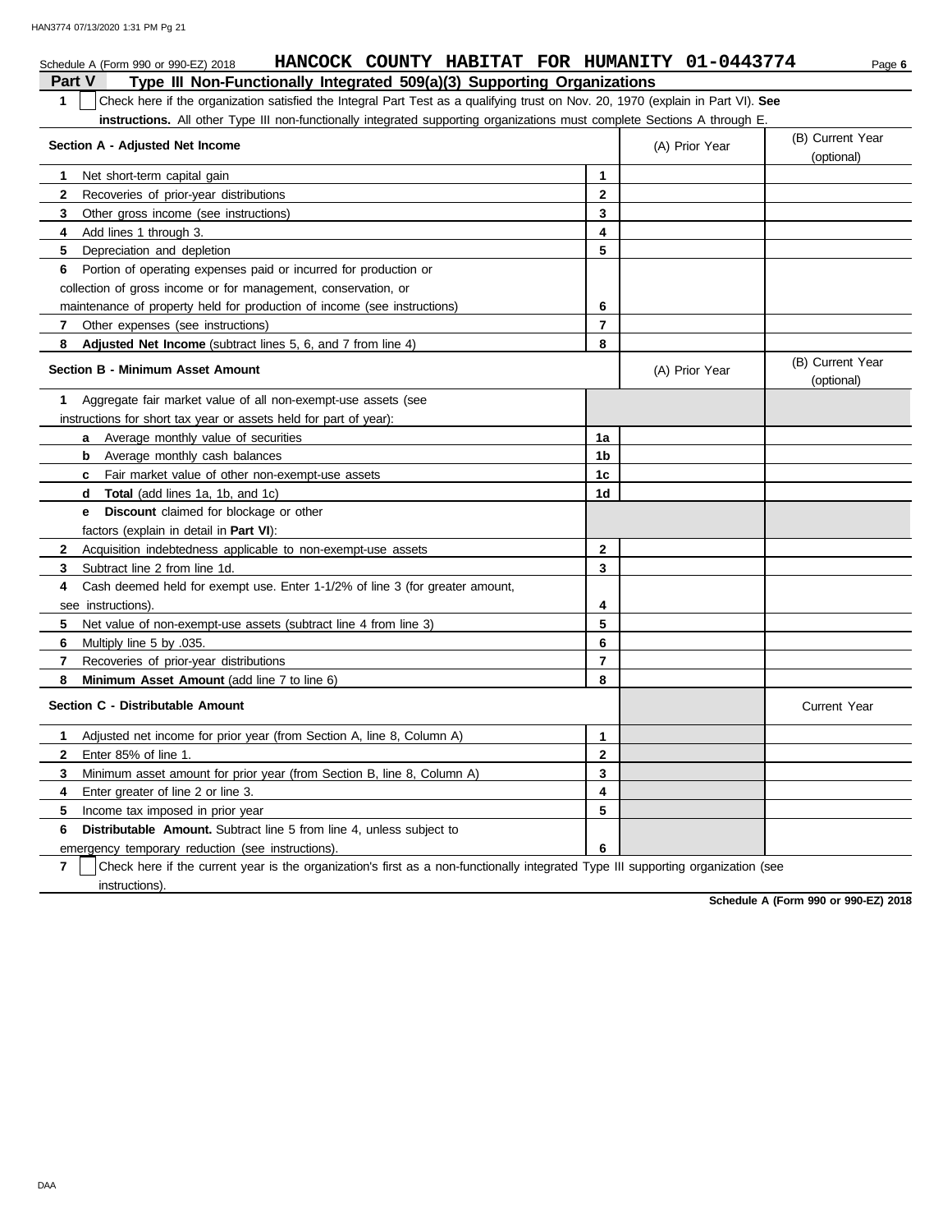Schedule A (Form 990 or 990-EZ) 2018 **HANCOCK COUNTY HABITAT FOR HUMANITY 01-0443774** Page **6**

## Part V Type III Non-Functionally Integrated 509(a)(3) Supporting Organizations

**1** ☐ Check here if the organization satisfied the Integral Part Test as a qualifying trust on Nov. 20, 1970 (explain in Part VI). **See instructions.** All other Type III non-functionally integrated supporting organizations must complete Sections A through E.

| **Section A - Adjusted Net Income** | | (A) Prior Year | (B) Current Year (optional) |
|---|---|---|---|
| **1** Net short-term capital gain | 1 | | |
| **2** Recoveries of prior-year distributions | 2 | | |
| **3** Other gross income (see instructions) | 3 | | |
| **4** Add lines 1 through 3. | 4 | | |
| **5** Depreciation and depletion | 5 | | |
| **6** Portion of operating expenses paid or incurred for production or collection of gross income or for management, conservation, or maintenance of property held for production of income (see instructions) | 6 | | |
| **7** Other expenses (see instructions) | 7 | | |
| **8** **Adjusted Net Income** (subtract lines 5, 6, and 7 from line 4) | 8 | | |

| **Section B - Minimum Asset Amount** | | (A) Prior Year | (B) Current Year (optional) |
|---|---|---|---|
| **1** Aggregate fair market value of all non-exempt-use assets (see instructions for short tax year or assets held for part of year): | | | |
| **a** Average monthly value of securities | 1a | | |
| **b** Average monthly cash balances | 1b | | |
| **c** Fair market value of other non-exempt-use assets | 1c | | |
| **d** **Total** (add lines 1a, 1b, and 1c) | 1d | | |
| **e** **Discount** claimed for blockage or other factors (explain in detail in **Part VI**): | | | |
| **2** Acquisition indebtedness applicable to non-exempt-use assets | 2 | | |
| **3** Subtract line 2 from line 1d. | 3 | | |
| **4** Cash deemed held for exempt use. Enter 1-1/2% of line 3 (for greater amount, see instructions). | 4 | | |
| **5** Net value of non-exempt-use assets (subtract line 4 from line 3) | 5 | | |
| **6** Multiply line 5 by .035. | 6 | | |
| **7** Recoveries of prior-year distributions | 7 | | |
| **8** **Minimum Asset Amount** (add line 7 to line 6) | 8 | | |

| **Section C - Distributable Amount** | | | Current Year |
|---|---|---|---|
| **1** Adjusted net income for prior year (from Section A, line 8, Column A) | 1 | | |
| **2** Enter 85% of line 1. | 2 | | |
| **3** Minimum asset amount for prior year (from Section B, line 8, Column A) | 3 | | |
| **4** Enter greater of line 2 or line 3. | 4 | | |
| **5** Income tax imposed in prior year | 5 | | |
| **6** **Distributable Amount.** Subtract line 5 from line 4, unless subject to emergency temporary reduction (see instructions). | 6 | | |

**7** ☐ Check here if the current year is the organization's first as a non-functionally integrated Type III supporting organization (see instructions).

**Schedule A (Form 990 or 990-EZ) 2018**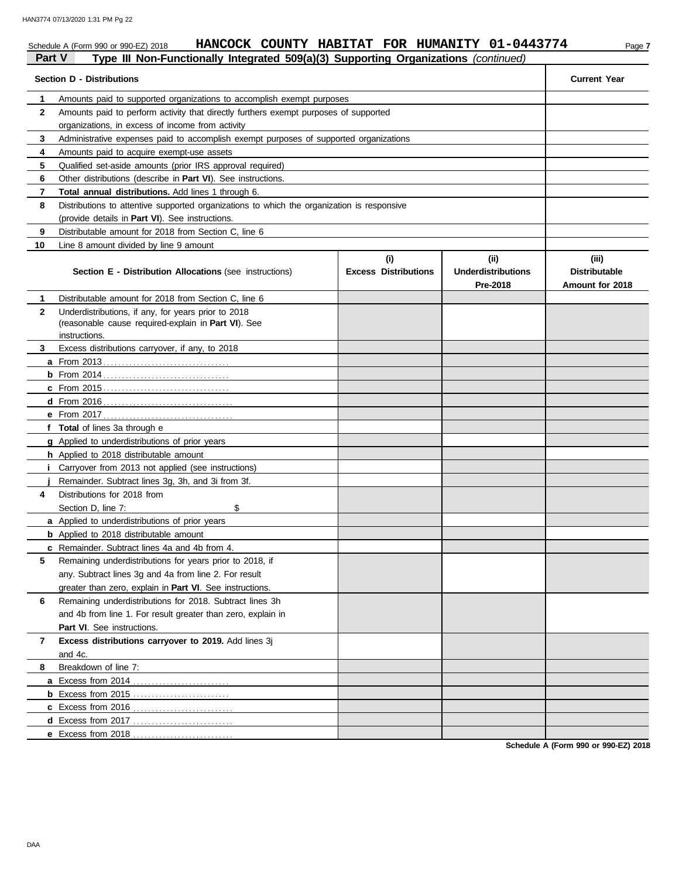Schedule A (Form 990 or 990-EZ) 2018 **HANCOCK COUNTY HABITAT FOR HUMANITY 01-0443774** Page **7**

## Part V — Type III Non-Functionally Integrated 509(a)(3) Supporting Organizations *(continued)*

| | **Section D - Distributions** | **Current Year** |
|---|---|---|
| **1** | Amounts paid to supported organizations to accomplish exempt purposes | |
| **2** | Amounts paid to perform activity that directly furthers exempt purposes of supported organizations, in excess of income from activity | |
| **3** | Administrative expenses paid to accomplish exempt purposes of supported organizations | |
| **4** | Amounts paid to acquire exempt-use assets | |
| **5** | Qualified set-aside amounts (prior IRS approval required) | |
| **6** | Other distributions (describe in **Part VI**). See instructions. | |
| **7** | **Total annual distributions.** Add lines 1 through 6. | |
| **8** | Distributions to attentive supported organizations to which the organization is responsive (provide details in **Part VI**). See instructions. | |
| **9** | Distributable amount for 2018 from Section C, line 6 | |
| **10** | Line 8 amount divided by line 9 amount | |

| | **Section E - Distribution Allocations** (see instructions) | **(i) Excess Distributions** | **(ii) Underdistributions Pre-2018** | **(iii) Distributable Amount for 2018** |
|---|---|---|---|---|
| **1** | Distributable amount for 2018 from Section C, line 6 | | | |
| **2** | Underdistributions, if any, for years prior to 2018 (reasonable cause required-explain in **Part VI**). See instructions. | | | |
| **3** | Excess distributions carryover, if any, to 2018 | | | |
| **a** | From 2013 | | | |
| **b** | From 2014 | | | |
| **c** | From 2015 | | | |
| **d** | From 2016 | | | |
| **e** | From 2017 | | | |
| **f** | **Total** of lines 3a through e | | | |
| **g** | Applied to underdistributions of prior years | | | |
| **h** | Applied to 2018 distributable amount | | | |
| **i** | Carryover from 2013 not applied (see instructions) | | | |
| **j** | Remainder. Subtract lines 3g, 3h, and 3i from 3f. | | | |
| **4** | Distributions for 2018 from Section D, line 7: $ | | | |
| **a** | Applied to underdistributions of prior years | | | |
| **b** | Applied to 2018 distributable amount | | | |
| **c** | Remainder. Subtract lines 4a and 4b from 4. | | | |
| **5** | Remaining underdistributions for years prior to 2018, if any. Subtract lines 3g and 4a from line 2. For result greater than zero, explain in **Part VI**. See instructions. | | | |
| **6** | Remaining underdistributions for 2018. Subtract lines 3h and 4b from line 1. For result greater than zero, explain in **Part VI**. See instructions. | | | |
| **7** | **Excess distributions carryover to 2019.** Add lines 3j and 4c. | | | |
| **8** | Breakdown of line 7: | | | |
| **a** | Excess from 2014 | | | |
| **b** | Excess from 2015 | | | |
| **c** | Excess from 2016 | | | |
| **d** | Excess from 2017 | | | |
| **e** | Excess from 2018 | | | |

**Schedule A (Form 990 or 990-EZ) 2018**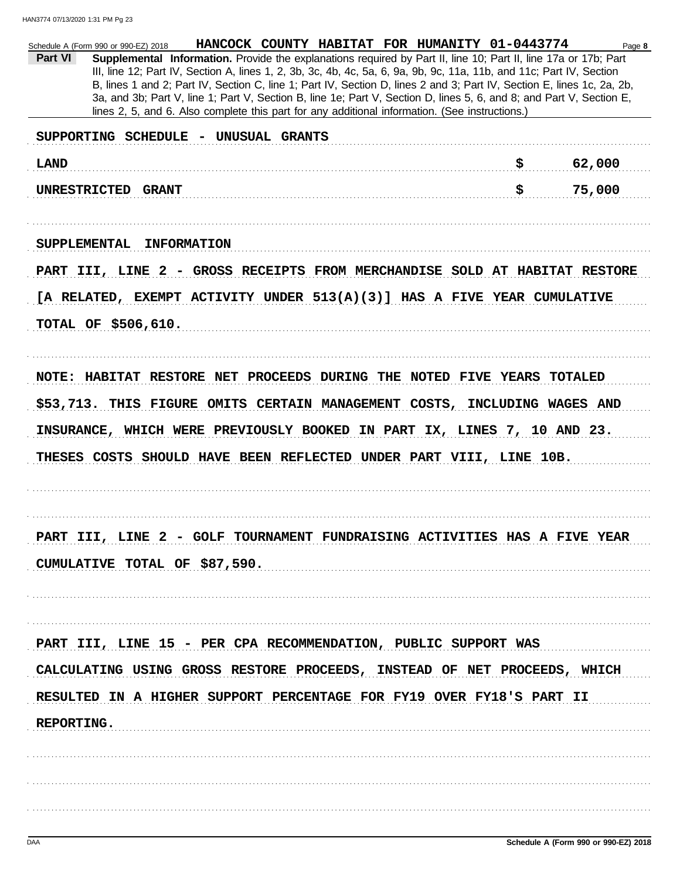Schedule A (Form 990 or 990-EZ) 2018 HANCOCK COUNTY HABITAT FOR HUMANITY 01-0443774 Page **8**

**Part VI** **Supplemental Information.** Provide the explanations required by Part II, line 10; Part II, line 17a or 17b; Part III, line 12; Part IV, Section A, lines 1, 2, 3b, 3c, 4b, 4c, 5a, 6, 9a, 9b, 9c, 11a, 11b, and 11c; Part IV, Section B, lines 1 and 2; Part IV, Section C, line 1; Part IV, Section D, lines 2 and 3; Part IV, Section E, lines 1c, 2a, 2b, 3a, and 3b; Part V, line 1; Part V, Section B, line 1e; Part V, Section D, lines 5, 6, and 8; and Part V, Section E, lines 2, 5, and 6. Also complete this part for any additional information. (See instructions.)

SUPPORTING SCHEDULE - UNUSUAL GRANTS

| | |
|---|---|
| LAND | $ 62,000 |
| UNRESTRICTED GRANT | $ 75,000 |

SUPPLEMENTAL INFORMATION

PART III, LINE 2 - GROSS RECEIPTS FROM MERCHANDISE SOLD AT HABITAT RESTORE [A RELATED, EXEMPT ACTIVITY UNDER 513(A)(3)] HAS A FIVE YEAR CUMULATIVE TOTAL OF $506,610.

NOTE: HABITAT RESTORE NET PROCEEDS DURING THE NOTED FIVE YEARS TOTALED $53,713. THIS FIGURE OMITS CERTAIN MANAGEMENT COSTS, INCLUDING WAGES AND INSURANCE, WHICH WERE PREVIOUSLY BOOKED IN PART IX, LINES 7, 10 AND 23. THESES COSTS SHOULD HAVE BEEN REFLECTED UNDER PART VIII, LINE 10B.

PART III, LINE 2 - GOLF TOURNAMENT FUNDRAISING ACTIVITIES HAS A FIVE YEAR CUMULATIVE TOTAL OF $87,590.

PART III, LINE 15 - PER CPA RECOMMENDATION, PUBLIC SUPPORT WAS CALCULATING USING GROSS RESTORE PROCEEDS, INSTEAD OF NET PROCEEDS, WHICH RESULTED IN A HIGHER SUPPORT PERCENTAGE FOR FY19 OVER FY18'S PART II REPORTING.

DAA **Schedule A (Form 990 or 990-EZ) 2018**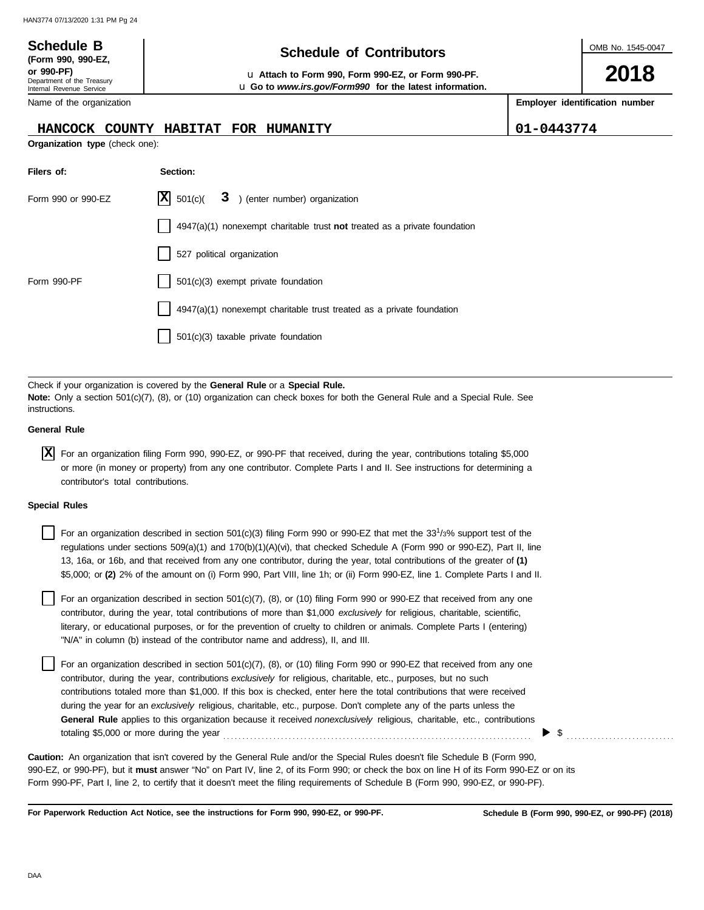**Schedule B**
**(Form 990, 990-EZ, or 990-PF)**
Department of the Treasury
Internal Revenue Service

# Schedule of Contributors

u **Attach to Form 990, Form 990-EZ, or Form 990-PF.**
u **Go to *www.irs.gov/Form990* for the latest information.**

OMB No. 1545-0047

**2018**

Name of the organization: **HANCOCK COUNTY HABITAT FOR HUMANITY**

**Employer identification number:** 01-0443774

**Organization type** (check one):

| Filers of: | Section: |
|---|---|
| Form 990 or 990-EZ | [X] 501(c)( **3** ) (enter number) organization |
| | [ ] 4947(a)(1) nonexempt charitable trust **not** treated as a private foundation |
| | [ ] 527 political organization |
| Form 990-PF | [ ] 501(c)(3) exempt private foundation |
| | [ ] 4947(a)(1) nonexempt charitable trust treated as a private foundation |
| | [ ] 501(c)(3) taxable private foundation |

Check if your organization is covered by the **General Rule** or a **Special Rule.**
**Note:** Only a section 501(c)(7), (8), or (10) organization can check boxes for both the General Rule and a Special Rule. See instructions.

**General Rule**

[X] For an organization filing Form 990, 990-EZ, or 990-PF that received, during the year, contributions totaling $5,000 or more (in money or property) from any one contributor. Complete Parts I and II. See instructions for determining a contributor's total contributions.

**Special Rules**

[ ] For an organization described in section 501(c)(3) filing Form 990 or 990-EZ that met the $33^{1}/_{3}$% support test of the regulations under sections 509(a)(1) and 170(b)(1)(A)(vi), that checked Schedule A (Form 990 or 990-EZ), Part II, line 13, 16a, or 16b, and that received from any one contributor, during the year, total contributions of the greater of **(1)** $5,000; or **(2)** 2% of the amount on (i) Form 990, Part VIII, line 1h; or (ii) Form 990-EZ, line 1. Complete Parts I and II.

[ ] For an organization described in section 501(c)(7), (8), or (10) filing Form 990 or 990-EZ that received from any one contributor, during the year, total contributions of more than $1,000 *exclusively* for religious, charitable, scientific, literary, or educational purposes, or for the prevention of cruelty to children or animals. Complete Parts I (entering) "N/A" in column (b) instead of the contributor name and address), II, and III.

[ ] For an organization described in section 501(c)(7), (8), or (10) filing Form 990 or 990-EZ that received from any one contributor, during the year, contributions *exclusively* for religious, charitable, etc., purposes, but no such contributions totaled more than $1,000. If this box is checked, enter here the total contributions that were received during the year for an *exclusively* religious, charitable, etc., purpose. Don't complete any of the parts unless the **General Rule** applies to this organization because it received *nonexclusively* religious, charitable, etc., contributions totaling $5,000 or more during the year ▶ $

**Caution:** An organization that isn't covered by the General Rule and/or the Special Rules doesn't file Schedule B (Form 990, 990-EZ, or 990-PF), but it **must** answer "No" on Part IV, line 2, of its Form 990; or check the box on line H of its Form 990-EZ or on its Form 990-PF, Part I, line 2, to certify that it doesn't meet the filing requirements of Schedule B (Form 990, 990-EZ, or 990-PF).

**For Paperwork Reduction Act Notice, see the instructions for Form 990, 990-EZ, or 990-PF.** **Schedule B (Form 990, 990-EZ, or 990-PF) (2018)**

DAA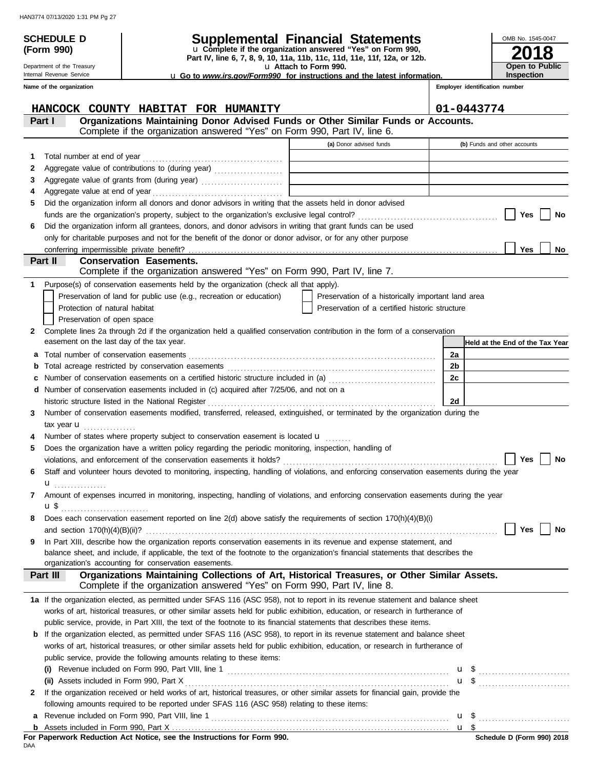**SCHEDULE D (Form 990)**

Department of the Treasury
Internal Revenue Service

# Supplemental Financial Statements

u Complete if the organization answered "Yes" on Form 990, Part IV, line 6, 7, 8, 9, 10, 11a, 11b, 11c, 11d, 11e, 11f, 12a, or 12b.
u Attach to Form 990.
u Go to *www.irs.gov/Form990* for instructions and the latest information.

OMB No. 1545-0047

**2018**

**Open to Public Inspection**

| Name of the organization | Employer identification number |
|---|---|
| HANCOCK COUNTY HABITAT FOR HUMANITY | 01-0443774 |

**Part I — Organizations Maintaining Donor Advised Funds or Other Similar Funds or Accounts.** Complete if the organization answered "Yes" on Form 990, Part IV, line 6.

| | | (a) Donor advised funds | (b) Funds and other accounts |
|---|---|---|---|
| 1 | Total number at end of year | | |
| 2 | Aggregate value of contributions to (during year) | | |
| 3 | Aggregate value of grants from (during year) | | |
| 4 | Aggregate value at end of year | | |

5 Did the organization inform all donors and donor advisors in writing that the assets held in donor advised funds are the organization's property, subject to the organization's exclusive legal control? ☐ Yes ☐ No

6 Did the organization inform all grantees, donors, and donor advisors in writing that grant funds can be used only for charitable purposes and not for the benefit of the donor or donor advisor, or for any other purpose conferring impermissible private benefit? ☐ Yes ☐ No

**Part II — Conservation Easements.** Complete if the organization answered "Yes" on Form 990, Part IV, line 7.

1 Purpose(s) of conservation easements held by the organization (check all that apply).

- ☐ Preservation of land for public use (e.g., recreation or education)
- ☐ Protection of natural habitat
- ☐ Preservation of open space
- ☐ Preservation of a historically important land area
- ☐ Preservation of a certified historic structure

2 Complete lines 2a through 2d if the organization held a qualified conservation contribution in the form of a conservation easement on the last day of the tax year.

| | | | Held at the End of the Tax Year |
|---|---|---|---|
| a | Total number of conservation easements | 2a | |
| b | Total acreage restricted by conservation easements | 2b | |
| c | Number of conservation easements on a certified historic structure included in (a) | 2c | |
| d | Number of conservation easements included in (c) acquired after 7/25/06, and not on a historic structure listed in the National Register | 2d | |

3 Number of conservation easements modified, transferred, released, extinguished, or terminated by the organization during the tax year u

4 Number of states where property subject to conservation easement is located u

5 Does the organization have a written policy regarding the periodic monitoring, inspection, handling of violations, and enforcement of the conservation easements it holds? ☐ Yes ☐ No

6 Staff and volunteer hours devoted to monitoring, inspecting, handling of violations, and enforcing conservation easements during the year u

7 Amount of expenses incurred in monitoring, inspecting, handling of violations, and enforcing conservation easements during the year u $

8 Does each conservation easement reported on line 2(d) above satisfy the requirements of section 170(h)(4)(B)(i) and section 170(h)(4)(B)(ii)? ☐ Yes ☐ No

9 In Part XIII, describe how the organization reports conservation easements in its revenue and expense statement, and balance sheet, and include, if applicable, the text of the footnote to the organization's financial statements that describes the organization's accounting for conservation easements.

**Part III — Organizations Maintaining Collections of Art, Historical Treasures, or Other Similar Assets.** Complete if the organization answered "Yes" on Form 990, Part IV, line 8.

1a If the organization elected, as permitted under SFAS 116 (ASC 958), not to report in its revenue statement and balance sheet works of art, historical treasures, or other similar assets held for public exhibition, education, or research in furtherance of public service, provide, in Part XIII, the text of the footnote to its financial statements that describes these items.

b If the organization elected, as permitted under SFAS 116 (ASC 958), to report in its revenue statement and balance sheet works of art, historical treasures, or other similar assets held for public exhibition, education, or research in furtherance of public service, provide the following amounts relating to these items:

(i) Revenue included on Form 990, Part VIII, line 1 u $

(ii) Assets included in Form 990, Part X u $

2 If the organization received or held works of art, historical treasures, or other similar assets for financial gain, provide the following amounts required to be reported under SFAS 116 (ASC 958) relating to these items:

a Revenue included on Form 990, Part VIII, line 1 u $

b Assets included in Form 990, Part X u $

**For Paperwork Reduction Act Notice, see the Instructions for Form 990.**

DAA

**Schedule D (Form 990) 2018**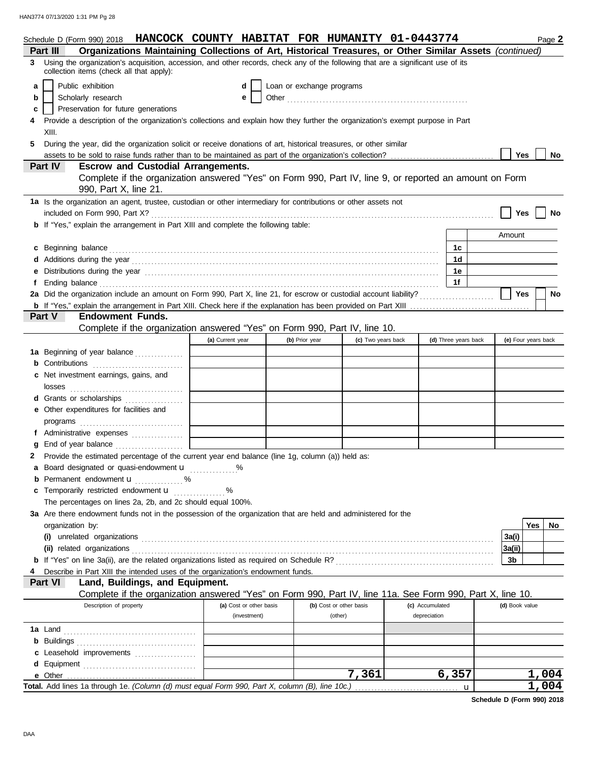Schedule D (Form 990) 2018 **HANCOCK COUNTY HABITAT FOR HUMANITY 01-0443774** Page **2**

## Part III Organizations Maintaining Collections of Art, Historical Treasures, or Other Similar Assets *(continued)*

**3** Using the organization's acquisition, accession, and other records, check any of the following that are a significant use of its collection items (check all that apply):

- **a** ☐ Public exhibition
- **b** ☐ Scholarly research
- **c** ☐ Preservation for future generations
- **d** ☐ Loan or exchange programs
- **e** ☐ Other

**4** Provide a description of the organization's collections and explain how they further the organization's exempt purpose in Part XIII.

**5** During the year, did the organization solicit or receive donations of art, historical treasures, or other similar assets to be sold to raise funds rather than to be maintained as part of the organization's collection? ☐ Yes ☐ No

## Part IV Escrow and Custodial Arrangements.

Complete if the organization answered "Yes" on Form 990, Part IV, line 9, or reported an amount on Form 990, Part X, line 21.

**1a** Is the organization an agent, trustee, custodian or other intermediary for contributions or other assets not included on Form 990, Part X? ☐ Yes ☐ No

**b** If "Yes," explain the arrangement in Part XIII and complete the following table:

| | | Amount |
|---|---|---|
| **c** Beginning balance | 1c | |
| **d** Additions during the year | 1d | |
| **e** Distributions during the year | 1e | |
| **f** Ending balance | 1f | |

**2a** Did the organization include an amount on Form 990, Part X, line 21, for escrow or custodial account liability? ☐ Yes ☐ No

**b** If "Yes," explain the arrangement in Part XIII. Check here if the explanation has been provided on Part XIII ☐

## Part V Endowment Funds.

Complete if the organization answered "Yes" on Form 990, Part IV, line 10.

| | (a) Current year | (b) Prior year | (c) Two years back | (d) Three years back | (e) Four years back |
|---|---|---|---|---|---|
| **1a** Beginning of year balance | | | | | |
| **b** Contributions | | | | | |
| **c** Net investment earnings, gains, and losses | | | | | |
| **d** Grants or scholarships | | | | | |
| **e** Other expenditures for facilities and programs | | | | | |
| **f** Administrative expenses | | | | | |
| **g** End of year balance | | | | | |

**2** Provide the estimated percentage of the current year end balance (line 1g, column (a)) held as:

- **a** Board designated or quasi-endowment u ______ %
- **b** Permanent endowment u ______ %
- **c** Temporarily restricted endowment u ______ %

The percentages on lines 2a, 2b, and 2c should equal 100%.

**3a** Are there endowment funds not in the possession of the organization that are held and administered for the organization by:

| | | Yes | No |
|---|---|---|---|
| **(i)** unrelated organizations | 3a(i) | | |
| **(ii)** related organizations | 3a(ii) | | |
| **b** If "Yes" on line 3a(ii), are the related organizations listed as required on Schedule R? | 3b | | |

**4** Describe in Part XIII the intended uses of the organization's endowment funds.

## Part VI Land, Buildings, and Equipment.

Complete if the organization answered "Yes" on Form 990, Part IV, line 11a. See Form 990, Part X, line 10.

| Description of property | (a) Cost or other basis (investment) | (b) Cost or other basis (other) | (c) Accumulated depreciation | (d) Book value |
|---|---|---|---|---|
| **1a** Land | | | | |
| **b** Buildings | | | | |
| **c** Leasehold improvements | | | | |
| **d** Equipment | | | | |
| **e** Other | | 7,361 | 6,357 | 1,004 |
| **Total.** Add lines 1a through 1e. *(Column (d) must equal Form 990, Part X, column (B), line 10c.)* u | | | | 1,004 |

**Schedule D (Form 990) 2018**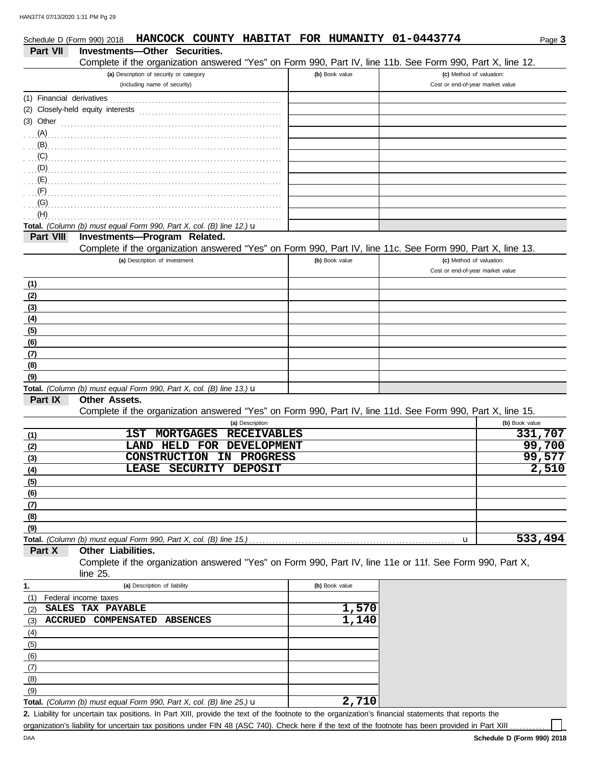Schedule D (Form 990) 2018 **HANCOCK COUNTY HABITAT FOR HUMANITY 01-0443774** Page **3**

**Part VII Investments—Other Securities.**

Complete if the organization answered "Yes" on Form 990, Part IV, line 11b. See Form 990, Part X, line 12.

| (a) Description of security or category (including name of security) | (b) Book value | (c) Method of valuation: Cost or end-of-year market value |
|---|---|---|
| (1) Financial derivatives | | |
| (2) Closely-held equity interests | | |
| (3) Other | | |
| (A) | | |
| (B) | | |
| (C) | | |
| (D) | | |
| (E) | | |
| (F) | | |
| (G) | | |
| (H) | | |
| **Total.** *(Column (b) must equal Form 990, Part X, col. (B) line 12.)* u | | |

**Part VIII Investments—Program Related.**

Complete if the organization answered "Yes" on Form 990, Part IV, line 11c. See Form 990, Part X, line 13.

| (a) Description of investment | (b) Book value | (c) Method of valuation: Cost or end-of-year market value |
|---|---|---|
| (1) | | |
| (2) | | |
| (3) | | |
| (4) | | |
| (5) | | |
| (6) | | |
| (7) | | |
| (8) | | |
| (9) | | |
| **Total.** *(Column (b) must equal Form 990, Part X, col. (B) line 13.)* u | | |

**Part IX Other Assets.**

Complete if the organization answered "Yes" on Form 990, Part IV, line 11d. See Form 990, Part X, line 15.

| (a) Description | (b) Book value |
|---|---|
| (1) 1ST MORTGAGES RECEIVABLES | 331,707 |
| (2) LAND HELD FOR DEVELOPMENT | 99,700 |
| (3) CONSTRUCTION IN PROGRESS | 99,577 |
| (4) LEASE SECURITY DEPOSIT | 2,510 |
| (5) | |
| (6) | |
| (7) | |
| (8) | |
| (9) | |
| **Total.** *(Column (b) must equal Form 990, Part X, col. (B) line 15.)* u | 533,494 |

**Part X Other Liabilities.**

Complete if the organization answered "Yes" on Form 990, Part IV, line 11e or 11f. See Form 990, Part X, line 25.

| 1. (a) Description of liability | (b) Book value |
|---|---|
| (1) Federal income taxes | |
| (2) SALES TAX PAYABLE | 1,570 |
| (3) ACCRUED COMPENSATED ABSENCES | 1,140 |
| (4) | |
| (5) | |
| (6) | |
| (7) | |
| (8) | |
| (9) | |
| **Total.** *(Column (b) must equal Form 990, Part X, col. (B) line 25.)* u | 2,710 |

**2.** Liability for uncertain tax positions. In Part XIII, provide the text of the footnote to the organization's financial statements that reports the organization's liability for uncertain tax positions under FIN 48 (ASC 740). Check here if the text of the footnote has been provided in Part XIII ☐

**Schedule D (Form 990) 2018**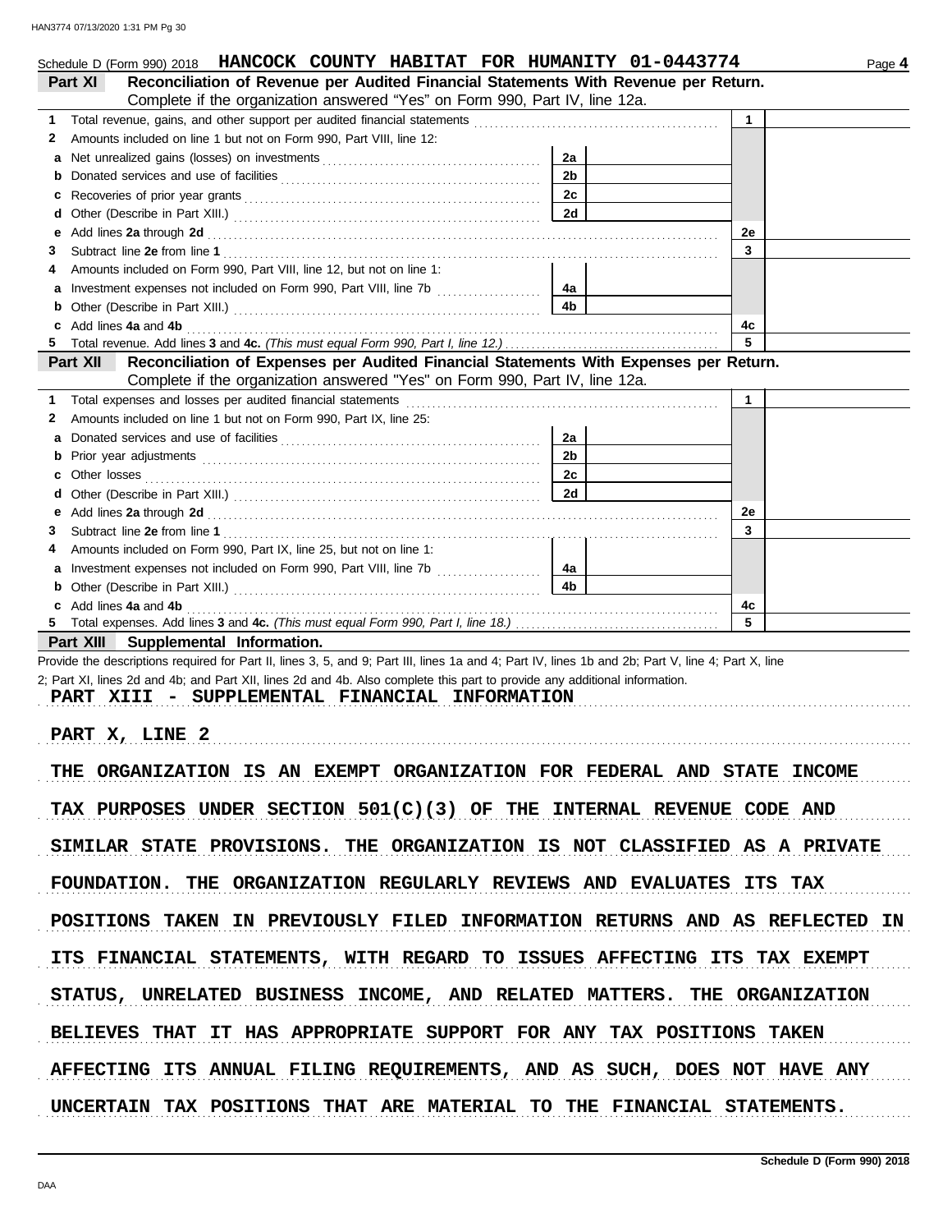Schedule D (Form 990) 2018 **HANCOCK COUNTY HABITAT FOR HUMANITY 01-0443774** Page **4**

## Part XI Reconciliation of Revenue per Audited Financial Statements With Revenue per Return.

Complete if the organization answered "Yes" on Form 990, Part IV, line 12a.

| | | | | | |
|---|---|---|---|---|---|
| **1** | Total revenue, gains, and other support per audited financial statements | | | 1 | |
| **2** | Amounts included on line 1 but not on Form 990, Part VIII, line 12: | | | | |
| **a** | Net unrealized gains (losses) on investments | 2a | | | |
| **b** | Donated services and use of facilities | 2b | | | |
| **c** | Recoveries of prior year grants | 2c | | | |
| **d** | Other (Describe in Part XIII.) | 2d | | | |
| **e** | Add lines **2a** through **2d** | | | 2e | |
| **3** | Subtract line **2e** from line **1** | | | 3 | |
| **4** | Amounts included on Form 990, Part VIII, line 12, but not on line 1: | | | | |
| **a** | Investment expenses not included on Form 990, Part VIII, line 7b | 4a | | | |
| **b** | Other (Describe in Part XIII.) | 4b | | | |
| **c** | Add lines **4a** and **4b** | | | 4c | |
| **5** | Total revenue. Add lines **3** and **4c.** *(This must equal Form 990, Part I, line 12.)* | | | 5 | |

## Part XII Reconciliation of Expenses per Audited Financial Statements With Expenses per Return.

Complete if the organization answered "Yes" on Form 990, Part IV, line 12a.

| | | | | | |
|---|---|---|---|---|---|
| **1** | Total expenses and losses per audited financial statements | | | 1 | |
| **2** | Amounts included on line 1 but not on Form 990, Part IX, line 25: | | | | |
| **a** | Donated services and use of facilities | 2a | | | |
| **b** | Prior year adjustments | 2b | | | |
| **c** | Other losses | 2c | | | |
| **d** | Other (Describe in Part XIII.) | 2d | | | |
| **e** | Add lines **2a** through **2d** | | | 2e | |
| **3** | Subtract line **2e** from line **1** | | | 3 | |
| **4** | Amounts included on Form 990, Part IX, line 25, but not on line 1: | | | | |
| **a** | Investment expenses not included on Form 990, Part VIII, line 7b | 4a | | | |
| **b** | Other (Describe in Part XIII.) | 4b | | | |
| **c** | Add lines **4a** and **4b** | | | 4c | |
| **5** | Total expenses. Add lines **3** and **4c.** *(This must equal Form 990, Part I, line 18.)* | | | 5 | |

## Part XIII Supplemental Information.

Provide the descriptions required for Part II, lines 3, 5, and 9; Part III, lines 1a and 4; Part IV, lines 1b and 2b; Part V, line 4; Part X, line 2; Part XI, lines 2d and 4b; and Part XII, lines 2d and 4b. Also complete this part to provide any additional information.

PART XIII - SUPPLEMENTAL FINANCIAL INFORMATION

PART X, LINE 2

THE ORGANIZATION IS AN EXEMPT ORGANIZATION FOR FEDERAL AND STATE INCOME TAX PURPOSES UNDER SECTION 501(C)(3) OF THE INTERNAL REVENUE CODE AND SIMILAR STATE PROVISIONS. THE ORGANIZATION IS NOT CLASSIFIED AS A PRIVATE FOUNDATION. THE ORGANIZATION REGULARLY REVIEWS AND EVALUATES ITS TAX POSITIONS TAKEN IN PREVIOUSLY FILED INFORMATION RETURNS AND AS REFLECTED IN ITS FINANCIAL STATEMENTS, WITH REGARD TO ISSUES AFFECTING ITS TAX EXEMPT STATUS, UNRELATED BUSINESS INCOME, AND RELATED MATTERS. THE ORGANIZATION BELIEVES THAT IT HAS APPROPRIATE SUPPORT FOR ANY TAX POSITIONS TAKEN AFFECTING ITS ANNUAL FILING REQUIREMENTS, AND AS SUCH, DOES NOT HAVE ANY UNCERTAIN TAX POSITIONS THAT ARE MATERIAL TO THE FINANCIAL STATEMENTS.

Schedule D (Form 990) 2018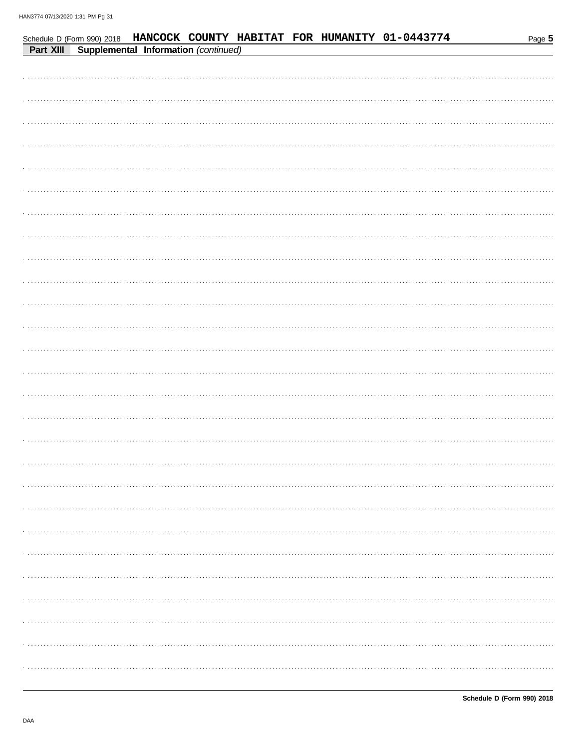Schedule D (Form 990) 2018 **HANCOCK COUNTY HABITAT FOR HUMANITY 01-0443774**

**Part XIII Supplemental Information** *(continued)*

**Schedule D (Form 990) 2018**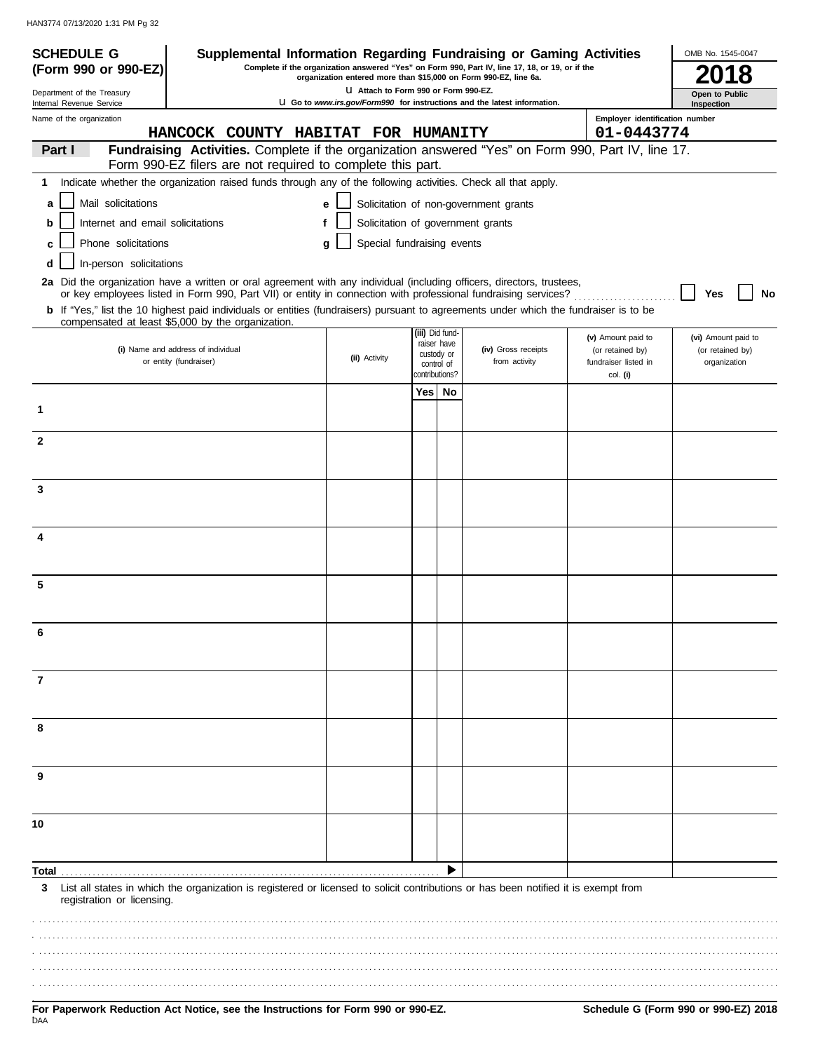**SCHEDULE G (Form 990 or 990-EZ)**

Department of the Treasury
Internal Revenue Service

# Supplemental Information Regarding Fundraising or Gaming Activities

**Complete if the organization answered "Yes" on Form 990, Part IV, line 17, 18, or 19, or if the organization entered more than $15,000 on Form 990-EZ, line 6a.**

**u Attach to Form 990 or Form 990-EZ.**

**u Go to *www.irs.gov/Form990* for instructions and the latest information.**

OMB No. 1545-0047

**2018**

**Open to Public Inspection**

Name of the organization: **HANCOCK COUNTY HABITAT FOR HUMANITY**

Employer identification number: **01-0443774**

**Part I** **Fundraising Activities.** Complete if the organization answered "Yes" on Form 990, Part IV, line 17. Form 990-EZ filers are not required to complete this part.

**1** Indicate whether the organization raised funds through any of the following activities. Check all that apply.

- **a** ☐ Mail solicitations
- **b** ☐ Internet and email solicitations
- **c** ☐ Phone solicitations
- **d** ☐ In-person solicitations
- **e** ☐ Solicitation of non-government grants
- **f** ☐ Solicitation of government grants
- **g** ☐ Special fundraising events

**2a** Did the organization have a written or oral agreement with any individual (including officers, directors, trustees, or key employees listed in Form 990, Part VII) or entity in connection with professional fundraising services? ☐ **Yes** ☐ **No**

**b** If "Yes," list the 10 highest paid individuals or entities (fundraisers) pursuant to agreements under which the fundraiser is to be compensated at least $5,000 by the organization.

| | (i) Name and address of individual or entity (fundraiser) | (ii) Activity | (iii) Did fund-raiser have custody or control of contributions? Yes | No | (iv) Gross receipts from activity | (v) Amount paid to (or retained by) fundraiser listed in col. (i) | (vi) Amount paid to (or retained by) organization |
|---|---|---|---|---|---|---|---|
| 1 | | | | | | | |
| 2 | | | | | | | |
| 3 | | | | | | | |
| 4 | | | | | | | |
| 5 | | | | | | | |
| 6 | | | | | | | |
| 7 | | | | | | | |
| 8 | | | | | | | |
| 9 | | | | | | | |
| 10 | | | | | | | |
| **Total** | | | | ▶ | | | |

**3** List all states in which the organization is registered or licensed to solicit contributions or has been notified it is exempt from registration or licensing.

**For Paperwork Reduction Act Notice, see the Instructions for Form 990 or 990-EZ.**

**Schedule G (Form 990 or 990-EZ) 2018**

DAA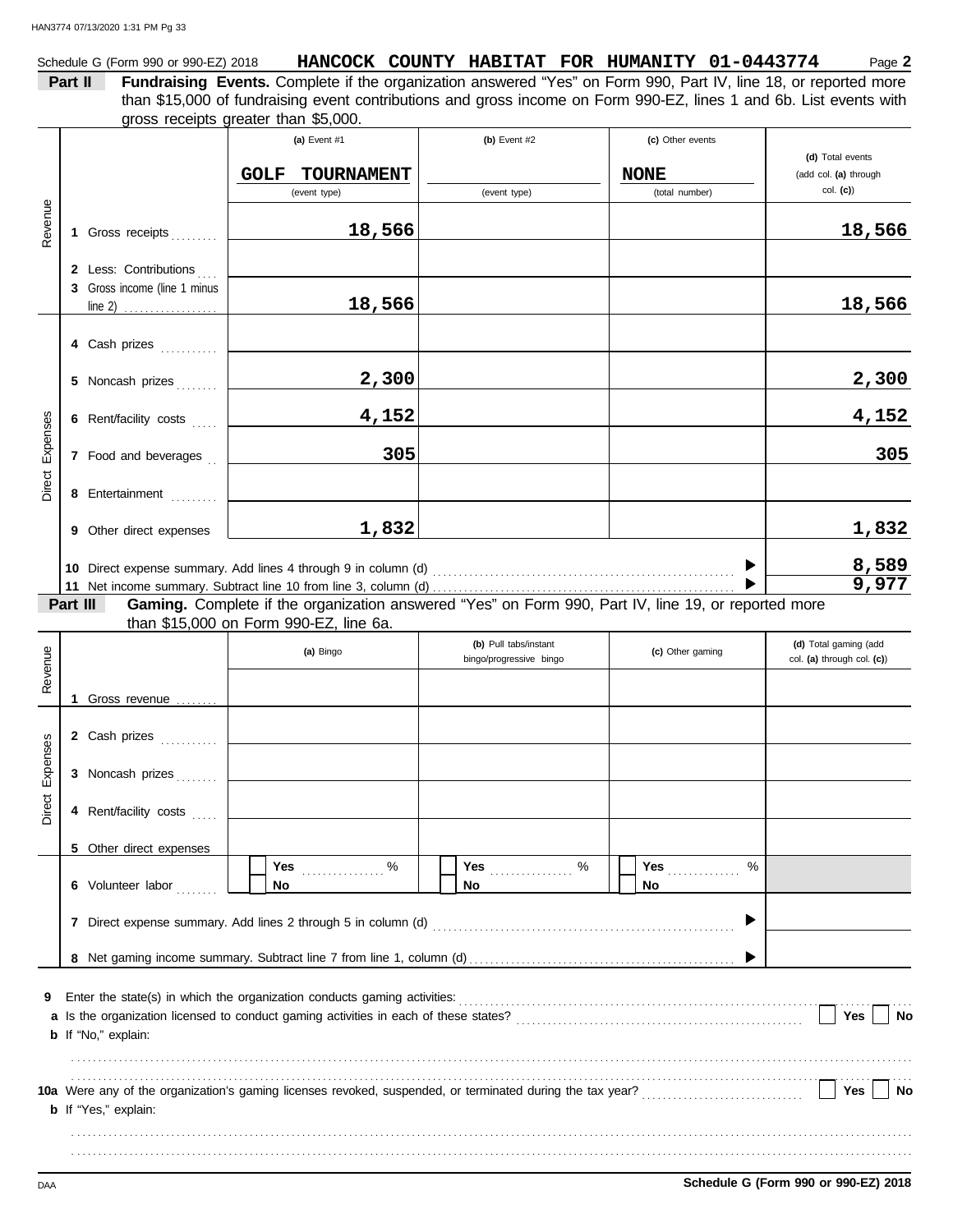Schedule G (Form 990 or 990-EZ) 2018 **HANCOCK COUNTY HABITAT FOR HUMANITY 01-0443774** Page **2**

**Part II Fundraising Events.** Complete if the organization answered "Yes" on Form 990, Part IV, line 18, or reported more than $15,000 of fundraising event contributions and gross income on Form 990-EZ, lines 1 and 6b. List events with gross receipts greater than $5,000.

| | | (a) Event #1 | (b) Event #2 | (c) Other events | (d) Total events (add col. (a) through col. (c)) |
|---|---|---|---|---|---|
| | | GOLF TOURNAMENT (event type) | (event type) | NONE (total number) | |
| Revenue | 1 Gross receipts | 18,566 | | | 18,566 |
| | 2 Less: Contributions | | | | |
| | 3 Gross income (line 1 minus line 2) | 18,566 | | | 18,566 |
| Direct Expenses | 4 Cash prizes | | | | |
| | 5 Noncash prizes | 2,300 | | | 2,300 |
| | 6 Rent/facility costs | 4,152 | | | 4,152 |
| | 7 Food and beverages | 305 | | | 305 |
| | 8 Entertainment | | | | |
| | 9 Other direct expenses | 1,832 | | | 1,832 |
| | 10 Direct expense summary. Add lines 4 through 9 in column (d) | | | | 8,589 |
| | 11 Net income summary. Subtract line 10 from line 3, column (d) | | | | 9,977 |

**Part III Gaming.** Complete if the organization answered "Yes" on Form 990, Part IV, line 19, or reported more than $15,000 on Form 990-EZ, line 6a.

| | | (a) Bingo | (b) Pull tabs/instant bingo/progressive bingo | (c) Other gaming | (d) Total gaming (add col. (a) through col. (c)) |
|---|---|---|---|---|---|
| Revenue | 1 Gross revenue | | | | |
| Direct Expenses | 2 Cash prizes | | | | |
| | 3 Noncash prizes | | | | |
| | 4 Rent/facility costs | | | | |
| | 5 Other direct expenses | | | | |
| | 6 Volunteer labor | Yes ____ % / No | Yes ____ % / No | Yes ____ % / No | |
| | 7 Direct expense summary. Add lines 2 through 5 in column (d) | | | | |
| | 8 Net gaming income summary. Subtract line 7 from line 1, column (d) | | | | |

**9** Enter the state(s) in which the organization conducts gaming activities:

**a** Is the organization licensed to conduct gaming activities in each of these states? Yes No

**b** If "No," explain:

**10a** Were any of the organization's gaming licenses revoked, suspended, or terminated during the tax year? Yes No

**b** If "Yes," explain:

**Schedule G (Form 990 or 990-EZ) 2018**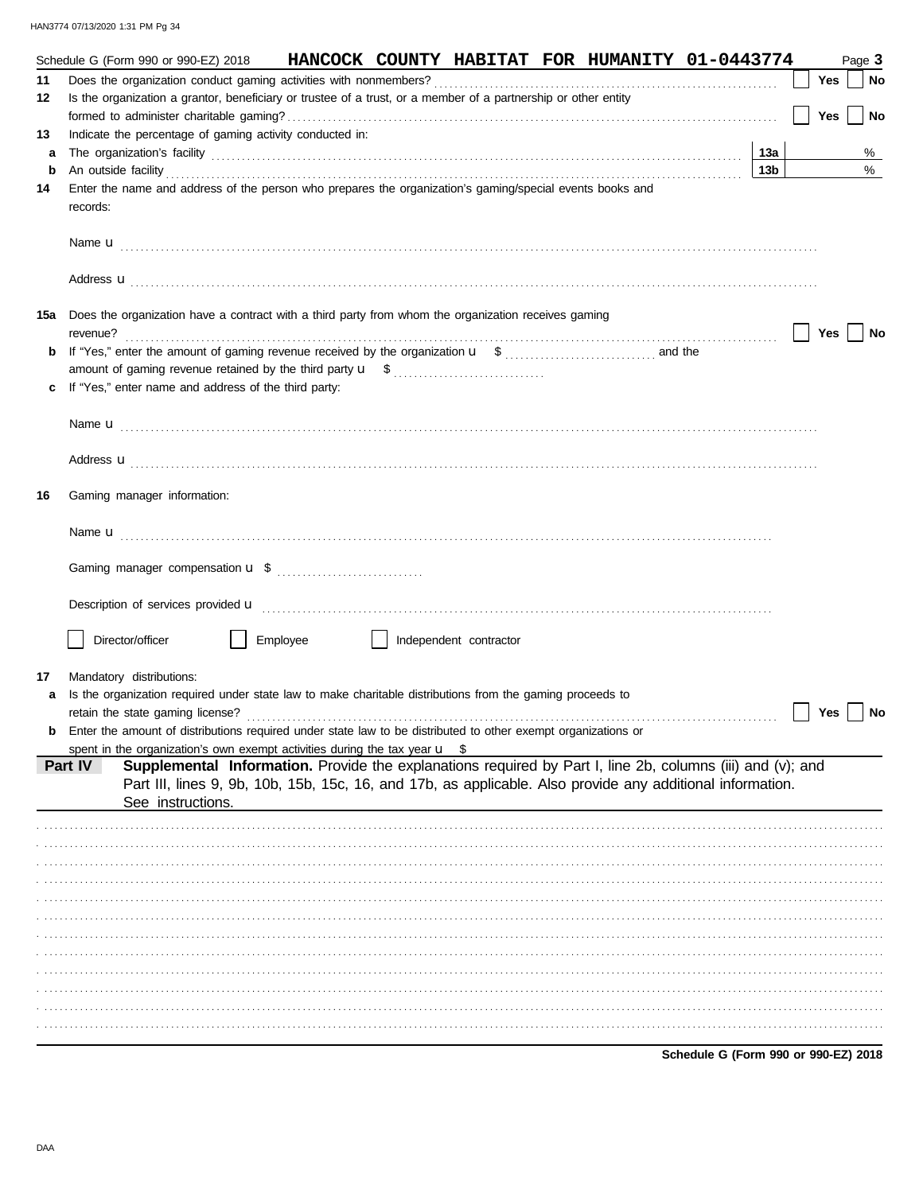Schedule G (Form 990 or 990-EZ) 2018 **HANCOCK COUNTY HABITAT FOR HUMANITY 01-0443774** Page **3**

**11** Does the organization conduct gaming activities with nonmembers? ☐ Yes ☐ No

**12** Is the organization a grantor, beneficiary or trustee of a trust, or a member of a partnership or other entity formed to administer charitable gaming? ☐ Yes ☐ No

**13** Indicate the percentage of gaming activity conducted in:

**a** The organization's facility **13a** %

**b** An outside facility **13b** %

**14** Enter the name and address of the person who prepares the organization's gaming/special events books and records:

Name u

Address u

**15a** Does the organization have a contract with a third party from whom the organization receives gaming revenue? ☐ Yes ☐ No

**b** If "Yes," enter the amount of gaming revenue received by the organization u $ and the amount of gaming revenue retained by the third party u $

**c** If "Yes," enter name and address of the third party:

Name u

Address u

**16** Gaming manager information:

Name u

Gaming manager compensation u $

Description of services provided u

☐ Director/officer ☐ Employee ☐ Independent contractor

**17** Mandatory distributions:

**a** Is the organization required under state law to make charitable distributions from the gaming proceeds to retain the state gaming license? ☐ Yes ☐ No

**b** Enter the amount of distributions required under state law to be distributed to other exempt organizations or spent in the organization's own exempt activities during the tax year u $

**Part IV** **Supplemental Information.** Provide the explanations required by Part I, line 2b, columns (iii) and (v); and Part III, lines 9, 9b, 10b, 15b, 15c, 16, and 17b, as applicable. Also provide any additional information. See instructions.

**Schedule G (Form 990 or 990-EZ) 2018**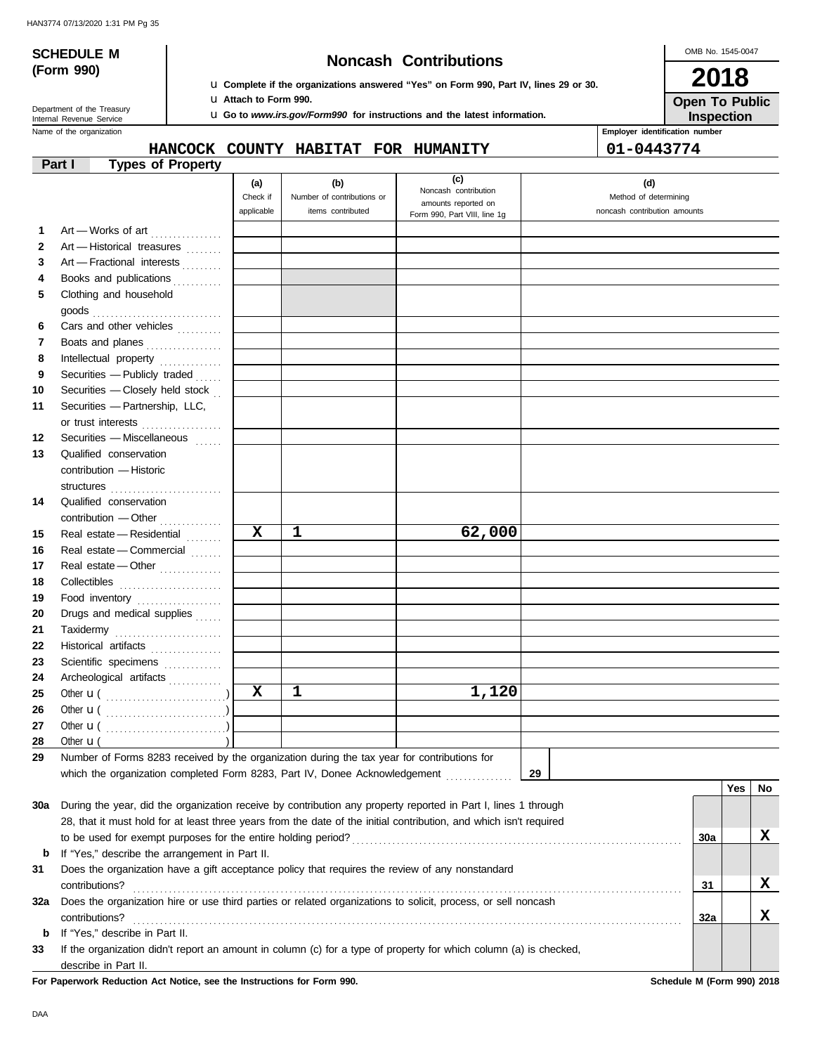**SCHEDULE M (Form 990)**

Department of the Treasury
Internal Revenue Service

# Noncash Contributions

u Complete if the organizations answered "Yes" on Form 990, Part IV, lines 29 or 30.
u Attach to Form 990.
u Go to *www.irs.gov/Form990* for instructions and the latest information.

OMB No. 1545-0047

**2018**

**Open To Public Inspection**

Name of the organization: **HANCOCK COUNTY HABITAT FOR HUMANITY**

Employer identification number: **01-0443774**

## Part I Types of Property

| | | (a) Check if applicable | (b) Number of contributions or items contributed | (c) Noncash contribution amounts reported on Form 990, Part VIII, line 1g | (d) Method of determining noncash contribution amounts |
|---|---|---|---|---|---|
| 1 | Art — Works of art | | | | |
| 2 | Art — Historical treasures | | | | |
| 3 | Art — Fractional interests | | | | |
| 4 | Books and publications | | | | |
| 5 | Clothing and household goods | | | | |
| 6 | Cars and other vehicles | | | | |
| 7 | Boats and planes | | | | |
| 8 | Intellectual property | | | | |
| 9 | Securities — Publicly traded | | | | |
| 10 | Securities — Closely held stock | | | | |
| 11 | Securities — Partnership, LLC, or trust interests | | | | |
| 12 | Securities — Miscellaneous | | | | |
| 13 | Qualified conservation contribution — Historic structures | | | | |
| 14 | Qualified conservation contribution — Other | | | | |
| 15 | Real estate — Residential | X | 1 | 62,000 | |
| 16 | Real estate — Commercial | | | | |
| 17 | Real estate — Other | | | | |
| 18 | Collectibles | | | | |
| 19 | Food inventory | | | | |
| 20 | Drugs and medical supplies | | | | |
| 21 | Taxidermy | | | | |
| 22 | Historical artifacts | | | | |
| 23 | Scientific specimens | | | | |
| 24 | Archeological artifacts | | | | |
| 25 | Other u ( ) | X | 1 | 1,120 | |
| 26 | Other u ( ) | | | | |
| 27 | Other u ( ) | | | | |
| 28 | Other u ( ) | | | | |

29 Number of Forms 8283 received by the organization during the tax year for contributions for which the organization completed Form 8283, Part IV, Donee Acknowledgement ..... 29

| | | | Yes | No |
|---|---|---|---|---|
| 30a | During the year, did the organization receive by contribution any property reported in Part I, lines 1 through 28, that it must hold for at least three years from the date of the initial contribution, and which isn't required to be used for exempt purposes for the entire holding period? | 30a | | X |
| b | If "Yes," describe the arrangement in Part II. | | | |
| 31 | Does the organization have a gift acceptance policy that requires the review of any nonstandard contributions? | 31 | | X |
| 32a | Does the organization hire or use third parties or related organizations to solicit, process, or sell noncash contributions? | 32a | | X |
| b | If "Yes," describe in Part II. | | | |
| 33 | If the organization didn't report an amount in column (c) for a type of property for which column (a) is checked, describe in Part II. | | | |

**For Paperwork Reduction Act Notice, see the Instructions for Form 990.**

**Schedule M (Form 990) 2018**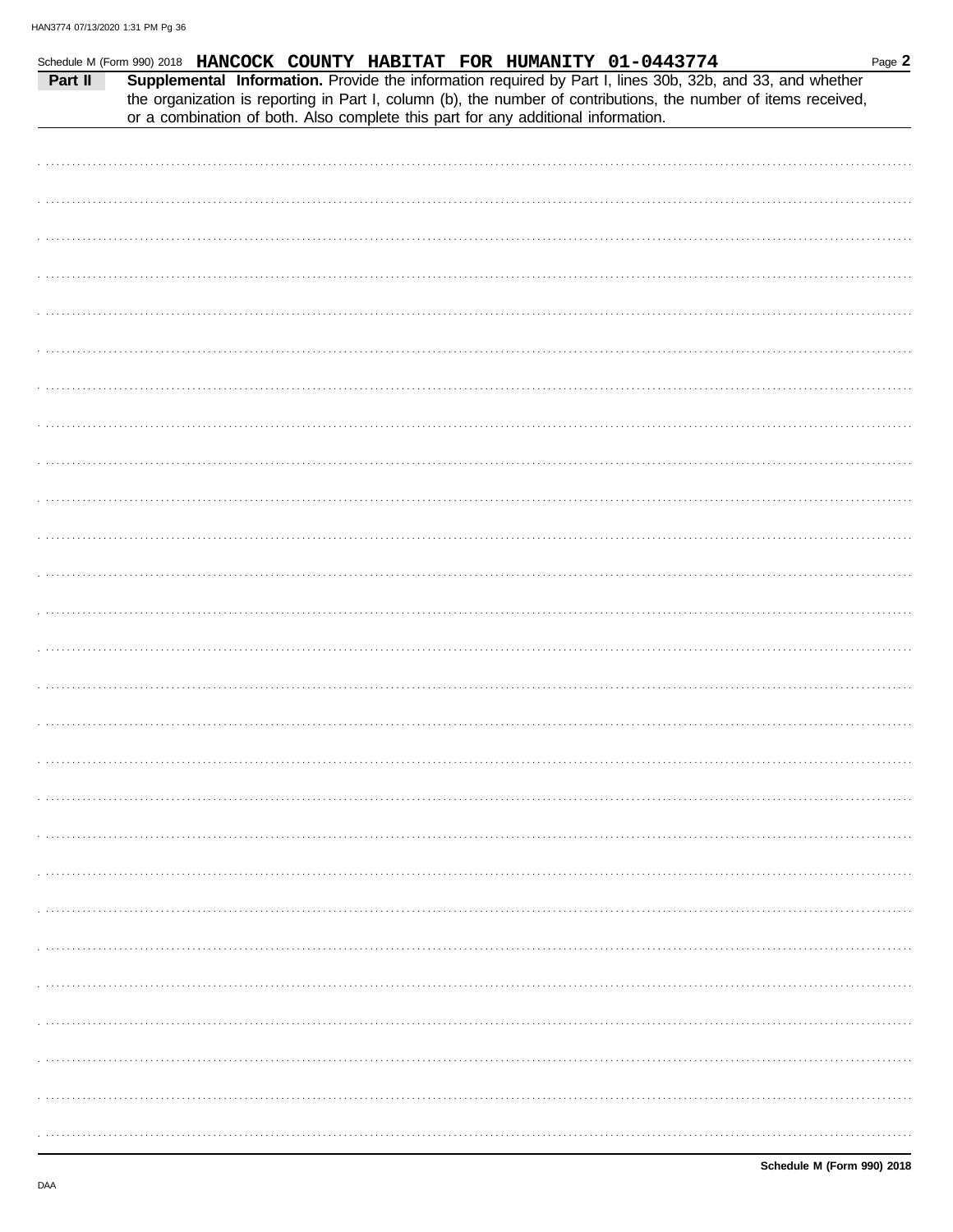Schedule M (Form 990) 2018 **HANCOCK COUNTY HABITAT FOR HUMANITY 01-0443774**

**Part II** **Supplemental Information.** Provide the information required by Part I, lines 30b, 32b, and 33, and whether the organization is reporting in Part I, column (b), the number of contributions, the number of items received, or a combination of both. Also complete this part for any additional information.

**Schedule M (Form 990) 2018**

DAA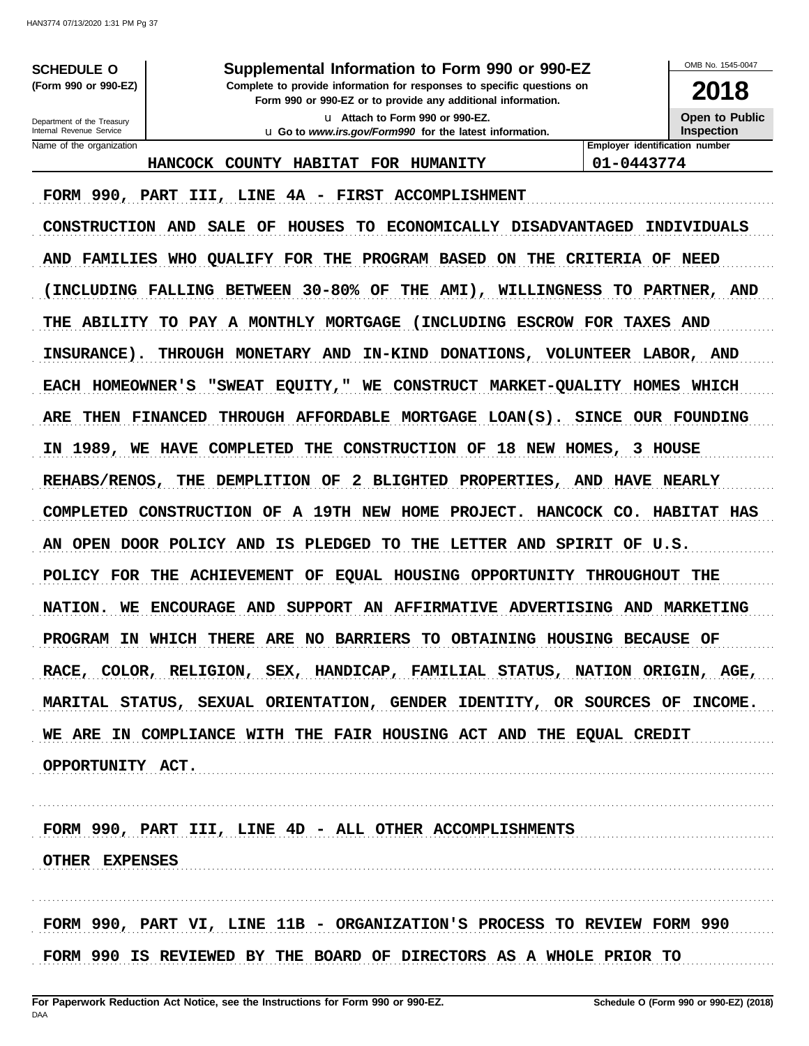**SCHEDULE O (Form 990 or 990-EZ)**

Department of the Treasury
Internal Revenue Service

# Supplemental Information to Form 990 or 990-EZ

**Complete to provide information for responses to specific questions on Form 990 or 990-EZ or to provide any additional information.**

u Attach to Form 990 or 990-EZ.

u Go to *www.irs.gov/Form990* for the latest information.

OMB No. 1545-0047

**2018**

**Open to Public Inspection**

| Name of the organization | Employer identification number |
|---|---|
| HANCOCK COUNTY HABITAT FOR HUMANITY | 01-0443774 |

FORM 990, PART III, LINE 4A - FIRST ACCOMPLISHMENT

CONSTRUCTION AND SALE OF HOUSES TO ECONOMICALLY DISADVANTAGED INDIVIDUALS AND FAMILIES WHO QUALIFY FOR THE PROGRAM BASED ON THE CRITERIA OF NEED (INCLUDING FALLING BETWEEN 30-80% OF THE AMI), WILLINGNESS TO PARTNER, AND THE ABILITY TO PAY A MONTHLY MORTGAGE (INCLUDING ESCROW FOR TAXES AND INSURANCE). THROUGH MONETARY AND IN-KIND DONATIONS, VOLUNTEER LABOR, AND EACH HOMEOWNER'S "SWEAT EQUITY," WE CONSTRUCT MARKET-QUALITY HOMES WHICH ARE THEN FINANCED THROUGH AFFORDABLE MORTGAGE LOAN(S). SINCE OUR FOUNDING IN 1989, WE HAVE COMPLETED THE CONSTRUCTION OF 18 NEW HOMES, 3 HOUSE REHABS/RENOS, THE DEMPLITION OF 2 BLIGHTED PROPERTIES, AND HAVE NEARLY COMPLETED CONSTRUCTION OF A 19TH NEW HOME PROJECT. HANCOCK CO. HABITAT HAS AN OPEN DOOR POLICY AND IS PLEDGED TO THE LETTER AND SPIRIT OF U.S. POLICY FOR THE ACHIEVEMENT OF EQUAL HOUSING OPPORTUNITY THROUGHOUT THE NATION. WE ENCOURAGE AND SUPPORT AN AFFIRMATIVE ADVERTISING AND MARKETING PROGRAM IN WHICH THERE ARE NO BARRIERS TO OBTAINING HOUSING BECAUSE OF RACE, COLOR, RELIGION, SEX, HANDICAP, FAMILIAL STATUS, NATION ORIGIN, AGE, MARITAL STATUS, SEXUAL ORIENTATION, GENDER IDENTITY, OR SOURCES OF INCOME. WE ARE IN COMPLIANCE WITH THE FAIR HOUSING ACT AND THE EQUAL CREDIT OPPORTUNITY ACT.

FORM 990, PART III, LINE 4D - ALL OTHER ACCOMPLISHMENTS

OTHER EXPENSES

FORM 990, PART VI, LINE 11B - ORGANIZATION'S PROCESS TO REVIEW FORM 990

FORM 990 IS REVIEWED BY THE BOARD OF DIRECTORS AS A WHOLE PRIOR TO

**For Paperwork Reduction Act Notice, see the Instructions for Form 990 or 990-EZ.** DAA **Schedule O (Form 990 or 990-EZ) (2018)**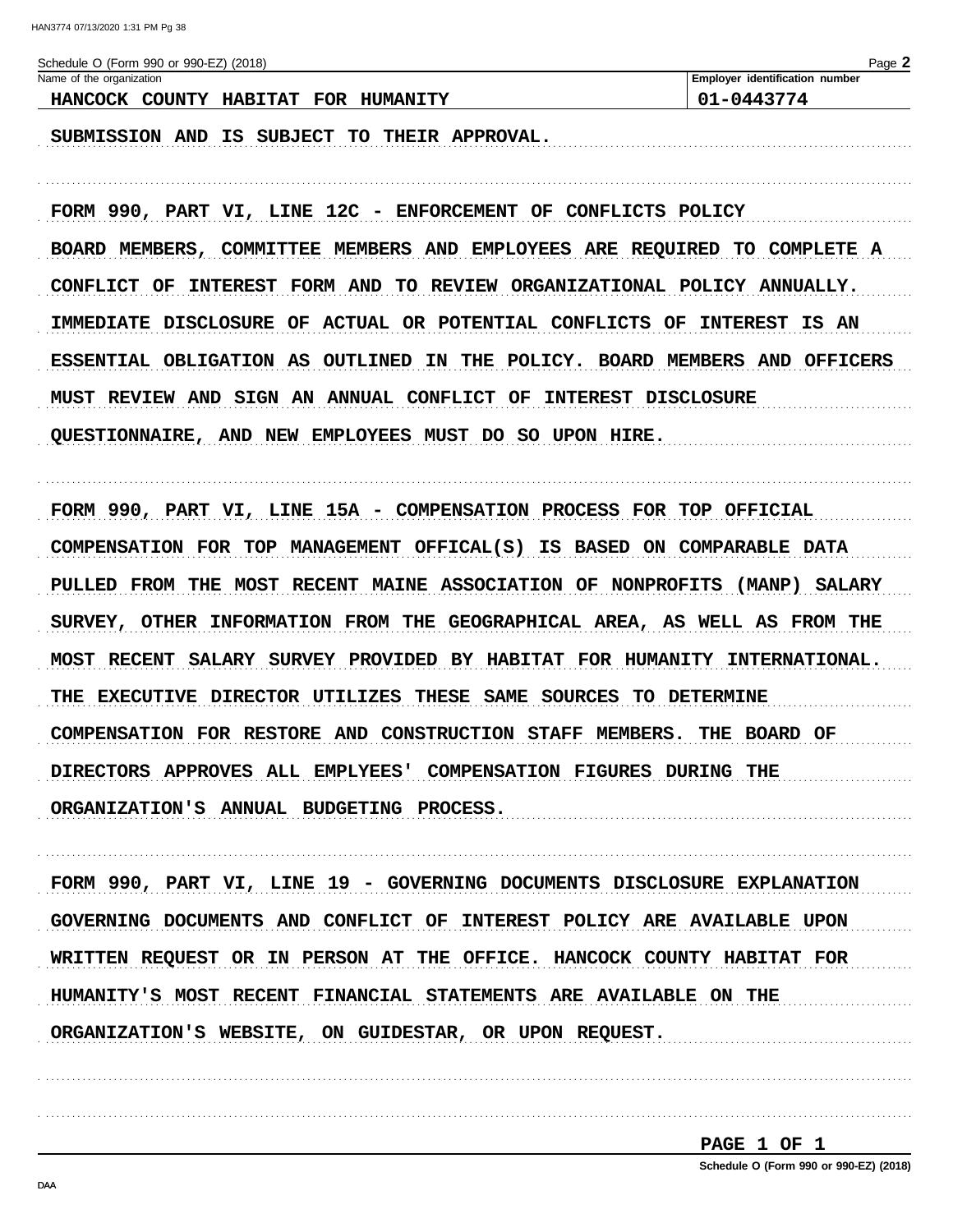Schedule O (Form 990 or 990-EZ) (2018)

| Name of the organization | Employer identification number |
|---|---|
| HANCOCK COUNTY HABITAT FOR HUMANITY | 01-0443774 |

SUBMISSION AND IS SUBJECT TO THEIR APPROVAL.

FORM 990, PART VI, LINE 12C - ENFORCEMENT OF CONFLICTS POLICY

BOARD MEMBERS, COMMITTEE MEMBERS AND EMPLOYEES ARE REQUIRED TO COMPLETE A CONFLICT OF INTEREST FORM AND TO REVIEW ORGANIZATIONAL POLICY ANNUALLY. IMMEDIATE DISCLOSURE OF ACTUAL OR POTENTIAL CONFLICTS OF INTEREST IS AN ESSENTIAL OBLIGATION AS OUTLINED IN THE POLICY. BOARD MEMBERS AND OFFICERS MUST REVIEW AND SIGN AN ANNUAL CONFLICT OF INTEREST DISCLOSURE QUESTIONNAIRE, AND NEW EMPLOYEES MUST DO SO UPON HIRE.

FORM 990, PART VI, LINE 15A - COMPENSATION PROCESS FOR TOP OFFICIAL

COMPENSATION FOR TOP MANAGEMENT OFFICAL(S) IS BASED ON COMPARABLE DATA PULLED FROM THE MOST RECENT MAINE ASSOCIATION OF NONPROFITS (MANP) SALARY SURVEY, OTHER INFORMATION FROM THE GEOGRAPHICAL AREA, AS WELL AS FROM THE MOST RECENT SALARY SURVEY PROVIDED BY HABITAT FOR HUMANITY INTERNATIONAL. THE EXECUTIVE DIRECTOR UTILIZES THESE SAME SOURCES TO DETERMINE COMPENSATION FOR RESTORE AND CONSTRUCTION STAFF MEMBERS. THE BOARD OF DIRECTORS APPROVES ALL EMPLYEES' COMPENSATION FIGURES DURING THE ORGANIZATION'S ANNUAL BUDGETING PROCESS.

FORM 990, PART VI, LINE 19 - GOVERNING DOCUMENTS DISCLOSURE EXPLANATION

GOVERNING DOCUMENTS AND CONFLICT OF INTEREST POLICY ARE AVAILABLE UPON WRITTEN REQUEST OR IN PERSON AT THE OFFICE. HANCOCK COUNTY HABITAT FOR HUMANITY'S MOST RECENT FINANCIAL STATEMENTS ARE AVAILABLE ON THE ORGANIZATION'S WEBSITE, ON GUIDESTAR, OR UPON REQUEST.

PAGE 1 OF 1

Schedule O (Form 990 or 990-EZ) (2018)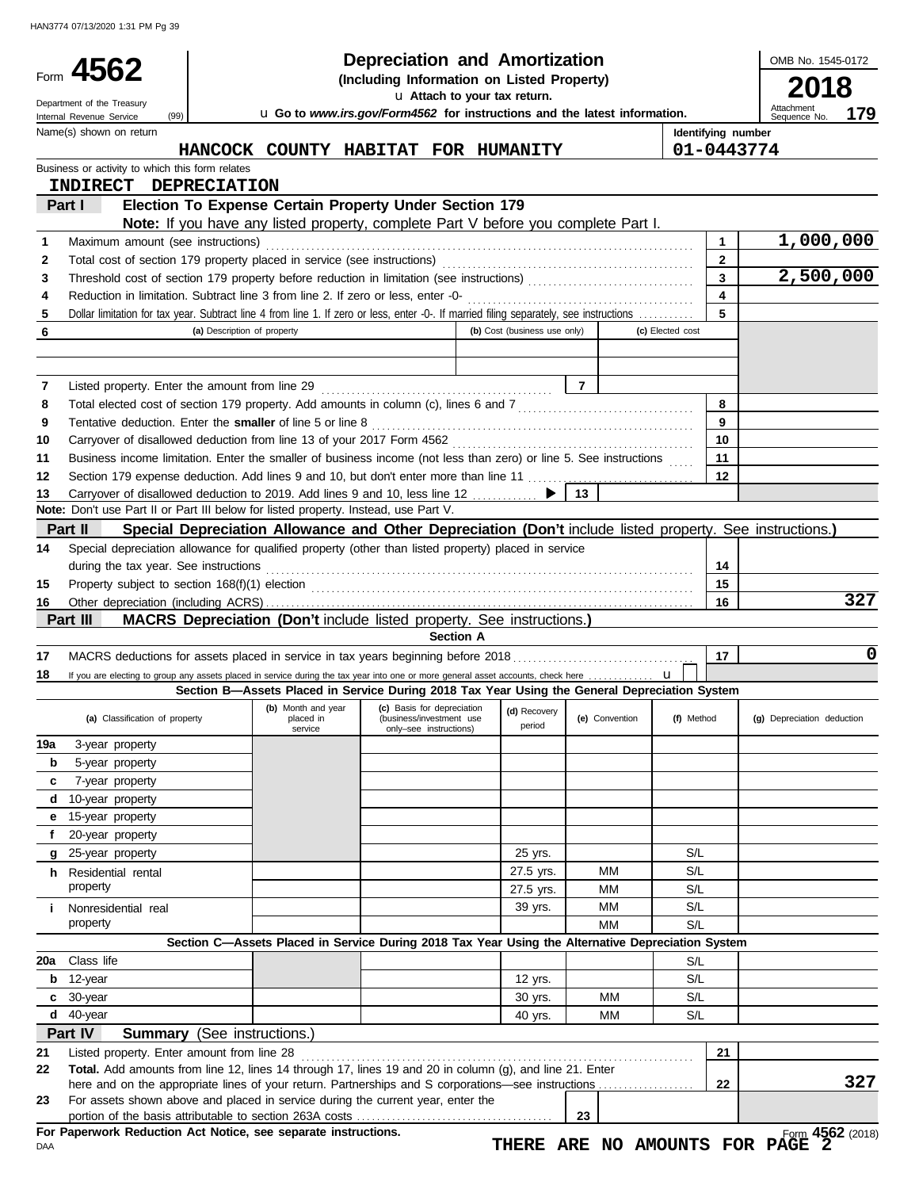Form **4562**

Department of the Treasury
Internal Revenue Service (99)

# Depreciation and Amortization

**(Including Information on Listed Property)**

u **Attach to your tax return.**

u **Go to *www.irs.gov/Form4562* for instructions and the latest information.**

OMB No. 1545-0172

**2018**

Attachment Sequence No. **179**

Name(s) shown on return: **HANCOCK COUNTY HABITAT FOR HUMANITY**

Identifying number: **01-0443774**

Business or activity to which this form relates: **INDIRECT DEPRECIATION**

## Part I Election To Expense Certain Property Under Section 179

**Note:** If you have any listed property, complete Part V before you complete Part I.

| | | | |
|---|---|---|---|
| 1 | Maximum amount (see instructions) | 1 | 1,000,000 |
| 2 | Total cost of section 179 property placed in service (see instructions) | 2 | |
| 3 | Threshold cost of section 179 property before reduction in limitation (see instructions) | 3 | 2,500,000 |
| 4 | Reduction in limitation. Subtract line 3 from line 2. If zero or less, enter -0- | 4 | |
| 5 | Dollar limitation for tax year. Subtract line 4 from line 1. If zero or less, enter -0-. If married filing separately, see instructions | 5 | |

| 6 (a) Description of property | (b) Cost (business use only) | (c) Elected cost |
|---|---|---|
| | | |
| | | |

| | | | | | |
|---|---|---|---|---|---|
| 7 | Listed property. Enter the amount from line 29 | 7 | | | |
| 8 | Total elected cost of section 179 property. Add amounts in column (c), lines 6 and 7 | | | 8 | |
| 9 | Tentative deduction. Enter the **smaller** of line 5 or line 8 | | | 9 | |
| 10 | Carryover of disallowed deduction from line 13 of your 2017 Form 4562 | | | 10 | |
| 11 | Business income limitation. Enter the smaller of business income (not less than zero) or line 5. See instructions | | | 11 | |
| 12 | Section 179 expense deduction. Add lines 9 and 10, but don't enter more than line 11 | | | 12 | |
| 13 | Carryover of disallowed deduction to 2019. Add lines 9 and 10, less line 12 ▶ | 13 | | | |

**Note:** Don't use Part II or Part III below for listed property. Instead, use Part V.

## Part II Special Depreciation Allowance and Other Depreciation (Don't include listed property. See instructions.)

| | | | |
|---|---|---|---|
| 14 | Special depreciation allowance for qualified property (other than listed property) placed in service during the tax year. See instructions | 14 | |
| 15 | Property subject to section 168(f)(1) election | 15 | |
| 16 | Other depreciation (including ACRS) | 16 | 327 |

## Part III MACRS Depreciation (Don't include listed property. See instructions.)

### Section A

| | | | |
|---|---|---|---|
| 17 | MACRS deductions for assets placed in service in tax years beginning before 2018 | 17 | 0 |
| 18 | If you are electing to group any assets placed in service during the tax year into one or more general asset accounts, check here u ☐ | | |

### Section B—Assets Placed in Service During 2018 Tax Year Using the General Depreciation System

| (a) Classification of property | (b) Month and year placed in service | (c) Basis for depreciation (business/investment use only–see instructions) | (d) Recovery period | (e) Convention | (f) Method | (g) Depreciation deduction |
|---|---|---|---|---|---|---|
| 19a 3-year property | | | | | | |
| b 5-year property | | | | | | |
| c 7-year property | | | | | | |
| d 10-year property | | | | | | |
| e 15-year property | | | | | | |
| f 20-year property | | | | | | |
| g 25-year property | | | 25 yrs. | | S/L | |
| h Residential rental property | | | 27.5 yrs. | MM | S/L | |
| | | | 27.5 yrs. | MM | S/L | |
| i Nonresidential real property | | | 39 yrs. | MM | S/L | |
| | | | | MM | S/L | |

### Section C—Assets Placed in Service During 2018 Tax Year Using the Alternative Depreciation System

| (a) Classification of property | (b) Month and year placed in service | (c) Basis for depreciation | (d) Recovery period | (e) Convention | (f) Method | (g) Depreciation deduction |
|---|---|---|---|---|---|---|
| 20a Class life | | | | | S/L | |
| b 12-year | | | 12 yrs. | | S/L | |
| c 30-year | | | 30 yrs. | MM | S/L | |
| d 40-year | | | 40 yrs. | MM | S/L | |

## Part IV Summary (See instructions.)

| | | | |
|---|---|---|---|
| 21 | Listed property. Enter amount from line 28 | 21 | |
| 22 | **Total.** Add amounts from line 12, lines 14 through 17, lines 19 and 20 in column (g), and line 21. Enter here and on the appropriate lines of your return. Partnerships and S corporations—see instructions | 22 | 327 |
| 23 | For assets shown above and placed in service during the current year, enter the portion of the basis attributable to section 263A costs | 23 | |

**For Paperwork Reduction Act Notice, see separate instructions.**

Form **4562** (2018)

**THERE ARE NO AMOUNTS FOR PAGE 2**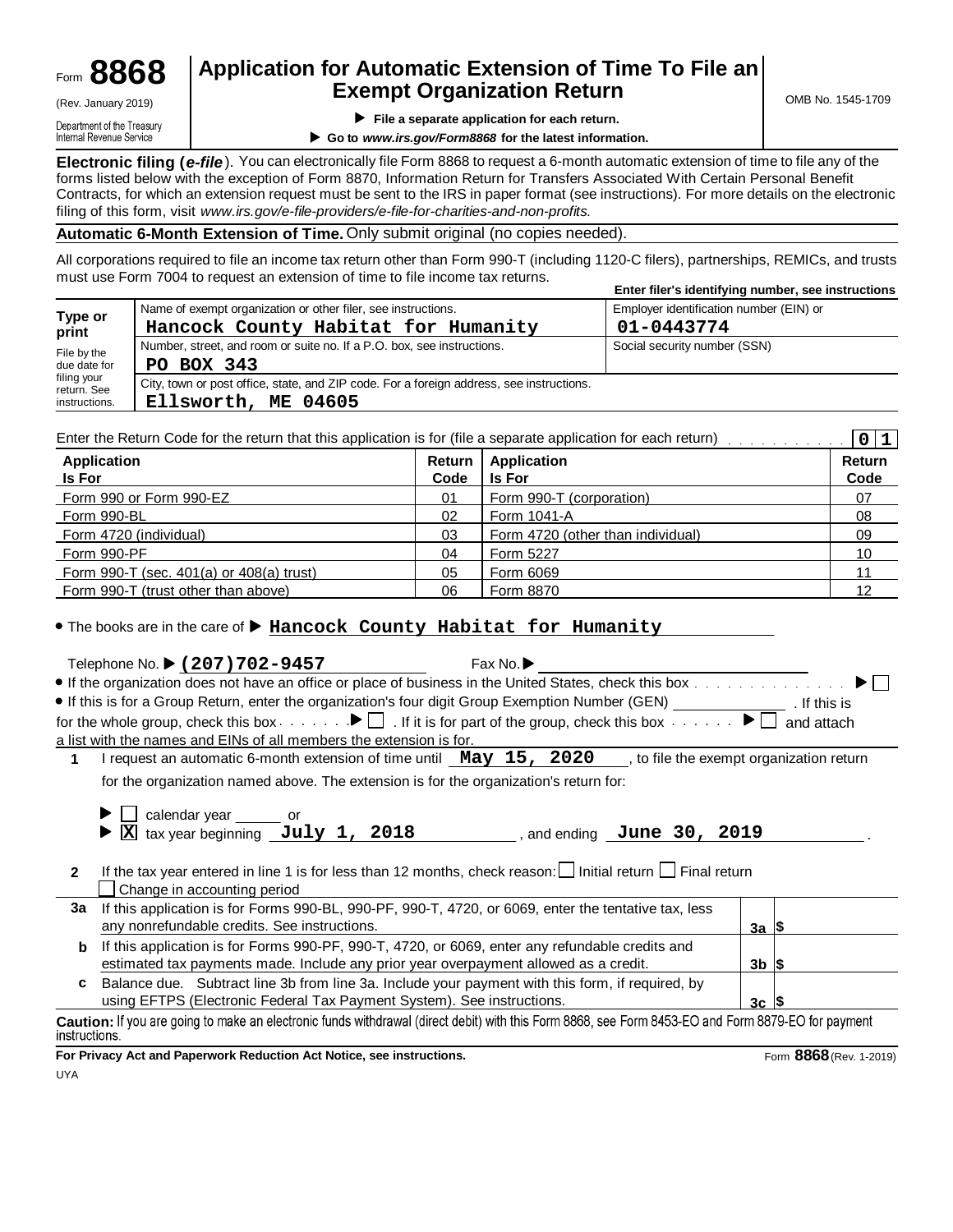Form **8868**
(Rev. January 2019)
Department of the Treasury
Internal Revenue Service

# Application for Automatic Extension of Time To File an Exempt Organization Return

▶ **File a separate application for each return.**
▶ **Go to *www.irs.gov/Form8868* for the latest information.**

OMB No. 1545-1709

**Electronic filing (*e-file*).** You can electronically file Form 8868 to request a 6-month automatic extension of time to file any of the forms listed below with the exception of Form 8870, Information Return for Transfers Associated With Certain Personal Benefit Contracts, for which an extension request must be sent to the IRS in paper format (see instructions). For more details on the electronic filing of this form, visit *www.irs.gov/e-file-providers/e-file-for-charities-and-non-profits.*

**Automatic 6-Month Extension of Time.** Only submit original (no copies needed).

All corporations required to file an income tax return other than Form 990-T (including 1120-C filers), partnerships, REMICs, and trusts must use Form 7004 to request an extension of time to file income tax returns.

**Enter filer's identifying number, see instructions**

| **Type or print** | Name of exempt organization or other filer, see instructions. | Employer identification number (EIN) or |
|---|---|---|
| File by the due date for filing your return. See instructions. | **Hancock County Habitat for Humanity** | **01-0443774** |
| | Number, street, and room or suite no. If a P.O. box, see instructions. | Social security number (SSN) |
| | **PO BOX 343** | |
| | City, town or post office, state, and ZIP code. For a foreign address, see instructions. | |
| | **Ellsworth, ME 04605** | |

Enter the Return Code for the return that this application is for (file a separate application for each return) . . . . . . . . . . . **0 1**

| Application Is For | Return Code | Application Is For | Return Code |
|---|---|---|---|
| Form 990 or Form 990-EZ | 01 | Form 990-T (corporation) | 07 |
| Form 990-BL | 02 | Form 1041-A | 08 |
| Form 4720 (individual) | 03 | Form 4720 (other than individual) | 09 |
| Form 990-PF | 04 | Form 5227 | 10 |
| Form 990-T (sec. 401(a) or 408(a) trust) | 05 | Form 6069 | 11 |
| Form 990-T (trust other than above) | 06 | Form 8870 | 12 |

- The books are in the care of ▶ **Hancock County Habitat for Humanity**

Telephone No. ▶ **(207)702-9457** Fax No. ▶

- If the organization does not have an office or place of business in the United States, check this box . . . . . . . . . . . . . . . ▶ ☐
- If this is for a Group Return, enter the organization's four digit Group Exemption Number (GEN) ____________ . If this is for the whole group, check this box . . . . . . ▶ ☐ . If it is for part of the group, check this box . . . . . . ▶ ☐ and attach a list with the names and EINs of all members the extension is for.

**1** I request an automatic 6-month extension of time until **May 15, 2020** , to file the exempt organization return for the organization named above. The extension is for the organization's return for:

▶ ☐ calendar year ______ or
▶ ☒ tax year beginning **July 1, 2018** , and ending **June 30, 2019** .

**2** If the tax year entered in line 1 is for less than 12 months, check reason: ☐ Initial return ☐ Final return ☐ Change in accounting period

| | | | |
|---|---|---|---|
| **3a** | If this application is for Forms 990-BL, 990-PF, 990-T, 4720, or 6069, enter the tentative tax, less any nonrefundable credits. See instructions. | **3a** | $ |
| **b** | If this application is for Forms 990-PF, 990-T, 4720, or 6069, enter any refundable credits and estimated tax payments made. Include any prior year overpayment allowed as a credit. | **3b** | $ |
| **c** | Balance due. Subtract line 3b from line 3a. Include your payment with this form, if required, by using EFTPS (Electronic Federal Tax Payment System). See instructions. | **3c** | $ |

**Caution:** If you are going to make an electronic funds withdrawal (direct debit) with this Form 8868, see Form 8453-EO and Form 8879-EO for payment instructions.

**For Privacy Act and Paperwork Reduction Act Notice, see instructions.** Form **8868** (Rev. 1-2019)

UYA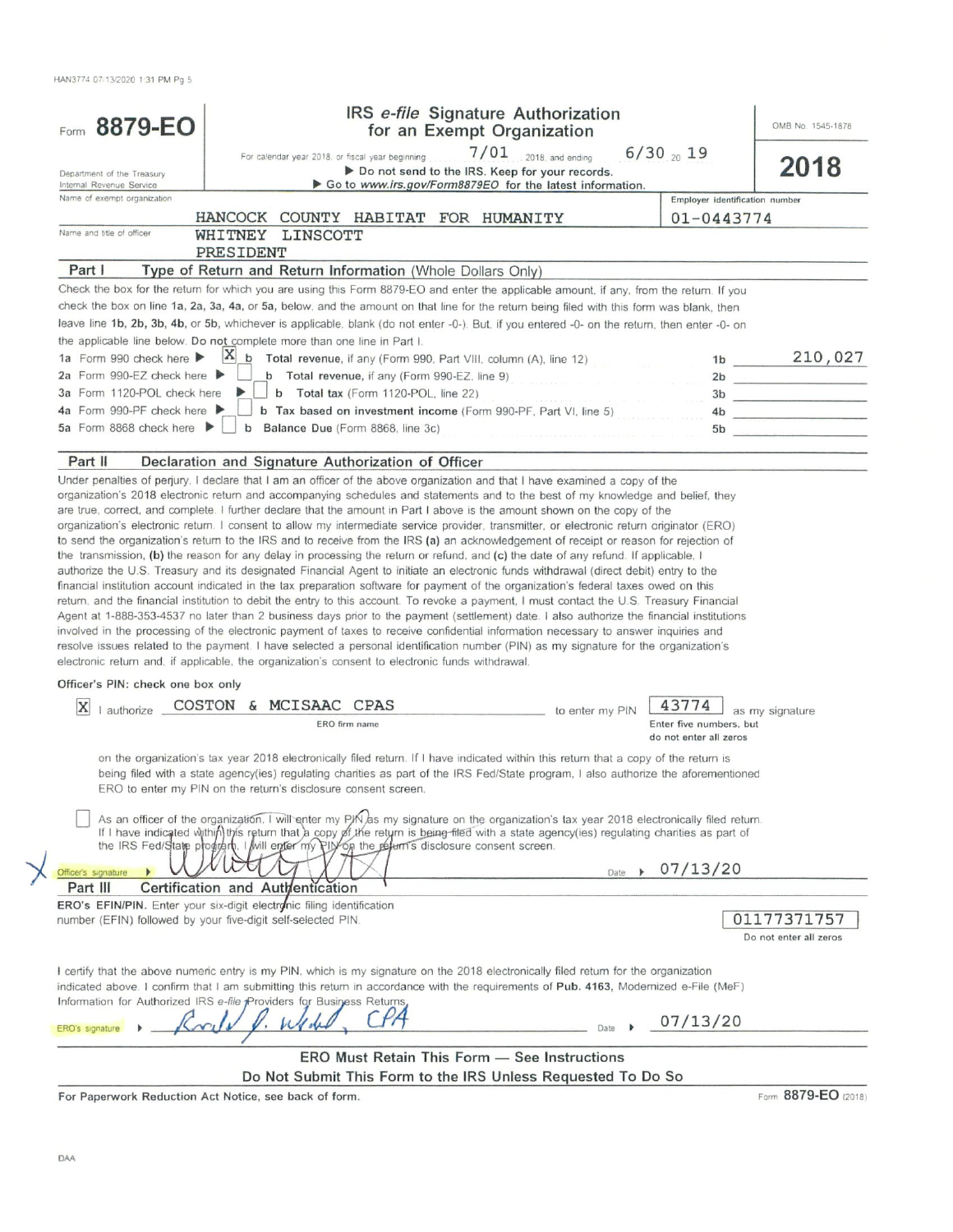Form **8879-EO**

Department of the Treasury
Internal Revenue Service

# IRS *e-file* Signature Authorization for an Exempt Organization

For calendar year 2018, or fiscal year beginning 7/01, 2018, and ending 6/30, 20 19

▶ Do not send to the IRS. Keep for your records.

▶ Go to *www.irs.gov/Form8879EO* for the latest information.

OMB No. 1545-1878

**2018**

| | |
|---|---|
| Name of exempt organization: HANCOCK COUNTY HABITAT FOR HUMANITY | Employer identification number: 01-0443774 |
| Name and title of officer: WHITNEY LINSCOTT PRESIDENT | |

## Part I Type of Return and Return Information (Whole Dollars Only)

Check the box for the return for which you are using this Form 8879-EO and enter the applicable amount, if any, from the return. If you check the box on line **1a**, **2a**, **3a**, **4a**, or **5a**, below, and the amount on that line for the return being filed with this form was blank, then leave line **1b**, **2b**, **3b**, **4b**, or **5b**, whichever is applicable, blank (do not enter -0-). But, if you entered -0- on the return, then enter -0- on the applicable line below. Do not complete more than one line in Part I.

| | | | |
|---|---|---|---|
| **1a** Form 990 check here ▶ [X] | **b** **Total revenue,** if any (Form 990, Part VIII, column (A), line 12) | **1b** | 210,027 |
| **2a** Form 990-EZ check here ▶ [ ] | **b** **Total revenue,** if any (Form 990-EZ, line 9) | **2b** | |
| **3a** Form 1120-POL check here ▶ [ ] | **b** **Total tax** (Form 1120-POL, line 22) | **3b** | |
| **4a** Form 990-PF check here ▶ [ ] | **b** **Tax based on investment income** (Form 990-PF, Part VI, line 5) | **4b** | |
| **5a** Form 8868 check here ▶ [ ] | **b** **Balance Due** (Form 8868, line 3c) | **5b** | |

## Part II Declaration and Signature Authorization of Officer

Under penalties of perjury, I declare that I am an officer of the above organization and that I have examined a copy of the organization's 2018 electronic return and accompanying schedules and statements and to the best of my knowledge and belief, they are true, correct, and complete. I further declare that the amount in Part I above is the amount shown on the copy of the organization's electronic return. I consent to allow my intermediate service provider, transmitter, or electronic return originator (ERO) to send the organization's return to the IRS and to receive from the IRS **(a)** an acknowledgement of receipt or reason for rejection of the transmission, **(b)** the reason for any delay in processing the return or refund, and **(c)** the date of any refund. If applicable, I authorize the U.S. Treasury and its designated Financial Agent to initiate an electronic funds withdrawal (direct debit) entry to the financial institution account indicated in the tax preparation software for payment of the organization's federal taxes owed on this return, and the financial institution to debit the entry to this account. To revoke a payment, I must contact the U.S. Treasury Financial Agent at 1-888-353-4537 no later than 2 business days prior to the payment (settlement) date. I also authorize the financial institutions involved in the processing of the electronic payment of taxes to receive confidential information necessary to answer inquiries and resolve issues related to the payment. I have selected a personal identification number (PIN) as my signature for the organization's electronic return and, if applicable, the organization's consent to electronic funds withdrawal.

**Officer's PIN: check one box only**

[X] I authorize COSTON & MCISAAC CPAS (ERO firm name) to enter my PIN 43774 (Enter five numbers, but do not enter all zeros) as my signature on the organization's tax year 2018 electronically filed return. If I have indicated within this return that a copy of the return is being filed with a state agency(ies) regulating charities as part of the IRS Fed/State program, I also authorize the aforementioned ERO to enter my PIN on the return's disclosure consent screen.

[ ] As an officer of the organization, I will enter my PIN as my signature on the organization's tax year 2018 electronically filed return. If I have indicated within this return that a copy of the return is being filed with a state agency(ies) regulating charities as part of the IRS Fed/State program, I will enter my PIN on the return's disclosure consent screen.

Officer's signature ▶ [signature] Date ▶ 07/13/20

## Part III Certification and Authentication

**ERO's EFIN/PIN.** Enter your six-digit electronic filing identification number (EFIN) followed by your five-digit self-selected PIN. 01177371757 (Do not enter all zeros)

I certify that the above numeric entry is my PIN, which is my signature on the 2018 electronically filed return for the organization indicated above. I confirm that I am submitting this return in accordance with the requirements of **Pub. 4163**, Modernized e-File (MeF) Information for Authorized IRS *e-file* Providers for Business Returns.

ERO's signature ▶ [signature], CPA Date ▶ 07/13/20

**ERO Must Retain This Form — See Instructions**

**Do Not Submit This Form to the IRS Unless Requested To Do So**

For Paperwork Reduction Act Notice, see back of form. Form **8879-EO** (2018)

DAA